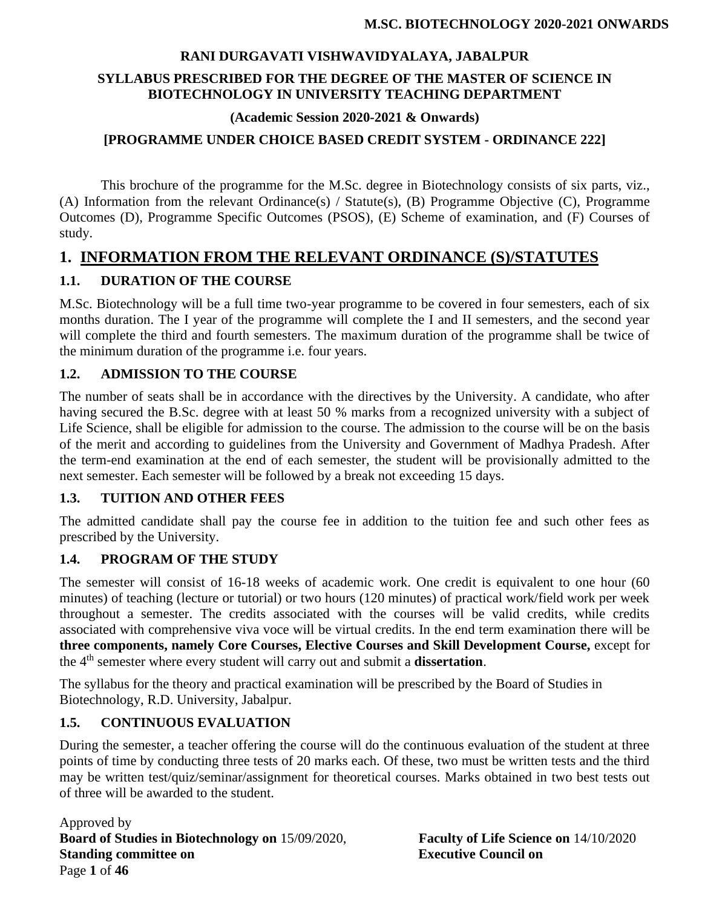**RANI DURGAVATI VISHWAVIDYALAYA, JABALPUR**

**SYLLABUS PRESCRIBED FOR THE DEGREE OF THE MASTER OF SCIENCE IN BIOTECHNOLOGY IN UNIVERSITY TEACHING DEPARTMENT**

**(Academic Session 2020-2021 & Onwards)**

**[PROGRAMME UNDER CHOICE BASED CREDIT SYSTEM - ORDINANCE 222]**

This brochure of the programme for the M.Sc. degree in Biotechnology consists of six parts, viz., (A) Information from the relevant Ordinance(s) / Statute(s), (B) Programme Objective (C), Programme Outcomes (D), Programme Specific Outcomes (PSOS), (E) Scheme of examination, and (F) Courses of study.

# 1. INFORMATION FROM THE RELEVANT ORDINANCE (S)/STATUTES

## 1.1. DURATION OF THE COURSE

M.Sc. Biotechnology will be a full time two-year programme to be covered in four semesters, each of six months duration. The I year of the programme will complete the I and II semesters, and the second year will complete the third and fourth semesters. The maximum duration of the programme shall be twice of the minimum duration of the programme i.e. four years.

## 1.2. ADMISSION TO THE COURSE

The number of seats shall be in accordance with the directives by the University. A candidate, who after having secured the B.Sc. degree with at least 50 % marks from a recognized university with a subject of Life Science, shall be eligible for admission to the course. The admission to the course will be on the basis of the merit and according to guidelines from the University and Government of Madhya Pradesh. After the term-end examination at the end of each semester, the student will be provisionally admitted to the next semester. Each semester will be followed by a break not exceeding 15 days.

## 1.3. TUITION AND OTHER FEES

The admitted candidate shall pay the course fee in addition to the tuition fee and such other fees as prescribed by the University.

## 1.4. PROGRAM OF THE STUDY

The semester will consist of 16-18 weeks of academic work. One credit is equivalent to one hour (60 minutes) of teaching (lecture or tutorial) or two hours (120 minutes) of practical work/field work per week throughout a semester. The credits associated with the courses will be valid credits, while credits associated with comprehensive viva voce will be virtual credits. In the end term examination there will be **three components, namely Core Courses, Elective Courses and Skill Development Course,** except for the 4th semester where every student will carry out and submit a **dissertation**.

The syllabus for the theory and practical examination will be prescribed by the Board of Studies in Biotechnology, R.D. University, Jabalpur.

## 1.5. CONTINUOUS EVALUATION

During the semester, a teacher offering the course will do the continuous evaluation of the student at three points of time by conducting three tests of 20 marks each. Of these, two must be written tests and the third may be written test/quiz/seminar/assignment for theoretical courses. Marks obtained in two best tests out of three will be awarded to the student.

Approved by
**Board of Studies in Biotechnology on** 15/09/2020, **Faculty of Life Science on** 14/10/2020
**Standing committee on** **Executive Council on**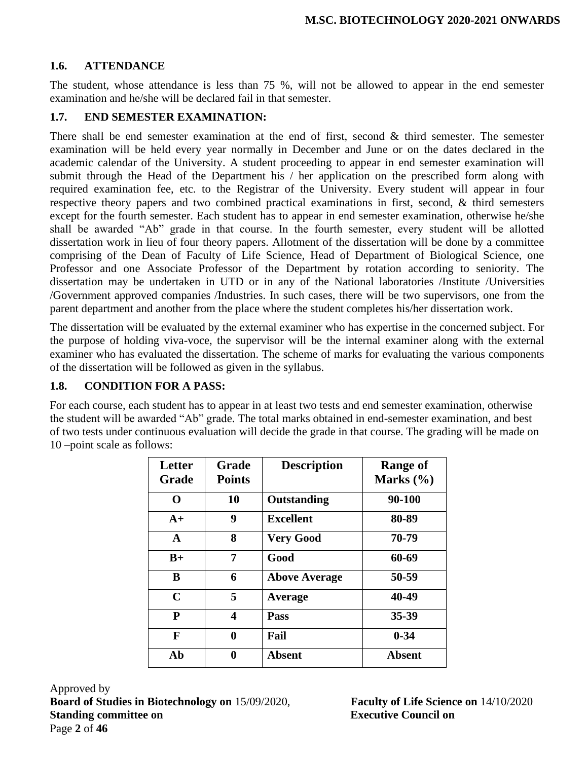### 1.6. ATTENDANCE

The student, whose attendance is less than 75 %, will not be allowed to appear in the end semester examination and he/she will be declared fail in that semester.

### 1.7. END SEMESTER EXAMINATION:

There shall be end semester examination at the end of first, second & third semester. The semester examination will be held every year normally in December and June or on the dates declared in the academic calendar of the University. A student proceeding to appear in end semester examination will submit through the Head of the Department his / her application on the prescribed form along with required examination fee, etc. to the Registrar of the University. Every student will appear in four respective theory papers and two combined practical examinations in first, second, & third semesters except for the fourth semester. Each student has to appear in end semester examination, otherwise he/she shall be awarded "Ab" grade in that course. In the fourth semester, every student will be allotted dissertation work in lieu of four theory papers. Allotment of the dissertation will be done by a committee comprising of the Dean of Faculty of Life Science, Head of Department of Biological Science, one Professor and one Associate Professor of the Department by rotation according to seniority. The dissertation may be undertaken in UTD or in any of the National laboratories /Institute /Universities /Government approved companies /Industries. In such cases, there will be two supervisors, one from the parent department and another from the place where the student completes his/her dissertation work.

The dissertation will be evaluated by the external examiner who has expertise in the concerned subject. For the purpose of holding viva-voce, the supervisor will be the internal examiner along with the external examiner who has evaluated the dissertation. The scheme of marks for evaluating the various components of the dissertation will be followed as given in the syllabus.

### 1.8. CONDITION FOR A PASS:

For each course, each student has to appear in at least two tests and end semester examination, otherwise the student will be awarded "Ab" grade. The total marks obtained in end-semester examination, and best of two tests under continuous evaluation will decide the grade in that course. The grading will be made on 10 –point scale as follows:

| Letter Grade | Grade Points | Description | Range of Marks (%) |
|---|---|---|---|
| O | 10 | Outstanding | 90-100 |
| A+ | 9 | Excellent | 80-89 |
| A | 8 | Very Good | 70-79 |
| B+ | 7 | Good | 60-69 |
| B | 6 | Above Average | 50-59 |
| C | 5 | Average | 40-49 |
| P | 4 | Pass | 35-39 |
| F | 0 | Fail | 0-34 |
| Ab | 0 | Absent | Absent |

Approved by
**Board of Studies in Biotechnology on** 15/09/2020, **Faculty of Life Science on** 14/10/2020
**Standing committee on** **Executive Council on**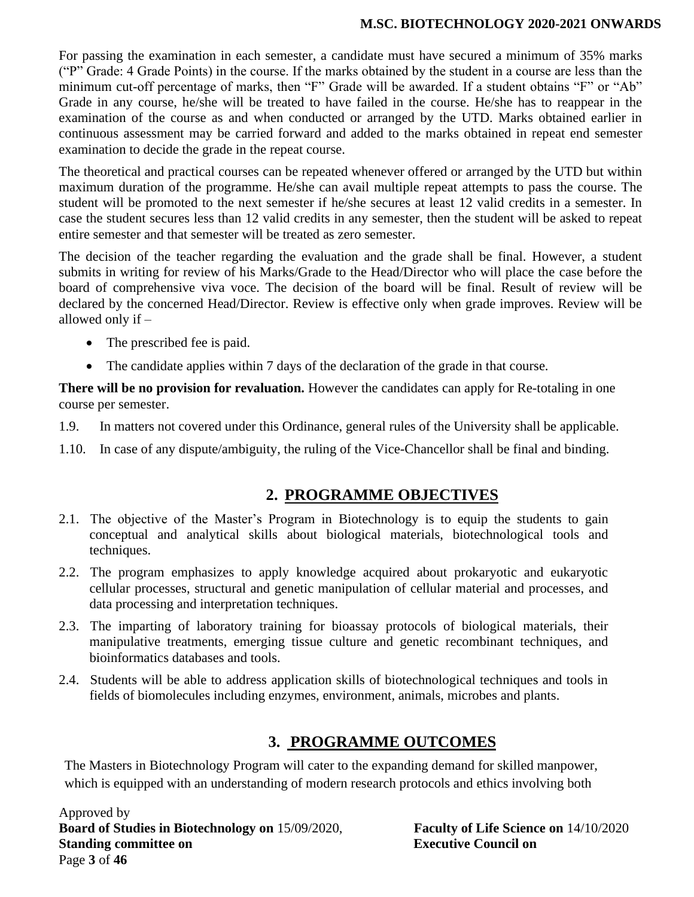For passing the examination in each semester, a candidate must have secured a minimum of 35% marks ("P" Grade: 4 Grade Points) in the course. If the marks obtained by the student in a course are less than the minimum cut-off percentage of marks, then "F" Grade will be awarded. If a student obtains "F" or "Ab" Grade in any course, he/she will be treated to have failed in the course. He/she has to reappear in the examination of the course as and when conducted or arranged by the UTD. Marks obtained earlier in continuous assessment may be carried forward and added to the marks obtained in repeat end semester examination to decide the grade in the repeat course.

The theoretical and practical courses can be repeated whenever offered or arranged by the UTD but within maximum duration of the programme. He/she can avail multiple repeat attempts to pass the course. The student will be promoted to the next semester if he/she secures at least 12 valid credits in a semester. In case the student secures less than 12 valid credits in any semester, then the student will be asked to repeat entire semester and that semester will be treated as zero semester.

The decision of the teacher regarding the evaluation and the grade shall be final. However, a student submits in writing for review of his Marks/Grade to the Head/Director who will place the case before the board of comprehensive viva voce. The decision of the board will be final. Result of review will be declared by the concerned Head/Director. Review is effective only when grade improves. Review will be allowed only if –

- The prescribed fee is paid.
- The candidate applies within 7 days of the declaration of the grade in that course.

**There will be no provision for revaluation.** However the candidates can apply for Re-totaling in one course per semester.

1.9. In matters not covered under this Ordinance, general rules of the University shall be applicable.

1.10. In case of any dispute/ambiguity, the ruling of the Vice-Chancellor shall be final and binding.

## 2. PROGRAMME OBJECTIVES

2.1. The objective of the Master's Program in Biotechnology is to equip the students to gain conceptual and analytical skills about biological materials, biotechnological tools and techniques.

2.2. The program emphasizes to apply knowledge acquired about prokaryotic and eukaryotic cellular processes, structural and genetic manipulation of cellular material and processes, and data processing and interpretation techniques.

2.3. The imparting of laboratory training for bioassay protocols of biological materials, their manipulative treatments, emerging tissue culture and genetic recombinant techniques, and bioinformatics databases and tools.

2.4. Students will be able to address application skills of biotechnological techniques and tools in fields of biomolecules including enzymes, environment, animals, microbes and plants.

## 3. PROGRAMME OUTCOMES

The Masters in Biotechnology Program will cater to the expanding demand for skilled manpower, which is equipped with an understanding of modern research protocols and ethics involving both

Approved by
**Board of Studies in Biotechnology on** 15/09/2020, **Faculty of Life Science on** 14/10/2020
**Standing committee on** **Executive Council on**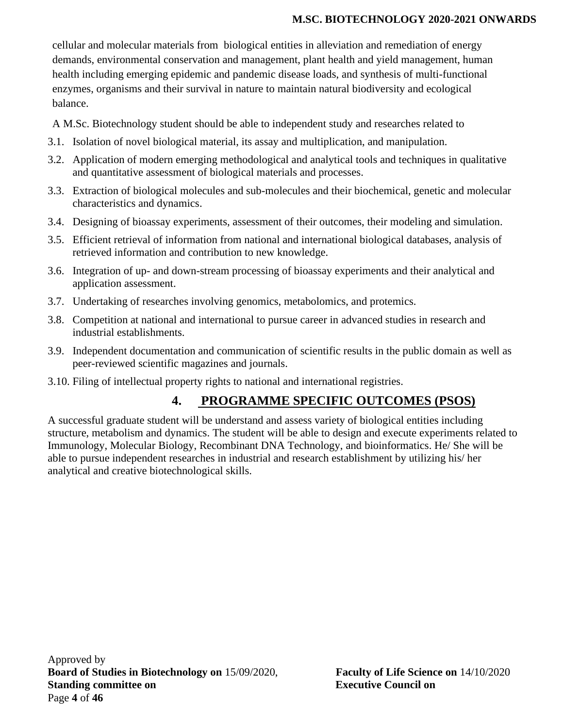cellular and molecular materials from biological entities in alleviation and remediation of energy demands, environmental conservation and management, plant health and yield management, human health including emerging epidemic and pandemic disease loads, and synthesis of multi-functional enzymes, organisms and their survival in nature to maintain natural biodiversity and ecological balance.

A M.Sc. Biotechnology student should be able to independent study and researches related to

3.1. Isolation of novel biological material, its assay and multiplication, and manipulation.

3.2. Application of modern emerging methodological and analytical tools and techniques in qualitative and quantitative assessment of biological materials and processes.

3.3. Extraction of biological molecules and sub-molecules and their biochemical, genetic and molecular characteristics and dynamics.

3.4. Designing of bioassay experiments, assessment of their outcomes, their modeling and simulation.

3.5. Efficient retrieval of information from national and international biological databases, analysis of retrieved information and contribution to new knowledge.

3.6. Integration of up- and down-stream processing of bioassay experiments and their analytical and application assessment.

3.7. Undertaking of researches involving genomics, metabolomics, and protemics.

3.8. Competition at national and international to pursue career in advanced studies in research and industrial establishments.

3.9. Independent documentation and communication of scientific results in the public domain as well as peer-reviewed scientific magazines and journals.

3.10. Filing of intellectual property rights to national and international registries.

## 4. PROGRAMME SPECIFIC OUTCOMES (PSOS)

A successful graduate student will be understand and assess variety of biological entities including structure, metabolism and dynamics. The student will be able to design and execute experiments related to Immunology, Molecular Biology, Recombinant DNA Technology, and bioinformatics. He/ She will be able to pursue independent researches in industrial and research establishment by utilizing his/ her analytical and creative biotechnological skills.

Approved by
**Board of Studies in Biotechnology on** 15/09/2020, **Faculty of Life Science on** 14/10/2020
**Standing committee on** **Executive Council on**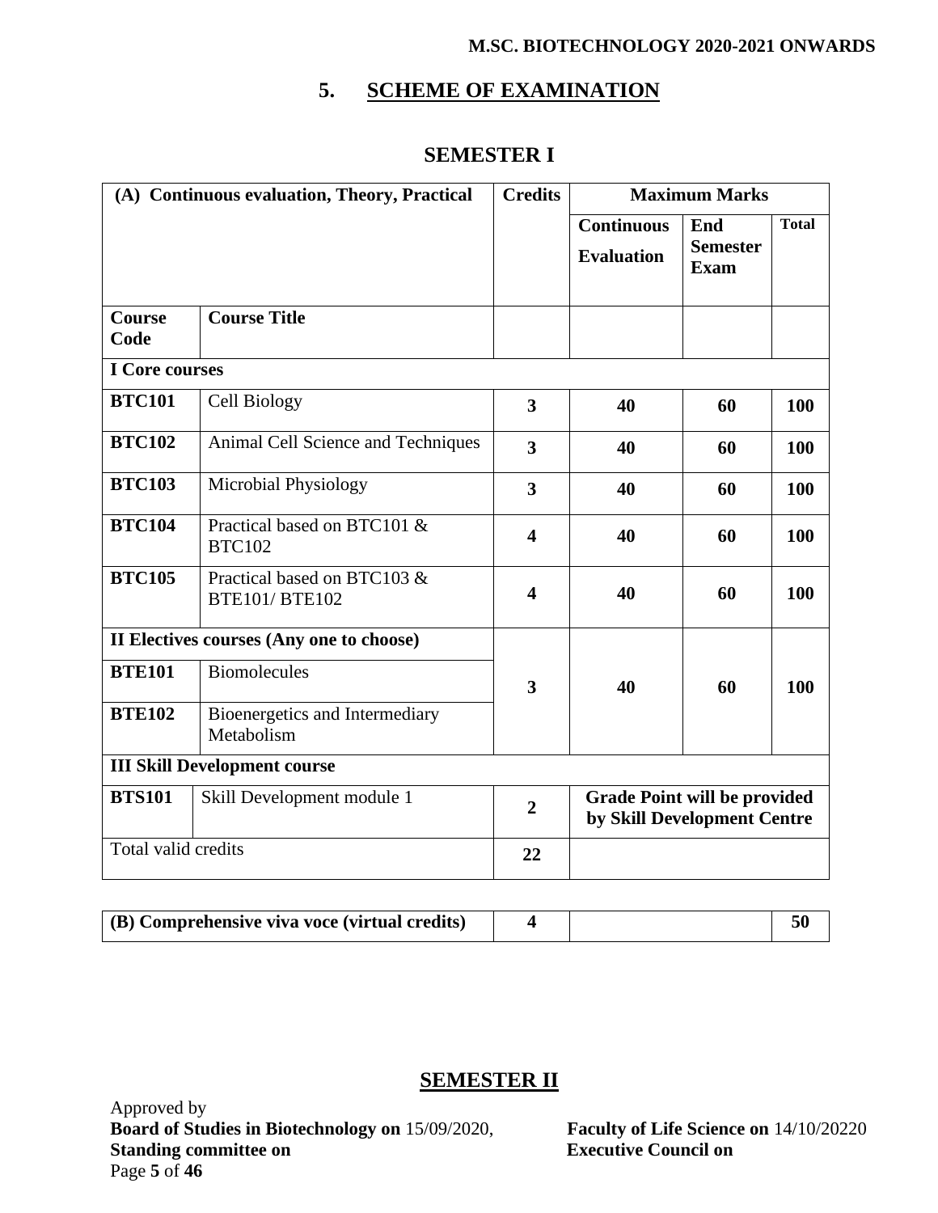## 5. SCHEME OF EXAMINATION

### SEMESTER I

| (A) Continuous evaluation, Theory, Practical | | Credits | Maximum Marks | | |
|---|---|---|---|---|---|
| | | | Continuous Evaluation | End Semester Exam | Total |
| **Course Code** | **Course Title** | | | | |
| **I Core courses** | | | | | |
| **BTC101** | Cell Biology | **3** | **40** | **60** | **100** |
| **BTC102** | Animal Cell Science and Techniques | **3** | **40** | **60** | **100** |
| **BTC103** | Microbial Physiology | **3** | **40** | **60** | **100** |
| **BTC104** | Practical based on BTC101 & BTC102 | **4** | **40** | **60** | **100** |
| **BTC105** | Practical based on BTC103 & BTE101/ BTE102 | **4** | **40** | **60** | **100** |
| **II Electives courses (Any one to choose)** | | | | | |
| **BTE101** | Biomolecules | **3** | **40** | **60** | **100** |
| **BTE102** | Bioenergetics and Intermediary Metabolism | | | | |
| **III Skill Development course** | | | | | |
| **BTS101** | Skill Development module 1 | **2** | **Grade Point will be provided by Skill Development Centre** | | |
| Total valid credits | | **22** | | | |

| (B) Comprehensive viva voce (virtual credits) | 4 | | 50 |
|---|---|---|---|

## SEMESTER II

Approved by
**Board of Studies in Biotechnology on** 15/09/2020, **Faculty of Life Science on** 14/10/20220
**Standing committee on** **Executive Council on**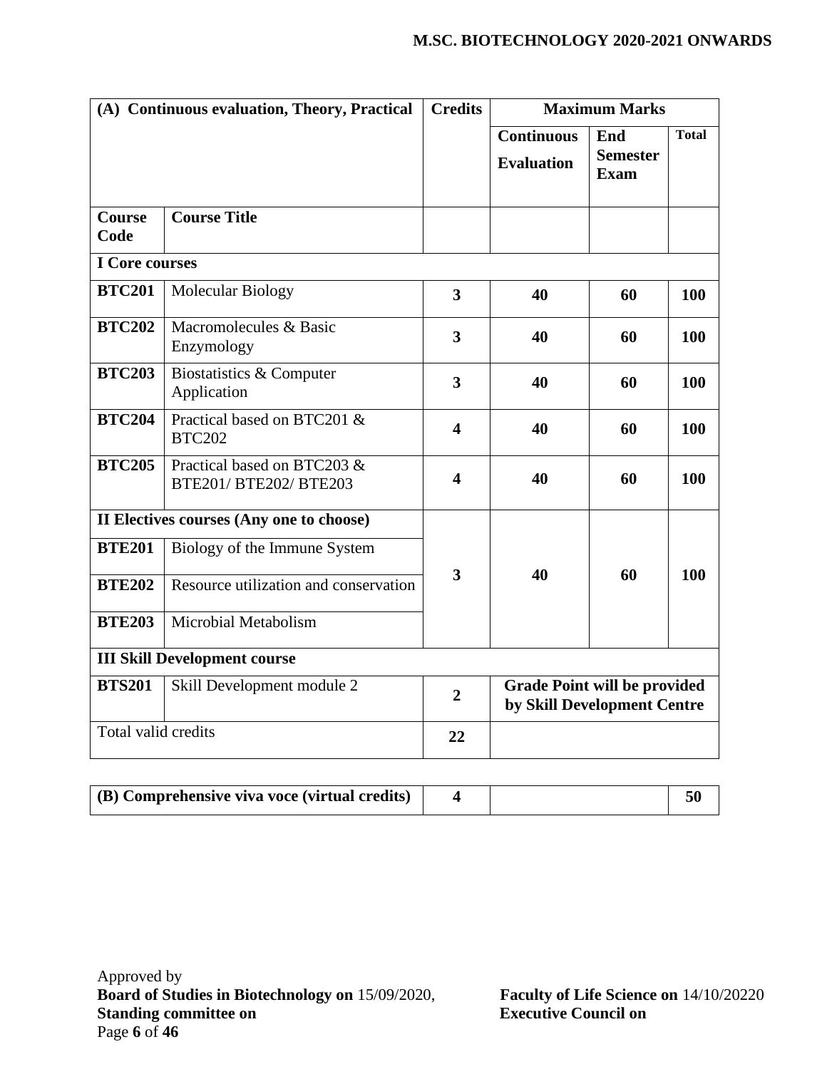| (A) Continuous evaluation, Theory, Practical | | Credits | Maximum Marks | | |
|---|---|---|---|---|---|
| | | | Continuous Evaluation | End Semester Exam | Total |
| Course Code | Course Title | | | | |
| **I Core courses** | | | | | |
| BTC201 | Molecular Biology | 3 | 40 | 60 | 100 |
| BTC202 | Macromolecules & Basic Enzymology | 3 | 40 | 60 | 100 |
| BTC203 | Biostatistics & Computer Application | 3 | 40 | 60 | 100 |
| BTC204 | Practical based on BTC201 & BTC202 | 4 | 40 | 60 | 100 |
| BTC205 | Practical based on BTC203 & BTE201/ BTE202/ BTE203 | 4 | 40 | 60 | 100 |
| **II Electives courses (Any one to choose)** | | 3 | 40 | 60 | 100 |
| BTE201 | Biology of the Immune System | | | | |
| BTE202 | Resource utilization and conservation | | | | |
| BTE203 | Microbial Metabolism | | | | |
| **III Skill Development course** | | | | | |
| BTS201 | Skill Development module 2 | 2 | Grade Point will be provided by Skill Development Centre | | |
| Total valid credits | | 22 | | | |

| (B) Comprehensive viva voce (virtual credits) | 4 | | 50 |
|---|---|---|---|

Approved by
**Board of Studies in Biotechnology on** 15/09/2020, **Faculty of Life Science on** 14/10/20220
**Standing committee on** **Executive Council on**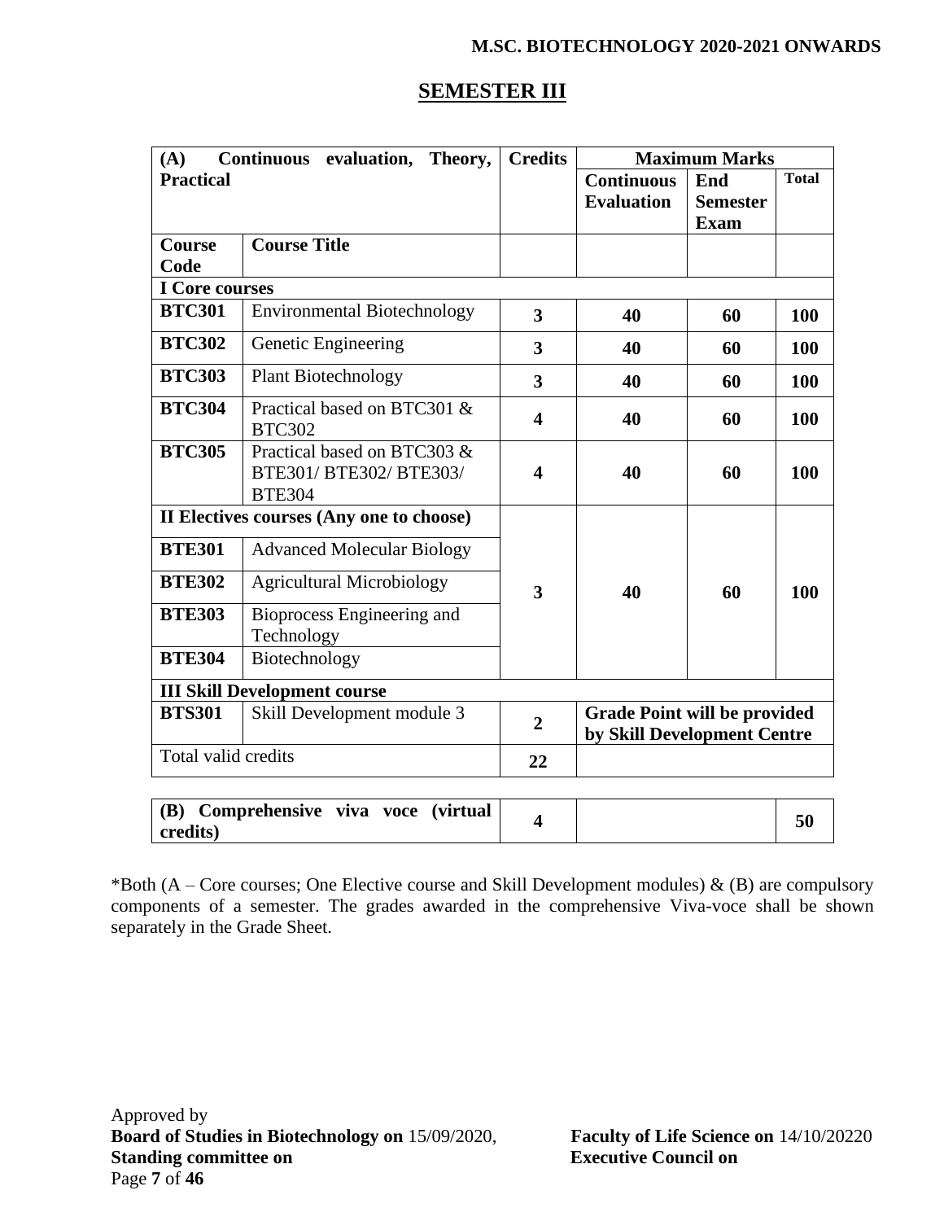## SEMESTER III

| (A) Continuous evaluation, Theory, Practical | | Credits | Maximum Marks | | |
|---|---|---|---|---|---|
| | | | Continuous Evaluation | End Semester Exam | Total |
| **Course Code** | **Course Title** | | | | |
| **I Core courses** | | | | | |
| **BTC301** | Environmental Biotechnology | **3** | **40** | **60** | **100** |
| **BTC302** | Genetic Engineering | **3** | **40** | **60** | **100** |
| **BTC303** | Plant Biotechnology | **3** | **40** | **60** | **100** |
| **BTC304** | Practical based on BTC301 & BTC302 | **4** | **40** | **60** | **100** |
| **BTC305** | Practical based on BTC303 & BTE301/ BTE302/ BTE303/ BTE304 | **4** | **40** | **60** | **100** |
| **II Electives courses (Any one to choose)** | | | | | |
| **BTE301** | Advanced Molecular Biology | **3** | **40** | **60** | **100** |
| **BTE302** | Agricultural Microbiology | | | | |
| **BTE303** | Bioprocess Engineering and Technology | | | | |
| **BTE304** | Biotechnology | | | | |
| **III Skill Development course** | | | | | |
| **BTS301** | Skill Development module 3 | **2** | **Grade Point will be provided by Skill Development Centre** | | |
| Total valid credits | | **22** | | | |

| (B) Comprehensive viva voce (virtual credits) | Credits | | Total |
|---|---|---|---|
| | **4** | | **50** |

*Both (A – Core courses; One Elective course and Skill Development modules) & (B) are compulsory components of a semester. The grades awarded in the comprehensive Viva-voce shall be shown separately in the Grade Sheet.

Approved by
**Board of Studies in Biotechnology on** 15/09/2020, **Faculty of Life Science on** 14/10/20220
**Standing committee on** **Executive Council on**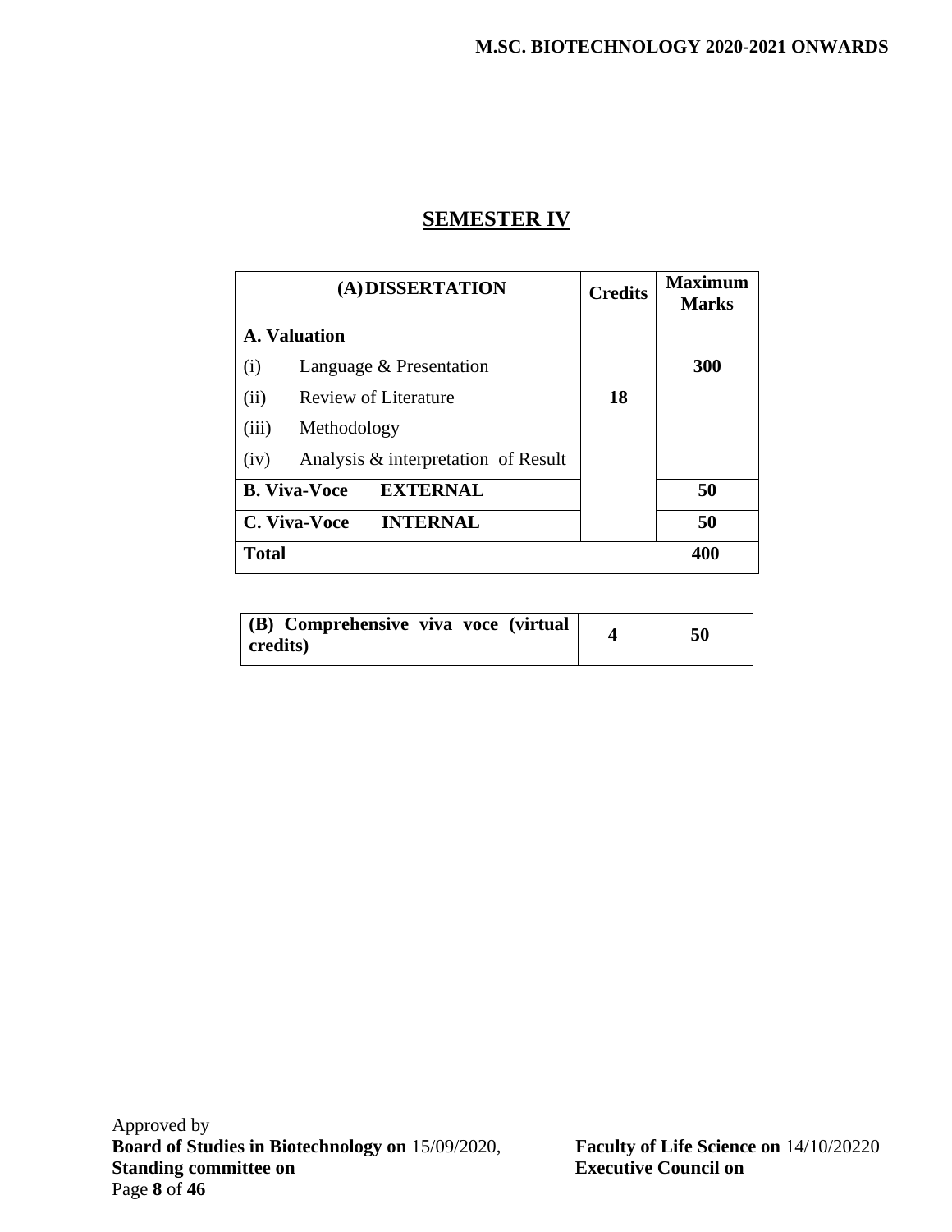## SEMESTER IV

| (A) DISSERTATION | Credits | Maximum Marks |
|---|---|---|
| **A. Valuation** | | |
| (i) Language & Presentation | | **300** |
| (ii) Review of Literature | **18** | |
| (iii) Methodology | | |
| (iv) Analysis & interpretation of Result | | |
| **B. Viva-Voce EXTERNAL** | | **50** |
| **C. Viva-Voce INTERNAL** | | **50** |
| **Total** | | **400** |

| (B) Comprehensive viva voce (virtual credits) | 4 | 50 |
|---|---|---|

Approved by
**Board of Studies in Biotechnology on** 15/09/2020, **Faculty of Life Science on** 14/10/20220
**Standing committee on** **Executive Council on**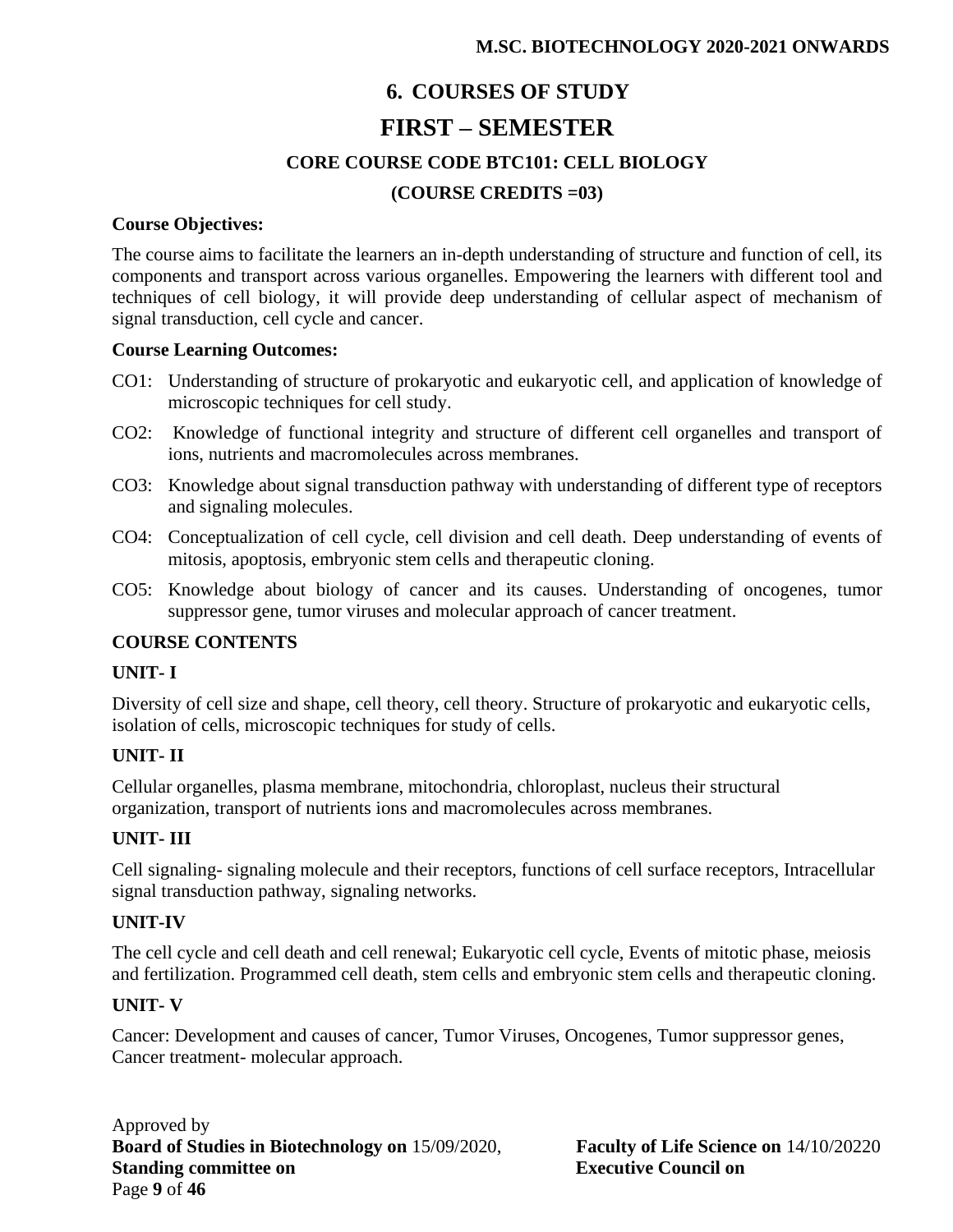# 6. COURSES OF STUDY

## FIRST – SEMESTER

### CORE COURSE CODE BTC101: CELL BIOLOGY

### (COURSE CREDITS =03)

**Course Objectives:**

The course aims to facilitate the learners an in-depth understanding of structure and function of cell, its components and transport across various organelles. Empowering the learners with different tool and techniques of cell biology, it will provide deep understanding of cellular aspect of mechanism of signal transduction, cell cycle and cancer.

**Course Learning Outcomes:**

- CO1: Understanding of structure of prokaryotic and eukaryotic cell, and application of knowledge of microscopic techniques for cell study.
- CO2: Knowledge of functional integrity and structure of different cell organelles and transport of ions, nutrients and macromolecules across membranes.
- CO3: Knowledge about signal transduction pathway with understanding of different type of receptors and signaling molecules.
- CO4: Conceptualization of cell cycle, cell division and cell death. Deep understanding of events of mitosis, apoptosis, embryonic stem cells and therapeutic cloning.
- CO5: Knowledge about biology of cancer and its causes. Understanding of oncogenes, tumor suppressor gene, tumor viruses and molecular approach of cancer treatment.

**COURSE CONTENTS**

**UNIT- I**

Diversity of cell size and shape, cell theory, cell theory. Structure of prokaryotic and eukaryotic cells, isolation of cells, microscopic techniques for study of cells.

**UNIT- II**

Cellular organelles, plasma membrane, mitochondria, chloroplast, nucleus their structural organization, transport of nutrients ions and macromolecules across membranes.

**UNIT- III**

Cell signaling- signaling molecule and their receptors, functions of cell surface receptors, Intracellular signal transduction pathway, signaling networks.

**UNIT-IV**

The cell cycle and cell death and cell renewal; Eukaryotic cell cycle, Events of mitotic phase, meiosis and fertilization. Programmed cell death, stem cells and embryonic stem cells and therapeutic cloning.

**UNIT- V**

Cancer: Development and causes of cancer, Tumor Viruses, Oncogenes, Tumor suppressor genes, Cancer treatment- molecular approach.

Approved by
**Board of Studies in Biotechnology on** 15/09/2020, **Faculty of Life Science on** 14/10/20220
**Standing committee on** **Executive Council on**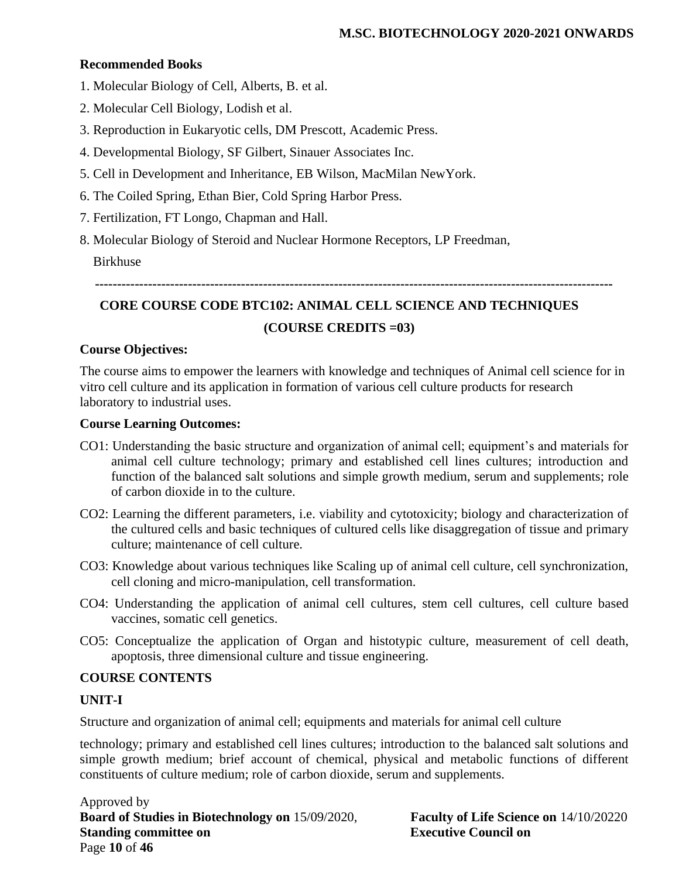**Recommended Books**

1. Molecular Biology of Cell, Alberts, B. et al.
2. Molecular Cell Biology, Lodish et al.
3. Reproduction in Eukaryotic cells, DM Prescott, Academic Press.
4. Developmental Biology, SF Gilbert, Sinauer Associates Inc.
5. Cell in Development and Inheritance, EB Wilson, MacMilan NewYork.
6. The Coiled Spring, Ethan Bier, Cold Spring Harbor Press.
7. Fertilization, FT Longo, Chapman and Hall.
8. Molecular Biology of Steroid and Nuclear Hormone Receptors, LP Freedman, Birkhuse

---

## CORE COURSE CODE BTC102: ANIMAL CELL SCIENCE AND TECHNIQUES

### (COURSE CREDITS =03)

**Course Objectives:**

The course aims to empower the learners with knowledge and techniques of Animal cell science for in vitro cell culture and its application in formation of various cell culture products for research laboratory to industrial uses.

**Course Learning Outcomes:**

CO1: Understanding the basic structure and organization of animal cell; equipment's and materials for animal cell culture technology; primary and established cell lines cultures; introduction and function of the balanced salt solutions and simple growth medium, serum and supplements; role of carbon dioxide in to the culture.

CO2: Learning the different parameters, i.e. viability and cytotoxicity; biology and characterization of the cultured cells and basic techniques of cultured cells like disaggregation of tissue and primary culture; maintenance of cell culture.

CO3: Knowledge about various techniques like Scaling up of animal cell culture, cell synchronization, cell cloning and micro-manipulation, cell transformation.

CO4: Understanding the application of animal cell cultures, stem cell cultures, cell culture based vaccines, somatic cell genetics.

CO5: Conceptualize the application of Organ and histotypic culture, measurement of cell death, apoptosis, three dimensional culture and tissue engineering.

**COURSE CONTENTS**

**UNIT-I**

Structure and organization of animal cell; equipments and materials for animal cell culture technology; primary and established cell lines cultures; introduction to the balanced salt solutions and simple growth medium; brief account of chemical, physical and metabolic functions of different constituents of culture medium; role of carbon dioxide, serum and supplements.

Approved by
**Board of Studies in Biotechnology on** 15/09/2020, **Faculty of Life Science on** 14/10/20220
**Standing committee on** **Executive Council on**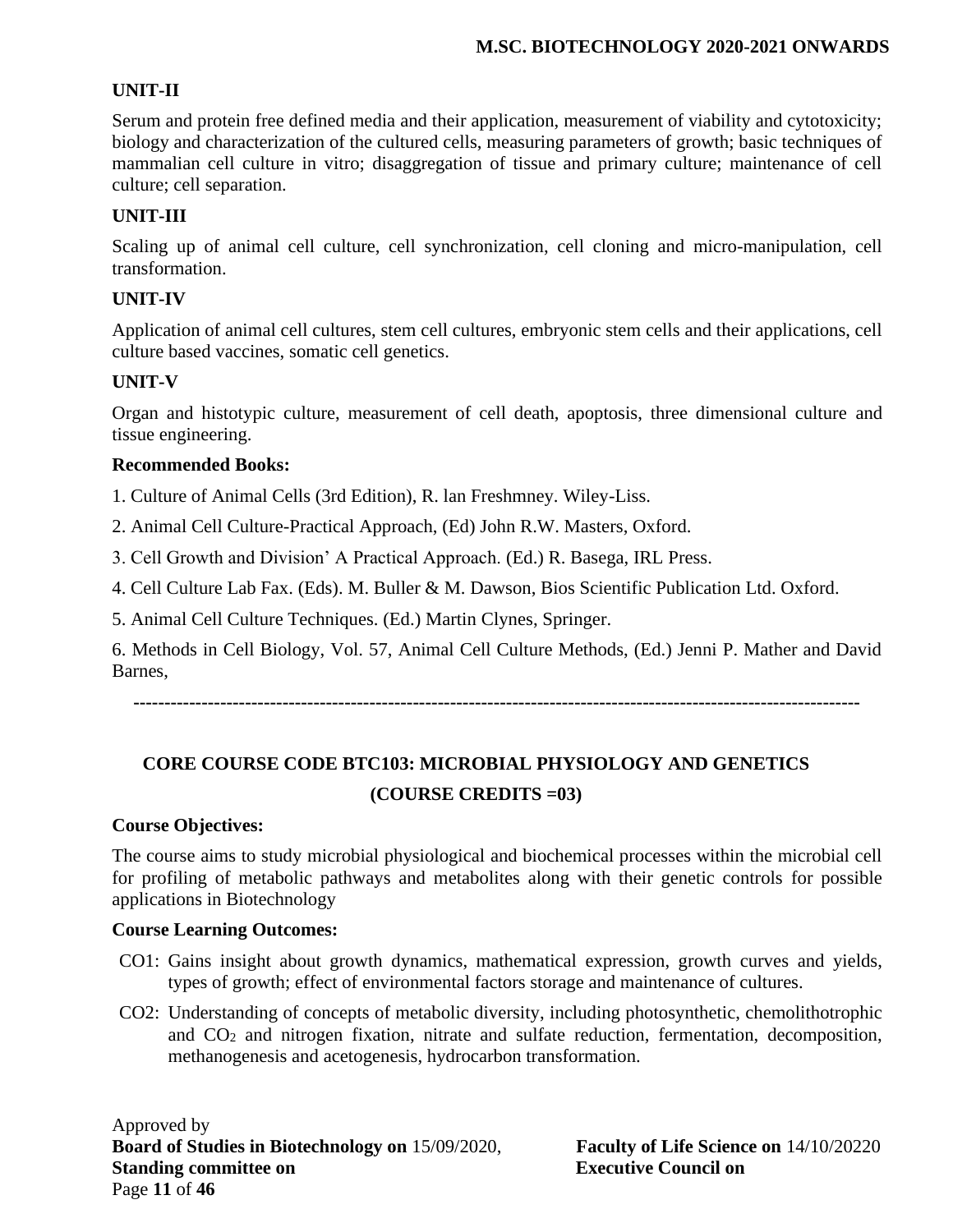### UNIT-II

Serum and protein free defined media and their application, measurement of viability and cytotoxicity; biology and characterization of the cultured cells, measuring parameters of growth; basic techniques of mammalian cell culture in vitro; disaggregation of tissue and primary culture; maintenance of cell culture; cell separation.

### UNIT-III

Scaling up of animal cell culture, cell synchronization, cell cloning and micro-manipulation, cell transformation.

### UNIT-IV

Application of animal cell cultures, stem cell cultures, embryonic stem cells and their applications, cell culture based vaccines, somatic cell genetics.

### UNIT-V

Organ and histotypic culture, measurement of cell death, apoptosis, three dimensional culture and tissue engineering.

### Recommended Books:

1. Culture of Animal Cells (3rd Edition), R. lan Freshmney. Wiley-Liss.
2. Animal Cell Culture-Practical Approach, (Ed) John R.W. Masters, Oxford.
3. Cell Growth and Division' A Practical Approach. (Ed.) R. Basega, IRL Press.
4. Cell Culture Lab Fax. (Eds). M. Buller & M. Dawson, Bios Scientific Publication Ltd. Oxford.
5. Animal Cell Culture Techniques. (Ed.) Martin Clynes, Springer.
6. Methods in Cell Biology, Vol. 57, Animal Cell Culture Methods, (Ed.) Jenni P. Mather and David Barnes,

---

## CORE COURSE CODE BTC103: MICROBIAL PHYSIOLOGY AND GENETICS

## (COURSE CREDITS =03)

### Course Objectives:

The course aims to study microbial physiological and biochemical processes within the microbial cell for profiling of metabolic pathways and metabolites along with their genetic controls for possible applications in Biotechnology

### Course Learning Outcomes:

- CO1: Gains insight about growth dynamics, mathematical expression, growth curves and yields, types of growth; effect of environmental factors storage and maintenance of cultures.
- CO2: Understanding of concepts of metabolic diversity, including photosynthetic, chemolithotrophic and $CO_2$ and nitrogen fixation, nitrate and sulfate reduction, fermentation, decomposition, methanogenesis and acetogenesis, hydrocarbon transformation.

Approved by
**Board of Studies in Biotechnology on** 15/09/2020, **Faculty of Life Science on** 14/10/20220
**Standing committee on** **Executive Council on**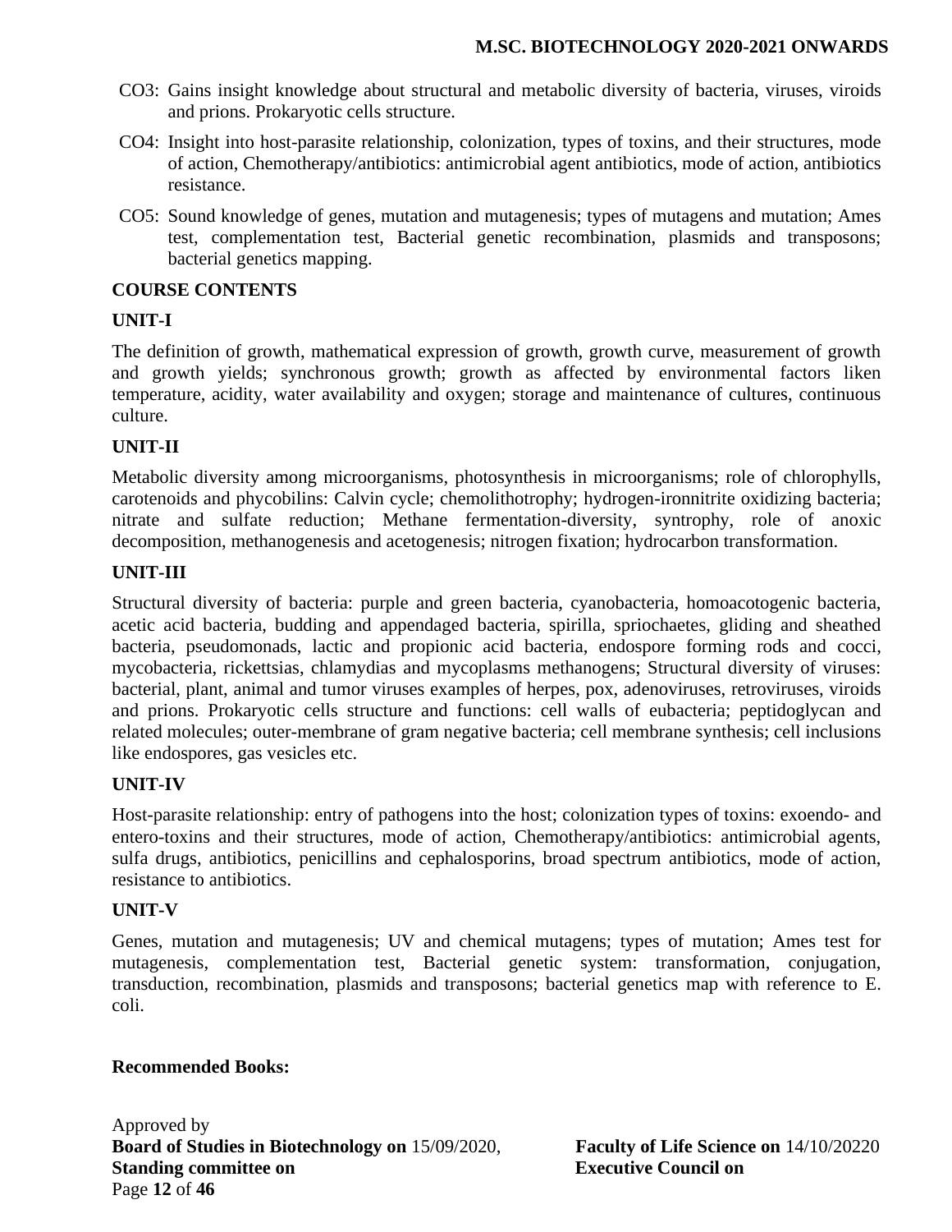CO3: Gains insight knowledge about structural and metabolic diversity of bacteria, viruses, viroids and prions. Prokaryotic cells structure.

CO4: Insight into host-parasite relationship, colonization, types of toxins, and their structures, mode of action, Chemotherapy/antibiotics: antimicrobial agent antibiotics, mode of action, antibiotics resistance.

CO5: Sound knowledge of genes, mutation and mutagenesis; types of mutagens and mutation; Ames test, complementation test, Bacterial genetic recombination, plasmids and transposons; bacterial genetics mapping.

**COURSE CONTENTS**

**UNIT-I**

The definition of growth, mathematical expression of growth, growth curve, measurement of growth and growth yields; synchronous growth; growth as affected by environmental factors liken temperature, acidity, water availability and oxygen; storage and maintenance of cultures, continuous culture.

**UNIT-II**

Metabolic diversity among microorganisms, photosynthesis in microorganisms; role of chlorophylls, carotenoids and phycobilins: Calvin cycle; chemolithotrophy; hydrogen-ironnitrite oxidizing bacteria; nitrate and sulfate reduction; Methane fermentation-diversity, syntrophy, role of anoxic decomposition, methanogenesis and acetogenesis; nitrogen fixation; hydrocarbon transformation.

**UNIT-III**

Structural diversity of bacteria: purple and green bacteria, cyanobacteria, homoacotogenic bacteria, acetic acid bacteria, budding and appendaged bacteria, spirilla, spriochaetes, gliding and sheathed bacteria, pseudomonads, lactic and propionic acid bacteria, endospore forming rods and cocci, mycobacteria, rickettsias, chlamydias and mycoplasms methanogens; Structural diversity of viruses: bacterial, plant, animal and tumor viruses examples of herpes, pox, adenoviruses, retroviruses, viroids and prions. Prokaryotic cells structure and functions: cell walls of eubacteria; peptidoglycan and related molecules; outer-membrane of gram negative bacteria; cell membrane synthesis; cell inclusions like endospores, gas vesicles etc.

**UNIT-IV**

Host-parasite relationship: entry of pathogens into the host; colonization types of toxins: exoendo- and entero-toxins and their structures, mode of action, Chemotherapy/antibiotics: antimicrobial agents, sulfa drugs, antibiotics, penicillins and cephalosporins, broad spectrum antibiotics, mode of action, resistance to antibiotics.

**UNIT-V**

Genes, mutation and mutagenesis; UV and chemical mutagens; types of mutation; Ames test for mutagenesis, complementation test, Bacterial genetic system: transformation, conjugation, transduction, recombination, plasmids and transposons; bacterial genetics map with reference to E. coli.

**Recommended Books:**

Approved by
**Board of Studies in Biotechnology on** 15/09/2020, **Faculty of Life Science on** 14/10/20220
**Standing committee on** **Executive Council on**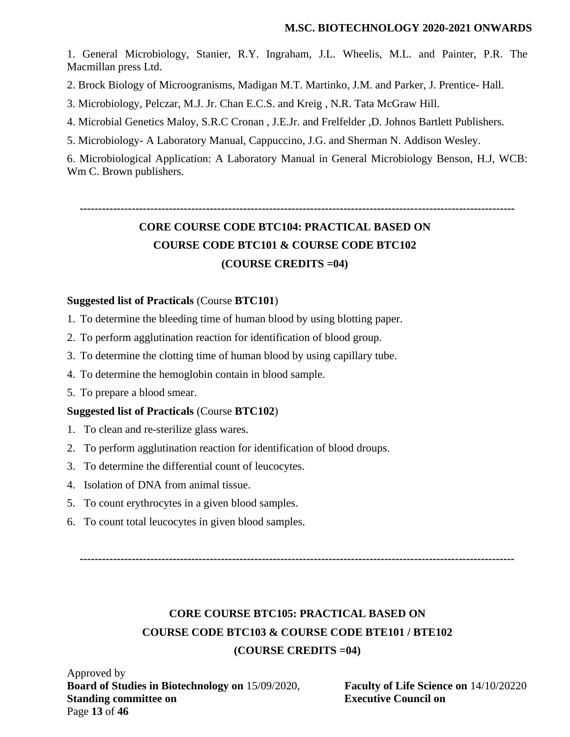1. General Microbiology, Stanier, R.Y. Ingraham, J.L. Wheelis, M.L. and Painter, P.R. The Macmillan press Ltd.

2. Brock Biology of Microogranisms, Madigan M.T. Martinko, J.M. and Parker, J. Prentice- Hall.

3. Microbiology, Pelczar, M.J. Jr. Chan E.C.S. and Kreig , N.R. Tata McGraw Hill.

4. Microbial Genetics Maloy, S.R.C Cronan , J.E.Jr. and Frelfelder ,D. Johnos Bartlett Publishers.

5. Microbiology- A Laboratory Manual, Cappuccino, J.G. and Sherman N. Addison Wesley.

6. Microbiological Application: A Laboratory Manual in General Microbiology Benson, H.J, WCB: Wm C. Brown publishers.

---

## CORE COURSE CODE BTC104: PRACTICAL BASED ON COURSE CODE BTC101 & COURSE CODE BTC102

**(COURSE CREDITS =04)**

**Suggested list of Practicals** (Course **BTC101**)

1. To determine the bleeding time of human blood by using blotting paper.
2. To perform agglutination reaction for identification of blood group.
3. To determine the clotting time of human blood by using capillary tube.
4. To determine the hemoglobin contain in blood sample.
5. To prepare a blood smear.

**Suggested list of Practicals** (Course **BTC102**)

1. To clean and re-sterilize glass wares.
2. To perform agglutination reaction for identification of blood droups.
3. To determine the differential count of leucocytes.
4. Isolation of DNA from animal tissue.
5. To count erythrocytes in a given blood samples.
6. To count total leucocytes in given blood samples.

---

## CORE COURSE BTC105: PRACTICAL BASED ON COURSE CODE BTC103 & COURSE CODE BTE101 / BTE102

**(COURSE CREDITS =04)**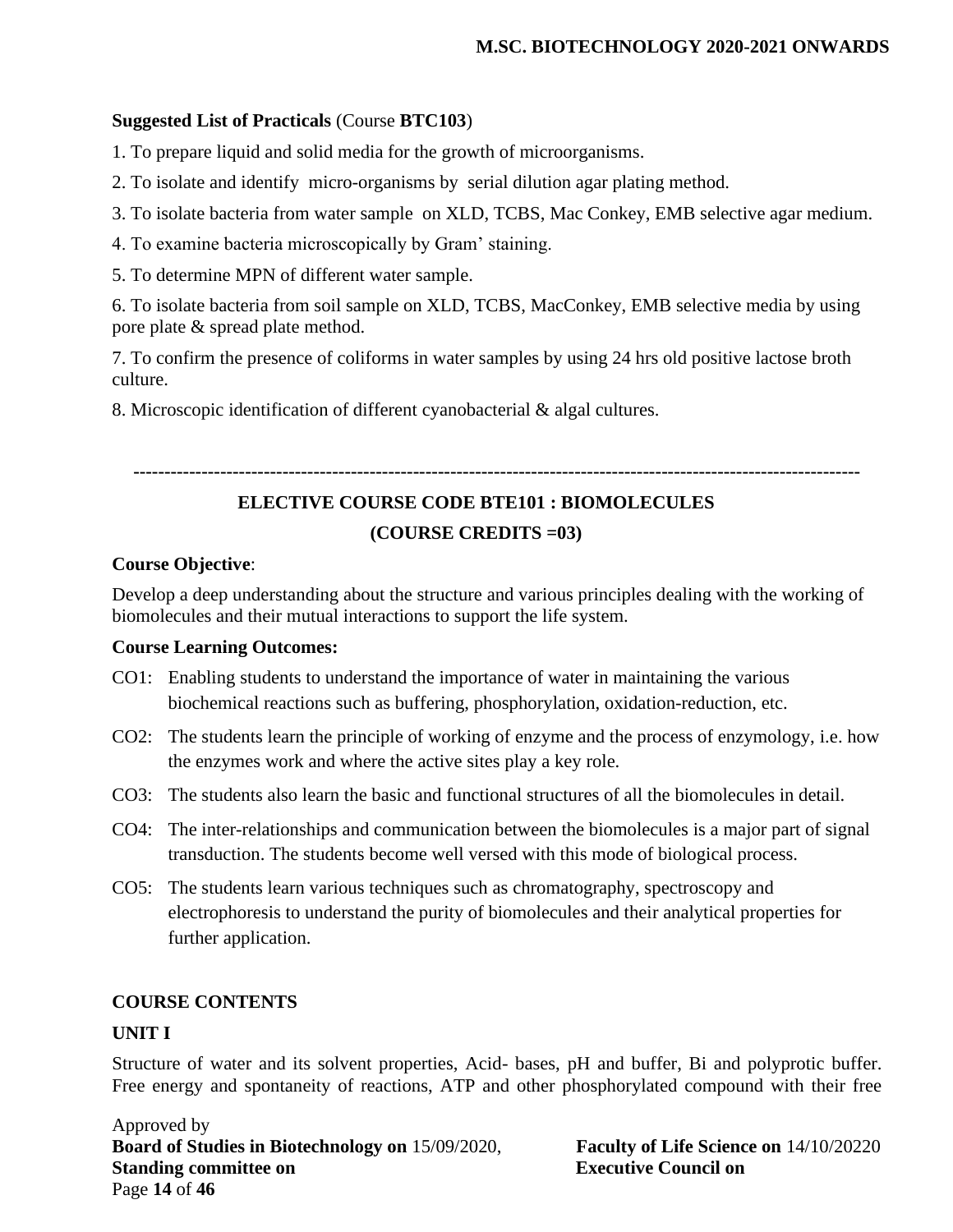**Suggested List of Practicals** (Course **BTC103**)

1. To prepare liquid and solid media for the growth of microorganisms.

2. To isolate and identify micro-organisms by serial dilution agar plating method.

3. To isolate bacteria from water sample on XLD, TCBS, Mac Conkey, EMB selective agar medium.

4. To examine bacteria microscopically by Gram' staining.

5. To determine MPN of different water sample.

6. To isolate bacteria from soil sample on XLD, TCBS, MacConkey, EMB selective media by using pore plate & spread plate method.

7. To confirm the presence of coliforms in water samples by using 24 hrs old positive lactose broth culture.

8. Microscopic identification of different cyanobacterial & algal cultures.

---

## ELECTIVE COURSE CODE BTE101 : BIOMOLECULES

### (COURSE CREDITS =03)

**Course Objective**:

Develop a deep understanding about the structure and various principles dealing with the working of biomolecules and their mutual interactions to support the life system.

**Course Learning Outcomes:**

CO1: Enabling students to understand the importance of water in maintaining the various biochemical reactions such as buffering, phosphorylation, oxidation-reduction, etc.

CO2: The students learn the principle of working of enzyme and the process of enzymology, i.e. how the enzymes work and where the active sites play a key role.

CO3: The students also learn the basic and functional structures of all the biomolecules in detail.

CO4: The inter-relationships and communication between the biomolecules is a major part of signal transduction. The students become well versed with this mode of biological process.

CO5: The students learn various techniques such as chromatography, spectroscopy and electrophoresis to understand the purity of biomolecules and their analytical properties for further application.

**COURSE CONTENTS**

**UNIT I**

Structure of water and its solvent properties, Acid- bases, pH and buffer, Bi and polyprotic buffer. Free energy and spontaneity of reactions, ATP and other phosphorylated compound with their free

Approved by
**Board of Studies in Biotechnology on** 15/09/2020, **Faculty of Life Science on** 14/10/20220
**Standing committee on** **Executive Council on**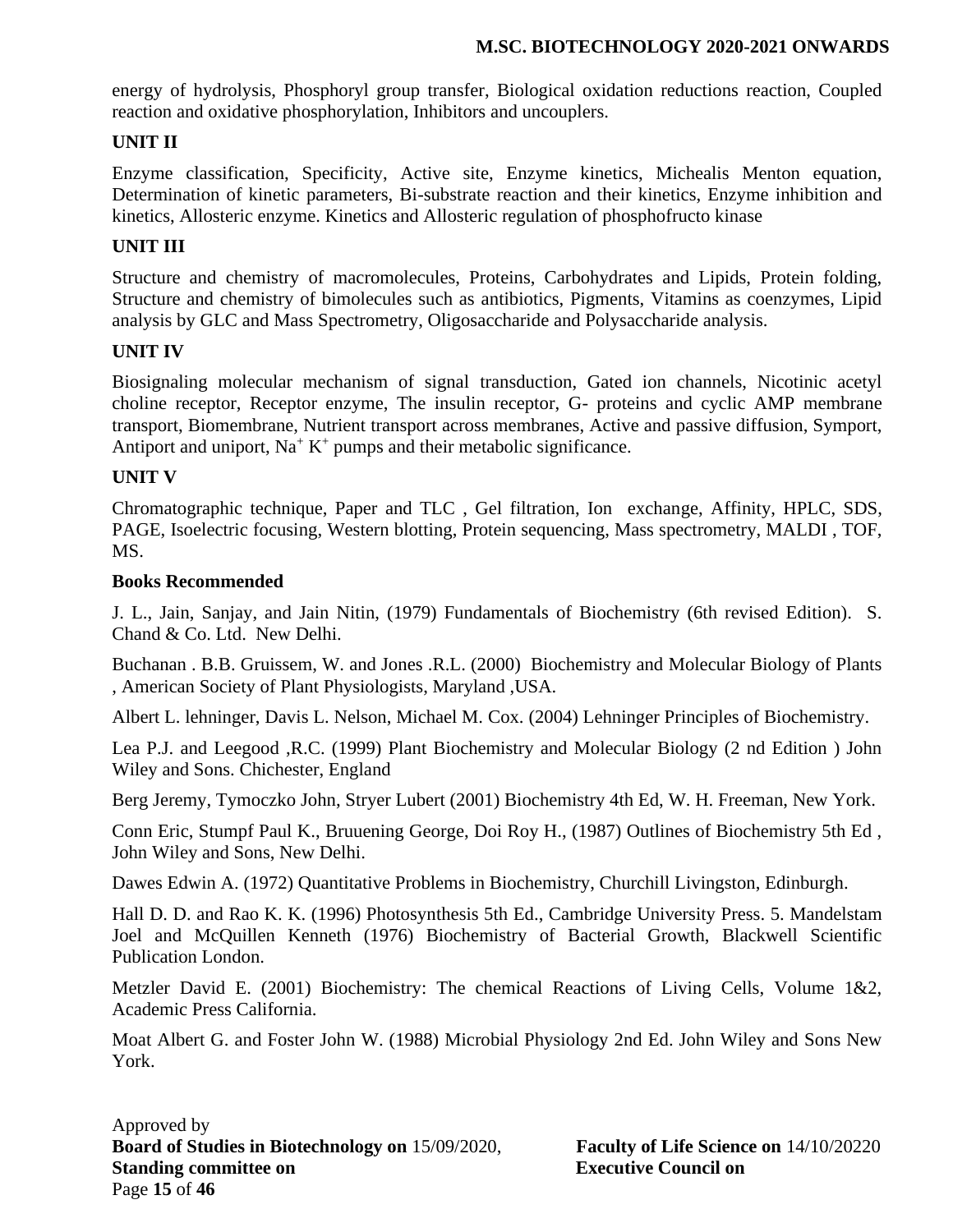energy of hydrolysis, Phosphoryl group transfer, Biological oxidation reductions reaction, Coupled reaction and oxidative phosphorylation, Inhibitors and uncouplers.

**UNIT II**

Enzyme classification, Specificity, Active site, Enzyme kinetics, Michealis Menton equation, Determination of kinetic parameters, Bi-substrate reaction and their kinetics, Enzyme inhibition and kinetics, Allosteric enzyme. Kinetics and Allosteric regulation of phosphofructo kinase

**UNIT III**

Structure and chemistry of macromolecules, Proteins, Carbohydrates and Lipids, Protein folding, Structure and chemistry of bimolecules such as antibiotics, Pigments, Vitamins as coenzymes, Lipid analysis by GLC and Mass Spectrometry, Oligosaccharide and Polysaccharide analysis.

**UNIT IV**

Biosignaling molecular mechanism of signal transduction, Gated ion channels, Nicotinic acetyl choline receptor, Receptor enzyme, The insulin receptor, G- proteins and cyclic AMP membrane transport, Biomembrane, Nutrient transport across membranes, Active and passive diffusion, Symport, Antiport and uniport, $Na^{+}$ $K^{+}$ pumps and their metabolic significance.

**UNIT V**

Chromatographic technique, Paper and TLC , Gel filtration, Ion exchange, Affinity, HPLC, SDS, PAGE, Isoelectric focusing, Western blotting, Protein sequencing, Mass spectrometry, MALDI , TOF, MS.

**Books Recommended**

J. L., Jain, Sanjay, and Jain Nitin, (1979) Fundamentals of Biochemistry (6th revised Edition). S. Chand & Co. Ltd. New Delhi.

Buchanan . B.B. Gruissem, W. and Jones .R.L. (2000) Biochemistry and Molecular Biology of Plants , American Society of Plant Physiologists, Maryland ,USA.

Albert L. lehninger, Davis L. Nelson, Michael M. Cox. (2004) Lehninger Principles of Biochemistry.

Lea P.J. and Leegood ,R.C. (1999) Plant Biochemistry and Molecular Biology (2 nd Edition ) John Wiley and Sons. Chichester, England

Berg Jeremy, Tymoczko John, Stryer Lubert (2001) Biochemistry 4th Ed, W. H. Freeman, New York.

Conn Eric, Stumpf Paul K., Bruuening George, Doi Roy H., (1987) Outlines of Biochemistry 5th Ed , John Wiley and Sons, New Delhi.

Dawes Edwin A. (1972) Quantitative Problems in Biochemistry, Churchill Livingston, Edinburgh.

Hall D. D. and Rao K. K. (1996) Photosynthesis 5th Ed., Cambridge University Press. 5. Mandelstam Joel and McQuillen Kenneth (1976) Biochemistry of Bacterial Growth, Blackwell Scientific Publication London.

Metzler David E. (2001) Biochemistry: The chemical Reactions of Living Cells, Volume 1&2, Academic Press California.

Moat Albert G. and Foster John W. (1988) Microbial Physiology 2nd Ed. John Wiley and Sons New York.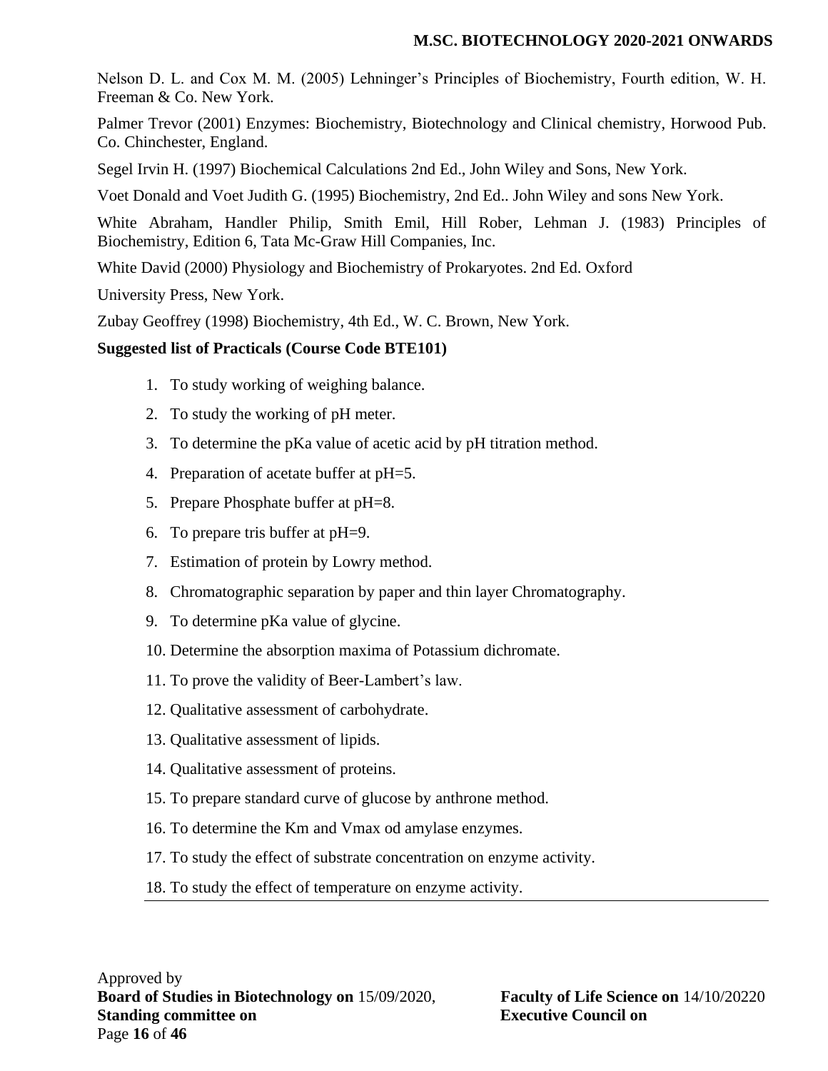Nelson D. L. and Cox M. M. (2005) Lehninger's Principles of Biochemistry, Fourth edition, W. H. Freeman & Co. New York.

Palmer Trevor (2001) Enzymes: Biochemistry, Biotechnology and Clinical chemistry, Horwood Pub. Co. Chinchester, England.

Segel Irvin H. (1997) Biochemical Calculations 2nd Ed., John Wiley and Sons, New York.

Voet Donald and Voet Judith G. (1995) Biochemistry, 2nd Ed.. John Wiley and sons New York.

White Abraham, Handler Philip, Smith Emil, Hill Rober, Lehman J. (1983) Principles of Biochemistry, Edition 6, Tata Mc-Graw Hill Companies, Inc.

White David (2000) Physiology and Biochemistry of Prokaryotes. 2nd Ed. Oxford

University Press, New York.

Zubay Geoffrey (1998) Biochemistry, 4th Ed., W. C. Brown, New York.

**Suggested list of Practicals (Course Code BTE101)**

1. To study working of weighing balance.
2. To study the working of pH meter.
3. To determine the pKa value of acetic acid by pH titration method.
4. Preparation of acetate buffer at pH=5.
5. Prepare Phosphate buffer at pH=8.
6. To prepare tris buffer at pH=9.
7. Estimation of protein by Lowry method.
8. Chromatographic separation by paper and thin layer Chromatography.
9. To determine pKa value of glycine.
10. Determine the absorption maxima of Potassium dichromate.
11. To prove the validity of Beer-Lambert's law.
12. Qualitative assessment of carbohydrate.
13. Qualitative assessment of lipids.
14. Qualitative assessment of proteins.
15. To prepare standard curve of glucose by anthrone method.
16. To determine the Km and Vmax od amylase enzymes.
17. To study the effect of substrate concentration on enzyme activity.
18. To study the effect of temperature on enzyme activity.

Approved by
**Board of Studies in Biotechnology on** 15/09/2020, **Faculty of Life Science on** 14/10/20220
**Standing committee on** **Executive Council on**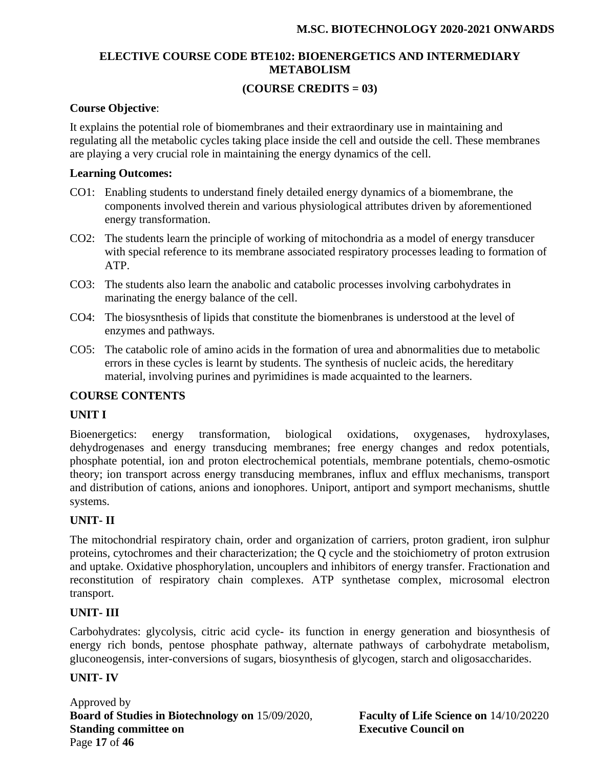## ELECTIVE COURSE CODE BTE102: BIOENERGETICS AND INTERMEDIARY METABOLISM

**(COURSE CREDITS = 03)**

**Course Objective**:

It explains the potential role of biomembranes and their extraordinary use in maintaining and regulating all the metabolic cycles taking place inside the cell and outside the cell. These membranes are playing a very crucial role in maintaining the energy dynamics of the cell.

**Learning Outcomes:**

CO1: Enabling students to understand finely detailed energy dynamics of a biomembrane, the components involved therein and various physiological attributes driven by aforementioned energy transformation.

CO2: The students learn the principle of working of mitochondria as a model of energy transducer with special reference to its membrane associated respiratory processes leading to formation of ATP.

CO3: The students also learn the anabolic and catabolic processes involving carbohydrates in marinating the energy balance of the cell.

CO4: The biosysnthesis of lipids that constitute the biomenbranes is understood at the level of enzymes and pathways.

CO5: The catabolic role of amino acids in the formation of urea and abnormalities due to metabolic errors in these cycles is learnt by students. The synthesis of nucleic acids, the hereditary material, involving purines and pyrimidines is made acquainted to the learners.

### COURSE CONTENTS

### UNIT I

Bioenergetics: energy transformation, biological oxidations, oxygenases, hydroxylases, dehydrogenases and energy transducing membranes; free energy changes and redox potentials, phosphate potential, ion and proton electrochemical potentials, membrane potentials, chemo-osmotic theory; ion transport across energy transducing membranes, influx and efflux mechanisms, transport and distribution of cations, anions and ionophores. Uniport, antiport and symport mechanisms, shuttle systems.

### UNIT- II

The mitochondrial respiratory chain, order and organization of carriers, proton gradient, iron sulphur proteins, cytochromes and their characterization; the Q cycle and the stoichiometry of proton extrusion and uptake. Oxidative phosphorylation, uncouplers and inhibitors of energy transfer. Fractionation and reconstitution of respiratory chain complexes. ATP synthetase complex, microsomal electron transport.

### UNIT- III

Carbohydrates: glycolysis, citric acid cycle- its function in energy generation and biosynthesis of energy rich bonds, pentose phosphate pathway, alternate pathways of carbohydrate metabolism, gluconeogensis, inter-conversions of sugars, biosynthesis of glycogen, starch and oligosaccharides.

### UNIT- IV

Approved by
**Board of Studies in Biotechnology on** 15/09/2020, **Faculty of Life Science on** 14/10/20220
**Standing committee on** **Executive Council on**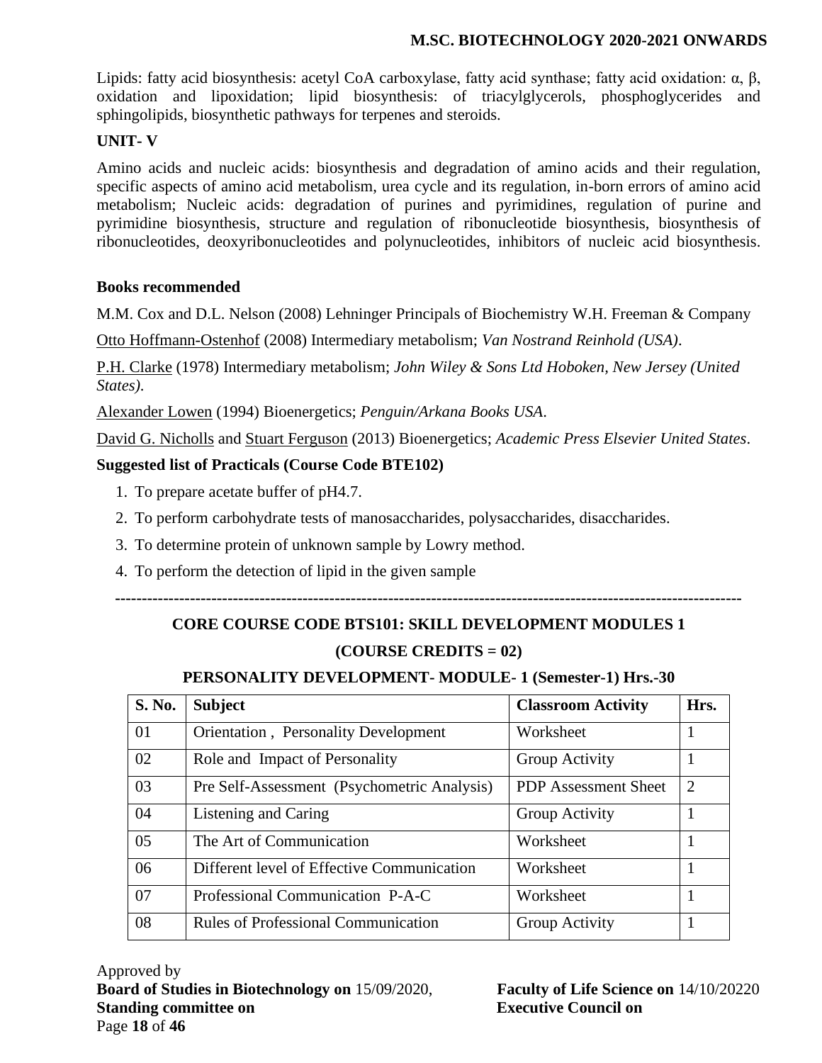Lipids: fatty acid biosynthesis: acetyl CoA carboxylase, fatty acid synthase; fatty acid oxidation: α, β, oxidation and lipoxidation; lipid biosynthesis: of triacylglycerols, phosphoglycerides and sphingolipids, biosynthetic pathways for terpenes and steroids.

**UNIT- V**

Amino acids and nucleic acids: biosynthesis and degradation of amino acids and their regulation, specific aspects of amino acid metabolism, urea cycle and its regulation, in-born errors of amino acid metabolism; Nucleic acids: degradation of purines and pyrimidines, regulation of purine and pyrimidine biosynthesis, structure and regulation of ribonucleotide biosynthesis, biosynthesis of ribonucleotides, deoxyribonucleotides and polynucleotides, inhibitors of nucleic acid biosynthesis.

**Books recommended**

M.M. Cox and D.L. Nelson (2008) Lehninger Principals of Biochemistry W.H. Freeman & Company

Otto Hoffmann-Ostenhof (2008) Intermediary metabolism; *Van Nostrand Reinhold (USA)*.

P.H. Clarke (1978) Intermediary metabolism; *John Wiley & Sons Ltd Hoboken, New Jersey (United States)*.

Alexander Lowen (1994) Bioenergetics; *Penguin/Arkana Books USA*.

David G. Nicholls and Stuart Ferguson (2013) Bioenergetics; *Academic Press Elsevier United States*.

**Suggested list of Practicals (Course Code BTE102)**

1. To prepare acetate buffer of pH4.7.
2. To perform carbohydrate tests of manosaccharides, polysaccharides, disaccharides.
3. To determine protein of unknown sample by Lowry method.
4. To perform the detection of lipid in the given sample

---

**CORE COURSE CODE BTS101: SKILL DEVELOPMENT MODULES 1**

**(COURSE CREDITS = 02)**

**PERSONALITY DEVELOPMENT- MODULE- 1 (Semester-1) Hrs.-30**

| S. No. | Subject | Classroom Activity | Hrs. |
|---|---|---|---|
| 01 | Orientation , Personality Development | Worksheet | 1 |
| 02 | Role and Impact of Personality | Group Activity | 1 |
| 03 | Pre Self-Assessment (Psychometric Analysis) | PDP Assessment Sheet | 2 |
| 04 | Listening and Caring | Group Activity | 1 |
| 05 | The Art of Communication | Worksheet | 1 |
| 06 | Different level of Effective Communication | Worksheet | 1 |
| 07 | Professional Communication P-A-C | Worksheet | 1 |
| 08 | Rules of Professional Communication | Group Activity | 1 |

Approved by
**Board of Studies in Biotechnology on** 15/09/2020, **Faculty of Life Science on** 14/10/20220
**Standing committee on** **Executive Council on**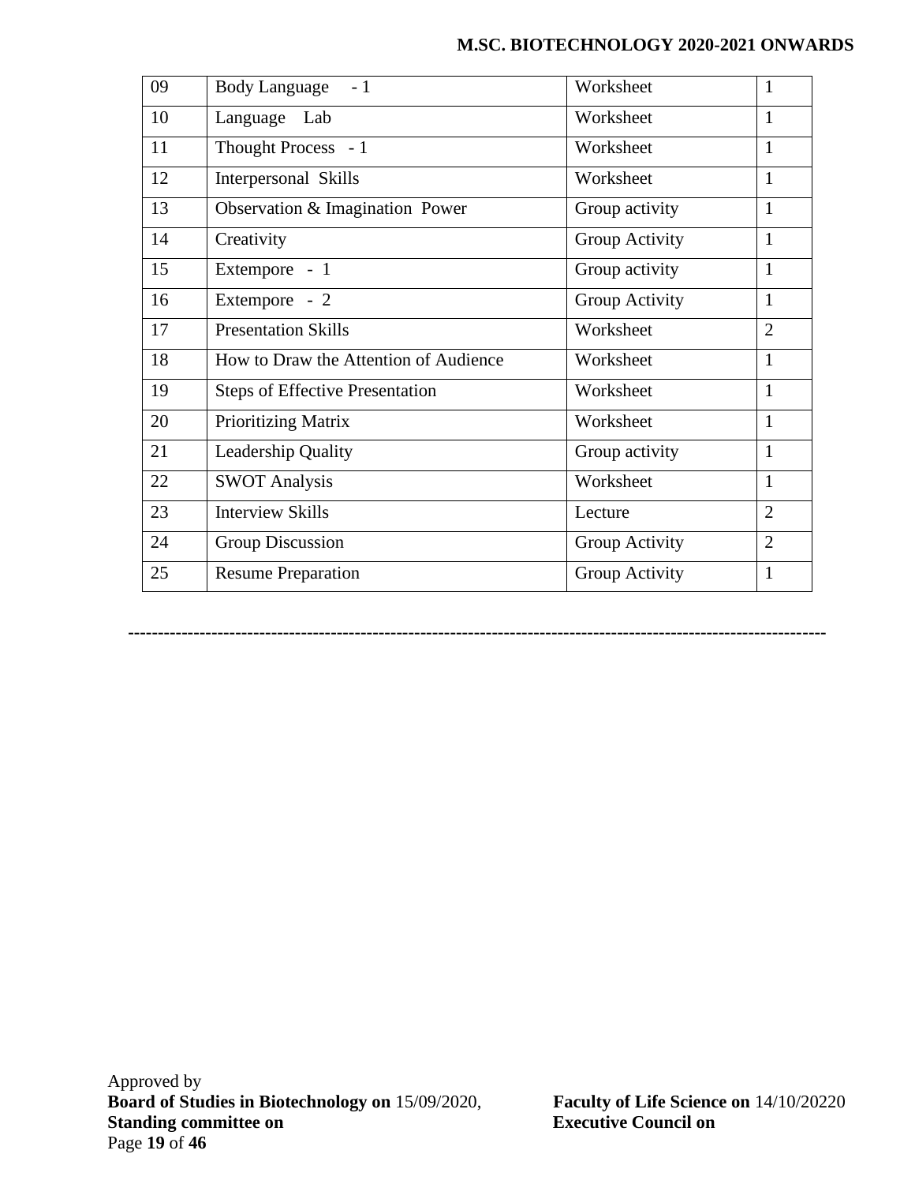| 09 | Body Language - 1 | Worksheet | 1 |
|---|---|---|---|
| 10 | Language Lab | Worksheet | 1 |
| 11 | Thought Process - 1 | Worksheet | 1 |
| 12 | Interpersonal Skills | Worksheet | 1 |
| 13 | Observation & Imagination Power | Group activity | 1 |
| 14 | Creativity | Group Activity | 1 |
| 15 | Extempore - 1 | Group activity | 1 |
| 16 | Extempore - 2 | Group Activity | 1 |
| 17 | Presentation Skills | Worksheet | 2 |
| 18 | How to Draw the Attention of Audience | Worksheet | 1 |
| 19 | Steps of Effective Presentation | Worksheet | 1 |
| 20 | Prioritizing Matrix | Worksheet | 1 |
| 21 | Leadership Quality | Group activity | 1 |
| 22 | SWOT Analysis | Worksheet | 1 |
| 23 | Interview Skills | Lecture | 2 |
| 24 | Group Discussion | Group Activity | 2 |
| 25 | Resume Preparation | Group Activity | 1 |

---

Approved by
**Board of Studies in Biotechnology on** 15/09/2020, **Faculty of Life Science on** 14/10/20220
**Standing committee on** **Executive Council on**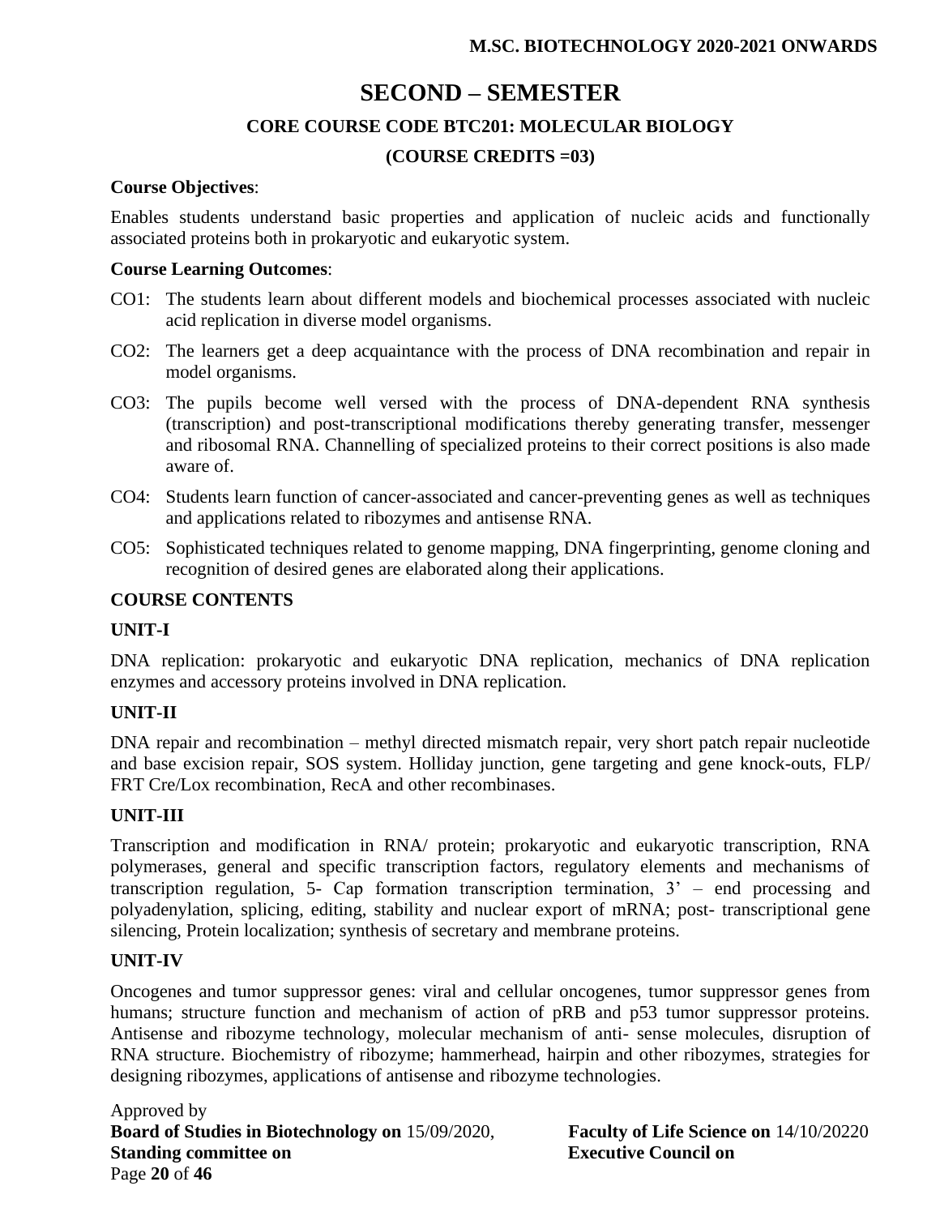# SECOND – SEMESTER

## CORE COURSE CODE BTC201: MOLECULAR BIOLOGY

### (COURSE CREDITS =03)

**Course Objectives**:

Enables students understand basic properties and application of nucleic acids and functionally associated proteins both in prokaryotic and eukaryotic system.

**Course Learning Outcomes**:

- CO1: The students learn about different models and biochemical processes associated with nucleic acid replication in diverse model organisms.
- CO2: The learners get a deep acquaintance with the process of DNA recombination and repair in model organisms.
- CO3: The pupils become well versed with the process of DNA-dependent RNA synthesis (transcription) and post-transcriptional modifications thereby generating transfer, messenger and ribosomal RNA. Channelling of specialized proteins to their correct positions is also made aware of.
- CO4: Students learn function of cancer-associated and cancer-preventing genes as well as techniques and applications related to ribozymes and antisense RNA.
- CO5: Sophisticated techniques related to genome mapping, DNA fingerprinting, genome cloning and recognition of desired genes are elaborated along their applications.

**COURSE CONTENTS**

**UNIT-I**

DNA replication: prokaryotic and eukaryotic DNA replication, mechanics of DNA replication enzymes and accessory proteins involved in DNA replication.

**UNIT-II**

DNA repair and recombination – methyl directed mismatch repair, very short patch repair nucleotide and base excision repair, SOS system. Holliday junction, gene targeting and gene knock-outs, FLP/ FRT Cre/Lox recombination, RecA and other recombinases.

**UNIT-III**

Transcription and modification in RNA/ protein; prokaryotic and eukaryotic transcription, RNA polymerases, general and specific transcription factors, regulatory elements and mechanisms of transcription regulation, 5- Cap formation transcription termination, 3' – end processing and polyadenylation, splicing, editing, stability and nuclear export of mRNA; post- transcriptional gene silencing, Protein localization; synthesis of secretary and membrane proteins.

**UNIT-IV**

Oncogenes and tumor suppressor genes: viral and cellular oncogenes, tumor suppressor genes from humans; structure function and mechanism of action of pRB and p53 tumor suppressor proteins. Antisense and ribozyme technology, molecular mechanism of anti- sense molecules, disruption of RNA structure. Biochemistry of ribozyme; hammerhead, hairpin and other ribozymes, strategies for designing ribozymes, applications of antisense and ribozyme technologies.

Approved by
**Board of Studies in Biotechnology on** 15/09/2020, **Faculty of Life Science on** 14/10/20220
**Standing committee on** **Executive Council on**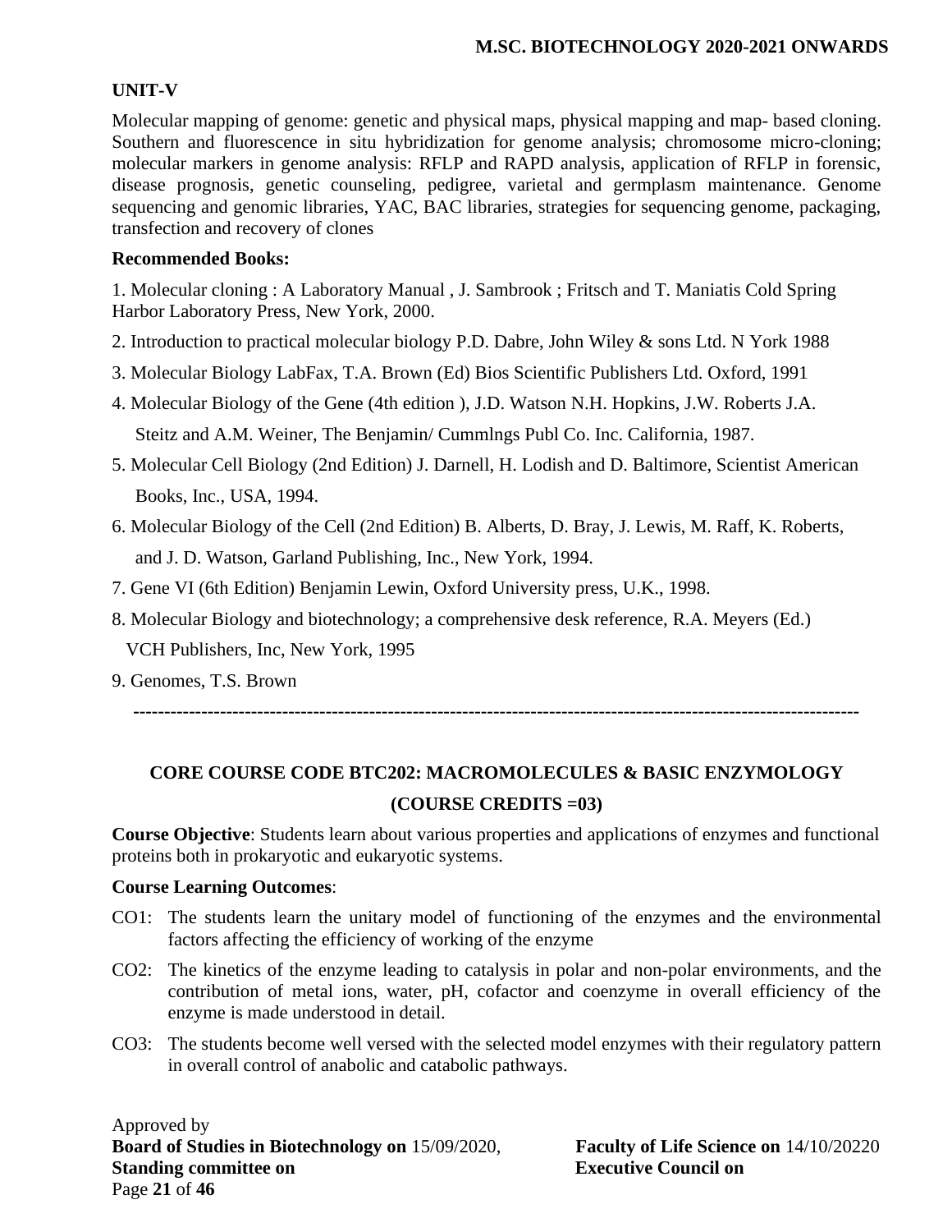**UNIT-V**

Molecular mapping of genome: genetic and physical maps, physical mapping and map- based cloning. Southern and fluorescence in situ hybridization for genome analysis; chromosome micro-cloning; molecular markers in genome analysis: RFLP and RAPD analysis, application of RFLP in forensic, disease prognosis, genetic counseling, pedigree, varietal and germplasm maintenance. Genome sequencing and genomic libraries, YAC, BAC libraries, strategies for sequencing genome, packaging, transfection and recovery of clones

**Recommended Books:**

1. Molecular cloning : A Laboratory Manual , J. Sambrook ; Fritsch and T. Maniatis Cold Spring Harbor Laboratory Press, New York, 2000.
2. Introduction to practical molecular biology P.D. Dabre, John Wiley & sons Ltd. N York 1988
3. Molecular Biology LabFax, T.A. Brown (Ed) Bios Scientific Publishers Ltd. Oxford, 1991
4. Molecular Biology of the Gene (4th edition ), J.D. Watson N.H. Hopkins, J.W. Roberts J.A. Steitz and A.M. Weiner, The Benjamin/ Cummlngs Publ Co. Inc. California, 1987.
5. Molecular Cell Biology (2nd Edition) J. Darnell, H. Lodish and D. Baltimore, Scientist American Books, Inc., USA, 1994.
6. Molecular Biology of the Cell (2nd Edition) B. Alberts, D. Bray, J. Lewis, M. Raff, K. Roberts, and J. D. Watson, Garland Publishing, Inc., New York, 1994.
7. Gene VI (6th Edition) Benjamin Lewin, Oxford University press, U.K., 1998.
8. Molecular Biology and biotechnology; a comprehensive desk reference, R.A. Meyers (Ed.) VCH Publishers, Inc, New York, 1995
9. Genomes, T.S. Brown

---

## CORE COURSE CODE BTC202: MACROMOLECULES & BASIC ENZYMOLOGY

### (COURSE CREDITS =03)

**Course Objective**: Students learn about various properties and applications of enzymes and functional proteins both in prokaryotic and eukaryotic systems.

**Course Learning Outcomes**:

- CO1: The students learn the unitary model of functioning of the enzymes and the environmental factors affecting the efficiency of working of the enzyme
- CO2: The kinetics of the enzyme leading to catalysis in polar and non-polar environments, and the contribution of metal ions, water, pH, cofactor and coenzyme in overall efficiency of the enzyme is made understood in detail.
- CO3: The students become well versed with the selected model enzymes with their regulatory pattern in overall control of anabolic and catabolic pathways.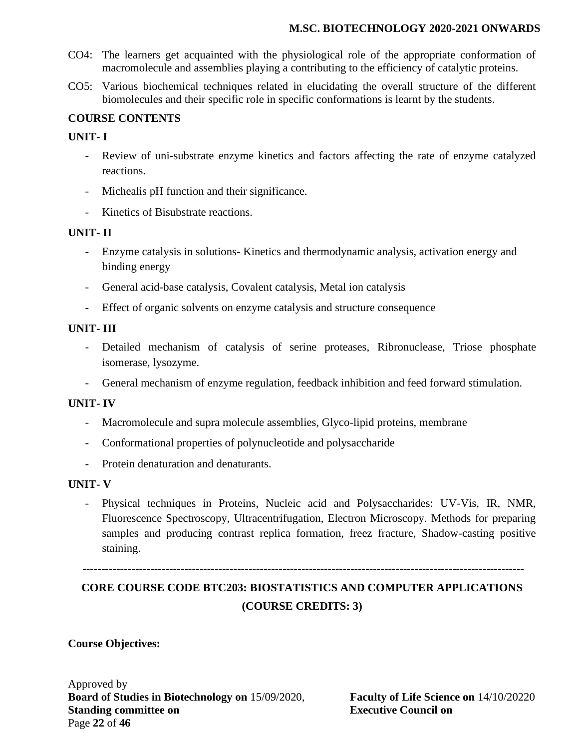CO4: The learners get acquainted with the physiological role of the appropriate conformation of macromolecule and assemblies playing a contributing to the efficiency of catalytic proteins.

CO5: Various biochemical techniques related in elucidating the overall structure of the different biomolecules and their specific role in specific conformations is learnt by the students.

**COURSE CONTENTS**

**UNIT- I**

- Review of uni-substrate enzyme kinetics and factors affecting the rate of enzyme catalyzed reactions.
- Michealis pH function and their significance.
- Kinetics of Bisubstrate reactions.

**UNIT- II**

- Enzyme catalysis in solutions- Kinetics and thermodynamic analysis, activation energy and binding energy
- General acid-base catalysis, Covalent catalysis, Metal ion catalysis
- Effect of organic solvents on enzyme catalysis and structure consequence

**UNIT- III**

- Detailed mechanism of catalysis of serine proteases, Ribronuclease, Triose phosphate isomerase, lysozyme.
- General mechanism of enzyme regulation, feedback inhibition and feed forward stimulation.

**UNIT- IV**

- Macromolecule and supra molecule assemblies, Glyco-lipid proteins, membrane
- Conformational properties of polynucleotide and polysaccharide
- Protein denaturation and denaturants.

**UNIT- V**

- Physical techniques in Proteins, Nucleic acid and Polysaccharides: UV-Vis, IR, NMR, Fluorescence Spectroscopy, Ultracentrifugation, Electron Microscopy. Methods for preparing samples and producing contrast replica formation, freez fracture, Shadow-casting positive staining.

---

## CORE COURSE CODE BTC203: BIOSTATISTICS AND COMPUTER APPLICATIONS (COURSE CREDITS: 3)

**Course Objectives:**

Approved by
**Board of Studies in Biotechnology on** 15/09/2020, **Faculty of Life Science on** 14/10/20220
**Standing committee on** **Executive Council on**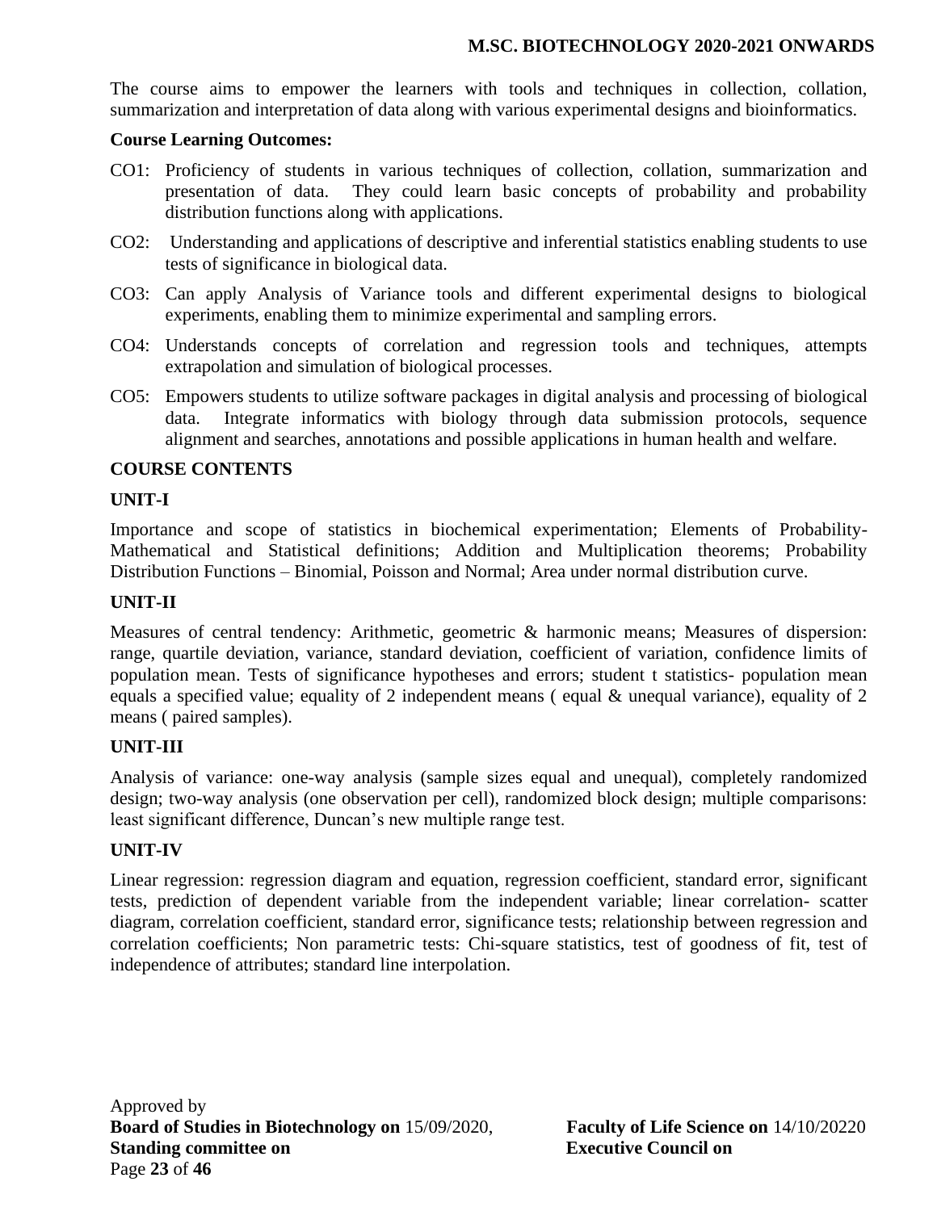The course aims to empower the learners with tools and techniques in collection, collation, summarization and interpretation of data along with various experimental designs and bioinformatics.

**Course Learning Outcomes:**

- CO1: Proficiency of students in various techniques of collection, collation, summarization and presentation of data. They could learn basic concepts of probability and probability distribution functions along with applications.
- CO2: Understanding and applications of descriptive and inferential statistics enabling students to use tests of significance in biological data.
- CO3: Can apply Analysis of Variance tools and different experimental designs to biological experiments, enabling them to minimize experimental and sampling errors.
- CO4: Understands concepts of correlation and regression tools and techniques, attempts extrapolation and simulation of biological processes.
- CO5: Empowers students to utilize software packages in digital analysis and processing of biological data. Integrate informatics with biology through data submission protocols, sequence alignment and searches, annotations and possible applications in human health and welfare.

## COURSE CONTENTS

### UNIT-I

Importance and scope of statistics in biochemical experimentation; Elements of Probability-Mathematical and Statistical definitions; Addition and Multiplication theorems; Probability Distribution Functions – Binomial, Poisson and Normal; Area under normal distribution curve.

### UNIT-II

Measures of central tendency: Arithmetic, geometric & harmonic means; Measures of dispersion: range, quartile deviation, variance, standard deviation, coefficient of variation, confidence limits of population mean. Tests of significance hypotheses and errors; student t statistics- population mean equals a specified value; equality of 2 independent means ( equal & unequal variance), equality of 2 means ( paired samples).

### UNIT-III

Analysis of variance: one-way analysis (sample sizes equal and unequal), completely randomized design; two-way analysis (one observation per cell), randomized block design; multiple comparisons: least significant difference, Duncan's new multiple range test.

### UNIT-IV

Linear regression: regression diagram and equation, regression coefficient, standard error, significant tests, prediction of dependent variable from the independent variable; linear correlation- scatter diagram, correlation coefficient, standard error, significance tests; relationship between regression and correlation coefficients; Non parametric tests: Chi-square statistics, test of goodness of fit, test of independence of attributes; standard line interpolation.

Approved by
**Board of Studies in Biotechnology on** 15/09/2020, **Faculty of Life Science on** 14/10/20220
**Standing committee on** **Executive Council on**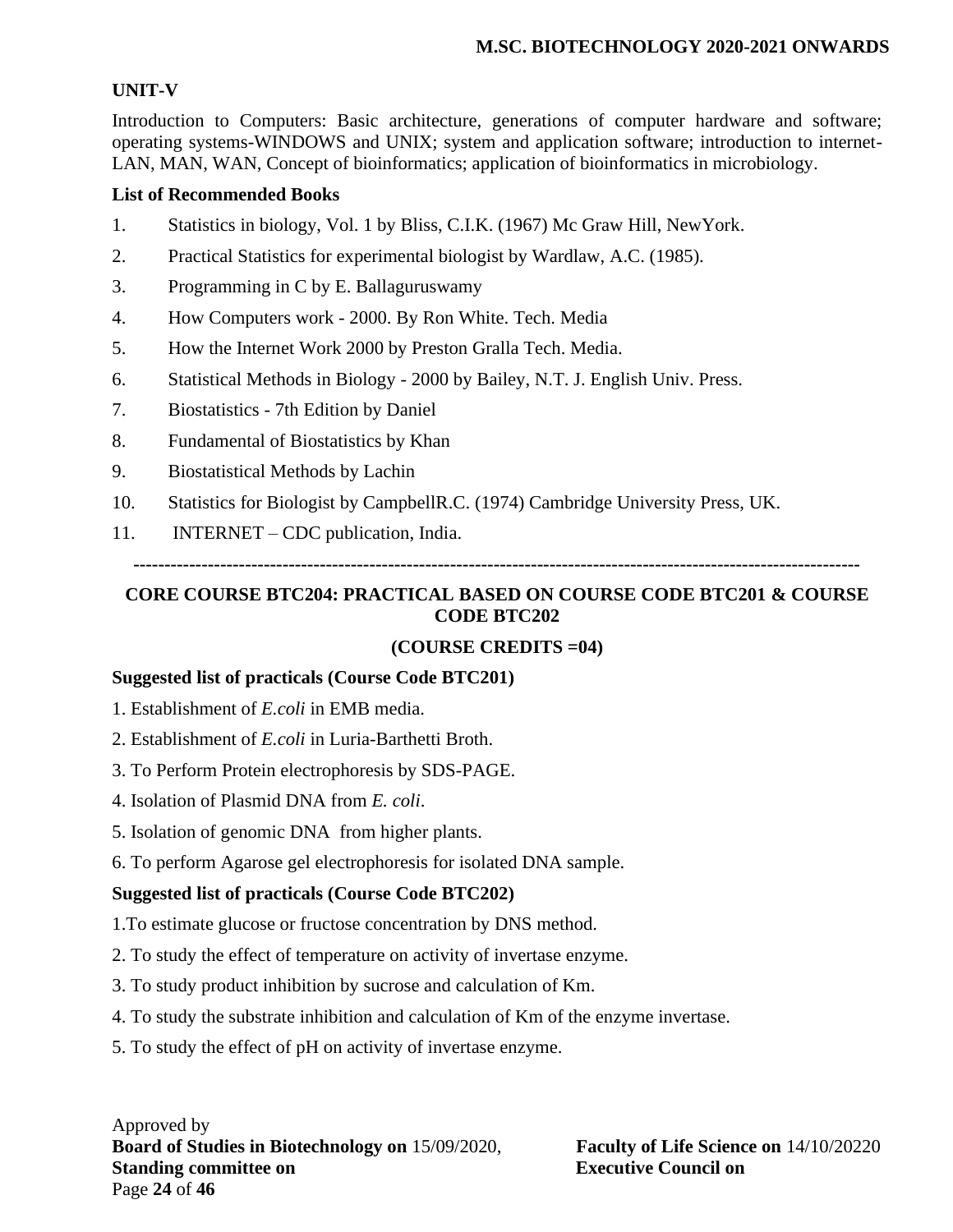### UNIT-V

Introduction to Computers: Basic architecture, generations of computer hardware and software; operating systems-WINDOWS and UNIX; system and application software; introduction to internet-LAN, MAN, WAN, Concept of bioinformatics; application of bioinformatics in microbiology.

### List of Recommended Books

1. Statistics in biology, Vol. 1 by Bliss, C.I.K. (1967) Mc Graw Hill, NewYork.
2. Practical Statistics for experimental biologist by Wardlaw, A.C. (1985).
3. Programming in C by E. Ballaguruswamy
4. How Computers work - 2000. By Ron White. Tech. Media
5. How the Internet Work 2000 by Preston Gralla Tech. Media.
6. Statistical Methods in Biology - 2000 by Bailey, N.T. J. English Univ. Press.
7. Biostatistics - 7th Edition by Daniel
8. Fundamental of Biostatistics by Khan
9. Biostatistical Methods by Lachin
10. Statistics for Biologist by CampbellR.C. (1974) Cambridge University Press, UK.
11. INTERNET – CDC publication, India.

---

## CORE COURSE BTC204: PRACTICAL BASED ON COURSE CODE BTC201 & COURSE CODE BTC202

**(COURSE CREDITS =04)**

### Suggested list of practicals (Course Code BTC201)

1. Establishment of *E.coli* in EMB media.
2. Establishment of *E.coli* in Luria-Barthetti Broth.
3. To Perform Protein electrophoresis by SDS-PAGE.
4. Isolation of Plasmid DNA from *E. coli*.
5. Isolation of genomic DNA from higher plants.
6. To perform Agarose gel electrophoresis for isolated DNA sample.

### Suggested list of practicals (Course Code BTC202)

1. To estimate glucose or fructose concentration by DNS method.
2. To study the effect of temperature on activity of invertase enzyme.
3. To study product inhibition by sucrose and calculation of Km.
4. To study the substrate inhibition and calculation of Km of the enzyme invertase.
5. To study the effect of pH on activity of invertase enzyme.

Approved by
**Board of Studies in Biotechnology on** 15/09/2020, **Faculty of Life Science on** 14/10/20220
**Standing committee on** **Executive Council on**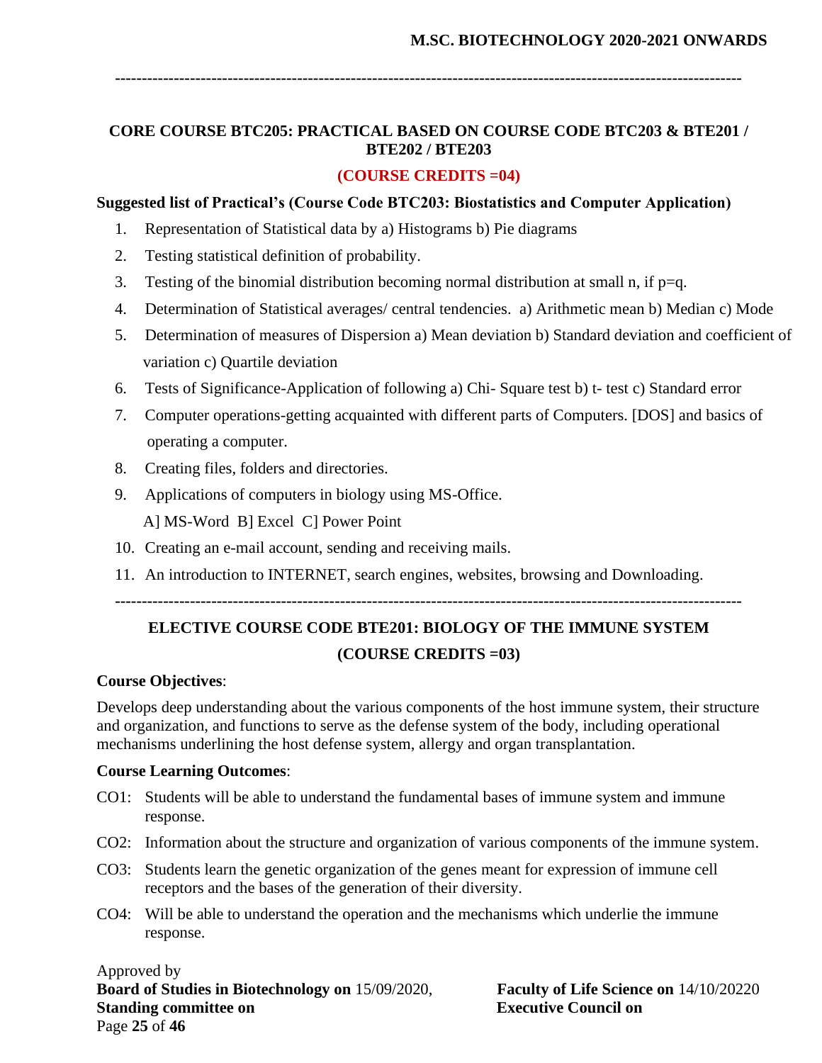## CORE COURSE BTC205: PRACTICAL BASED ON COURSE CODE BTC203 & BTE201 / BTE202 / BTE203

**(COURSE CREDITS =04)**

**Suggested list of Practical's (Course Code BTC203: Biostatistics and Computer Application)**

1. Representation of Statistical data by a) Histograms b) Pie diagrams
2. Testing statistical definition of probability.
3. Testing of the binomial distribution becoming normal distribution at small n, if p=q.
4. Determination of Statistical averages/ central tendencies. a) Arithmetic mean b) Median c) Mode
5. Determination of measures of Dispersion a) Mean deviation b) Standard deviation and coefficient of variation c) Quartile deviation
6. Tests of Significance-Application of following a) Chi- Square test b) t- test c) Standard error
7. Computer operations-getting acquainted with different parts of Computers. [DOS] and basics of operating a computer.
8. Creating files, folders and directories.
9. Applications of computers in biology using MS-Office.
   A] MS-Word B] Excel C] Power Point
10. Creating an e-mail account, sending and receiving mails.
11. An introduction to INTERNET, search engines, websites, browsing and Downloading.

---

## ELECTIVE COURSE CODE BTE201: BIOLOGY OF THE IMMUNE SYSTEM

**(COURSE CREDITS =03)**

**Course Objectives**:

Develops deep understanding about the various components of the host immune system, their structure and organization, and functions to serve as the defense system of the body, including operational mechanisms underlining the host defense system, allergy and organ transplantation.

**Course Learning Outcomes**:

- CO1: Students will be able to understand the fundamental bases of immune system and immune response.
- CO2: Information about the structure and organization of various components of the immune system.
- CO3: Students learn the genetic organization of the genes meant for expression of immune cell receptors and the bases of the generation of their diversity.
- CO4: Will be able to understand the operation and the mechanisms which underlie the immune response.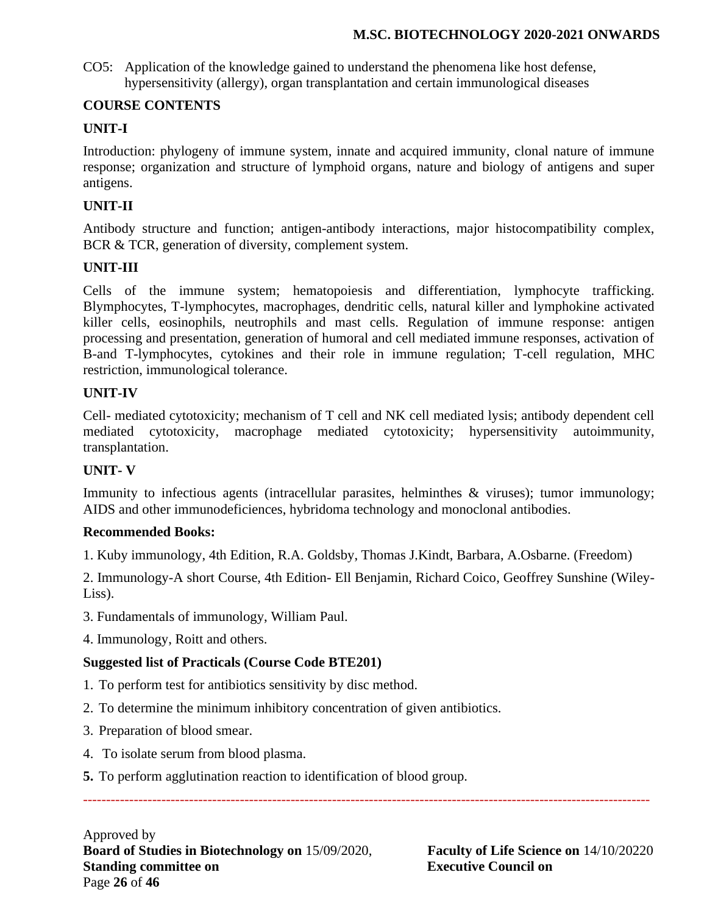CO5: Application of the knowledge gained to understand the phenomena like host defense, hypersensitivity (allergy), organ transplantation and certain immunological diseases

**COURSE CONTENTS**

**UNIT-I**

Introduction: phylogeny of immune system, innate and acquired immunity, clonal nature of immune response; organization and structure of lymphoid organs, nature and biology of antigens and super antigens.

**UNIT-II**

Antibody structure and function; antigen-antibody interactions, major histocompatibility complex, BCR & TCR, generation of diversity, complement system.

**UNIT-III**

Cells of the immune system; hematopoiesis and differentiation, lymphocyte trafficking. Blymphocytes, T-lymphocytes, macrophages, dendritic cells, natural killer and lymphokine activated killer cells, eosinophils, neutrophils and mast cells. Regulation of immune response: antigen processing and presentation, generation of humoral and cell mediated immune responses, activation of B-and T-lymphocytes, cytokines and their role in immune regulation; T-cell regulation, MHC restriction, immunological tolerance.

**UNIT-IV**

Cell- mediated cytotoxicity; mechanism of T cell and NK cell mediated lysis; antibody dependent cell mediated cytotoxicity, macrophage mediated cytotoxicity; hypersensitivity autoimmunity, transplantation.

**UNIT- V**

Immunity to infectious agents (intracellular parasites, helminthes & viruses); tumor immunology; AIDS and other immunodeficiences, hybridoma technology and monoclonal antibodies.

**Recommended Books:**

1. Kuby immunology, 4th Edition, R.A. Goldsby, Thomas J.Kindt, Barbara, A.Osbarne. (Freedom)

2. Immunology-A short Course, 4th Edition- Ell Benjamin, Richard Coico, Geoffrey Sunshine (Wiley-Liss).

3. Fundamentals of immunology, William Paul.

4. Immunology, Roitt and others.

**Suggested list of Practicals (Course Code BTE201)**

1. To perform test for antibiotics sensitivity by disc method.
2. To determine the minimum inhibitory concentration of given antibiotics.
3. Preparation of blood smear.
4. To isolate serum from blood plasma.
5. To perform agglutination reaction to identification of blood group.

---

Approved by
**Board of Studies in Biotechnology on** 15/09/2020, **Faculty of Life Science on** 14/10/20220
**Standing committee on** **Executive Council on**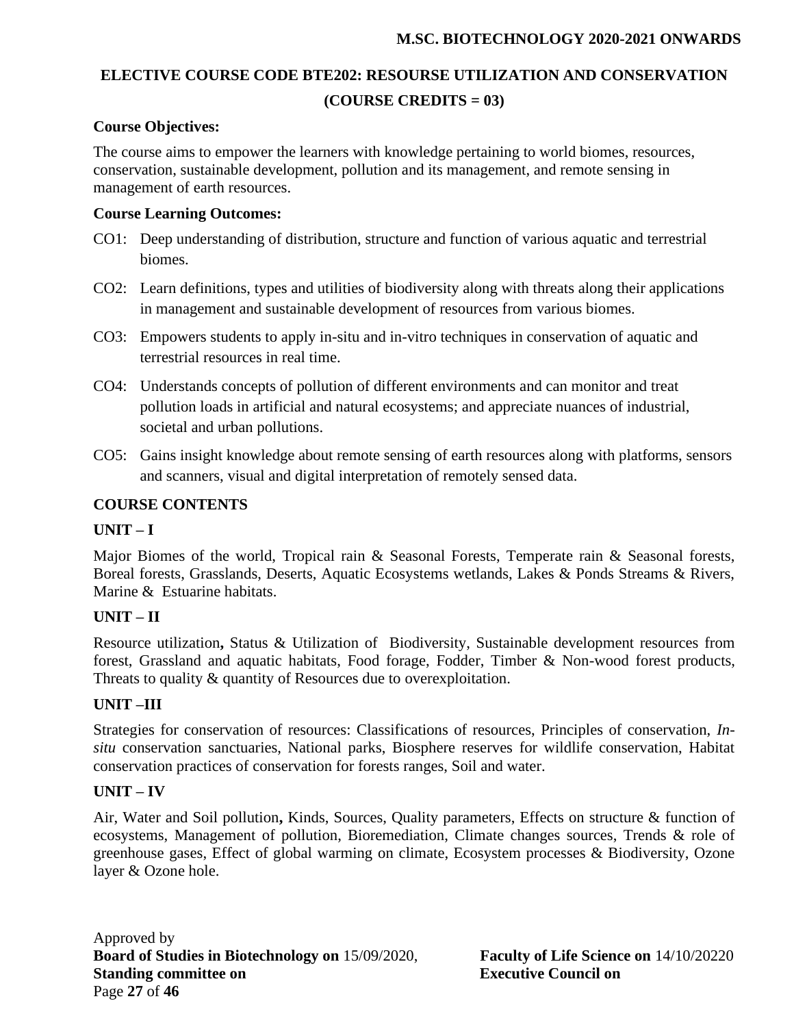## ELECTIVE COURSE CODE BTE202: RESOURSE UTILIZATION AND CONSERVATION (COURSE CREDITS = 03)

**Course Objectives:**

The course aims to empower the learners with knowledge pertaining to world biomes, resources, conservation, sustainable development, pollution and its management, and remote sensing in management of earth resources.

**Course Learning Outcomes:**

- CO1: Deep understanding of distribution, structure and function of various aquatic and terrestrial biomes.
- CO2: Learn definitions, types and utilities of biodiversity along with threats along their applications in management and sustainable development of resources from various biomes.
- CO3: Empowers students to apply in-situ and in-vitro techniques in conservation of aquatic and terrestrial resources in real time.
- CO4: Understands concepts of pollution of different environments and can monitor and treat pollution loads in artificial and natural ecosystems; and appreciate nuances of industrial, societal and urban pollutions.
- CO5: Gains insight knowledge about remote sensing of earth resources along with platforms, sensors and scanners, visual and digital interpretation of remotely sensed data.

### COURSE CONTENTS

**UNIT – I**

Major Biomes of the world, Tropical rain & Seasonal Forests, Temperate rain & Seasonal forests, Boreal forests, Grasslands, Deserts, Aquatic Ecosystems wetlands, Lakes & Ponds Streams & Rivers, Marine & Estuarine habitats.

**UNIT – II**

Resource utilization**,** Status & Utilization of Biodiversity, Sustainable development resources from forest, Grassland and aquatic habitats, Food forage, Fodder, Timber & Non-wood forest products, Threats to quality & quantity of Resources due to overexploitation.

**UNIT –III**

Strategies for conservation of resources: Classifications of resources, Principles of conservation, *In-situ* conservation sanctuaries, National parks, Biosphere reserves for wildlife conservation, Habitat conservation practices of conservation for forests ranges, Soil and water.

**UNIT – IV**

Air, Water and Soil pollution**,** Kinds, Sources, Quality parameters, Effects on structure & function of ecosystems, Management of pollution, Bioremediation, Climate changes sources, Trends & role of greenhouse gases, Effect of global warming on climate, Ecosystem processes & Biodiversity, Ozone layer & Ozone hole.

Approved by
**Board of Studies in Biotechnology on** 15/09/2020, **Faculty of Life Science on** 14/10/20220
**Standing committee on** **Executive Council on**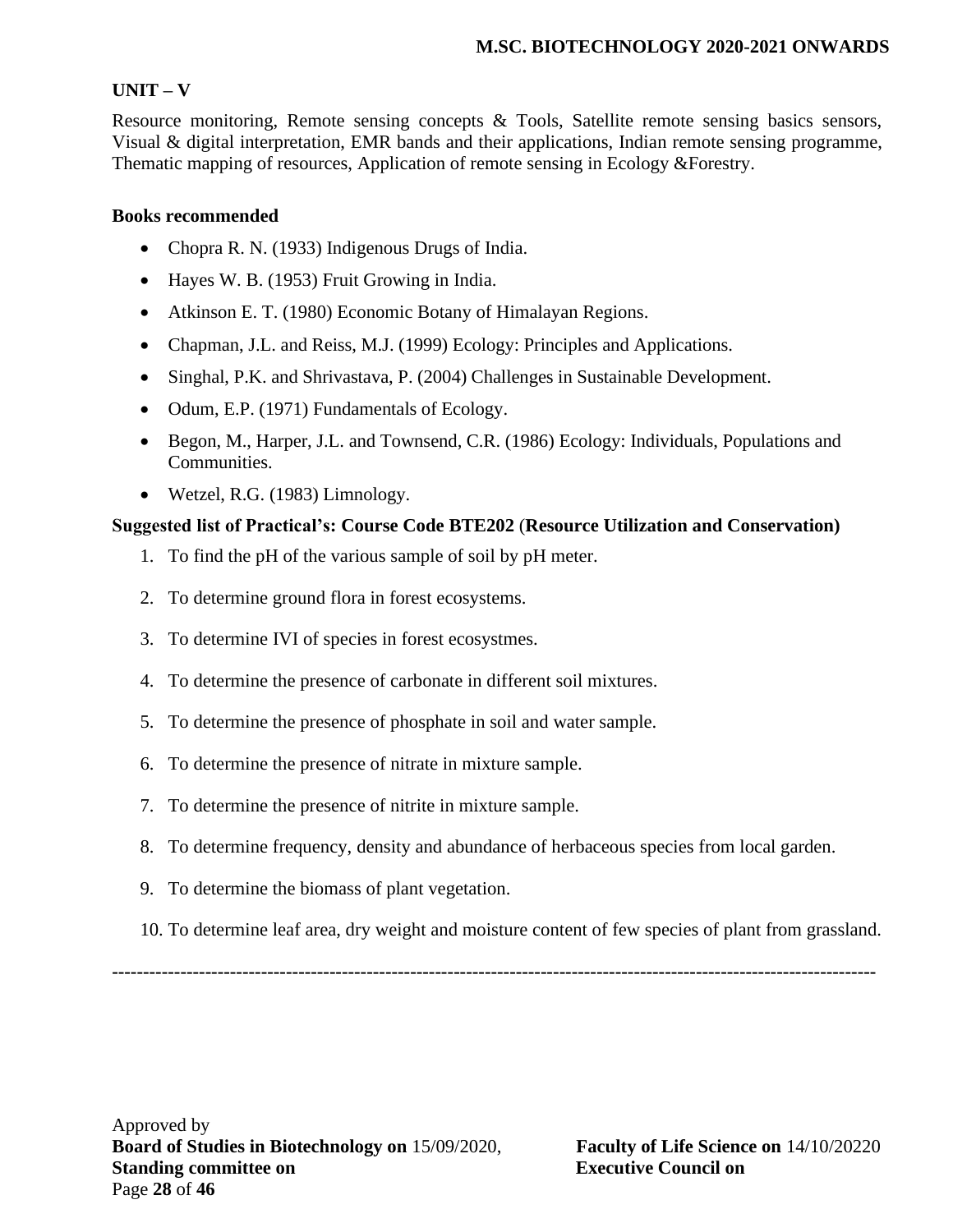**UNIT – V**

Resource monitoring, Remote sensing concepts & Tools, Satellite remote sensing basics sensors, Visual & digital interpretation, EMR bands and their applications, Indian remote sensing programme, Thematic mapping of resources, Application of remote sensing in Ecology &Forestry.

**Books recommended**

- Chopra R. N. (1933) Indigenous Drugs of India.
- Hayes W. B. (1953) Fruit Growing in India.
- Atkinson E. T. (1980) Economic Botany of Himalayan Regions.
- Chapman, J.L. and Reiss, M.J. (1999) Ecology: Principles and Applications.
- Singhal, P.K. and Shrivastava, P. (2004) Challenges in Sustainable Development.
- Odum, E.P. (1971) Fundamentals of Ecology.
- Begon, M., Harper, J.L. and Townsend, C.R. (1986) Ecology: Individuals, Populations and Communities.
- Wetzel, R.G. (1983) Limnology.

**Suggested list of Practical's: Course Code BTE202 (Resource Utilization and Conservation)**

1. To find the pH of the various sample of soil by pH meter.
2. To determine ground flora in forest ecosystems.
3. To determine IVI of species in forest ecosystmes.
4. To determine the presence of carbonate in different soil mixtures.
5. To determine the presence of phosphate in soil and water sample.
6. To determine the presence of nitrate in mixture sample.
7. To determine the presence of nitrite in mixture sample.
8. To determine frequency, density and abundance of herbaceous species from local garden.
9. To determine the biomass of plant vegetation.
10. To determine leaf area, dry weight and moisture content of few species of plant from grassland.

---

Approved by
**Board of Studies in Biotechnology on** 15/09/2020, **Faculty of Life Science on** 14/10/20220
**Standing committee on** **Executive Council on**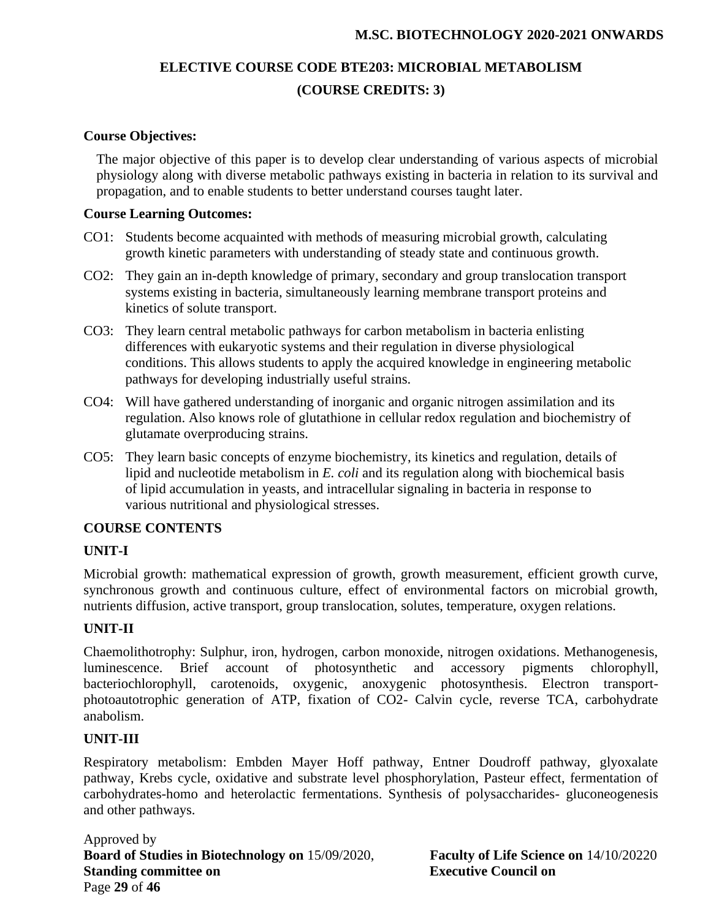# ELECTIVE COURSE CODE BTE203: MICROBIAL METABOLISM

## (COURSE CREDITS: 3)

**Course Objectives:**

The major objective of this paper is to develop clear understanding of various aspects of microbial physiology along with diverse metabolic pathways existing in bacteria in relation to its survival and propagation, and to enable students to better understand courses taught later.

**Course Learning Outcomes:**

CO1: Students become acquainted with methods of measuring microbial growth, calculating growth kinetic parameters with understanding of steady state and continuous growth.

CO2: They gain an in-depth knowledge of primary, secondary and group translocation transport systems existing in bacteria, simultaneously learning membrane transport proteins and kinetics of solute transport.

CO3: They learn central metabolic pathways for carbon metabolism in bacteria enlisting differences with eukaryotic systems and their regulation in diverse physiological conditions. This allows students to apply the acquired knowledge in engineering metabolic pathways for developing industrially useful strains.

CO4: Will have gathered understanding of inorganic and organic nitrogen assimilation and its regulation. Also knows role of glutathione in cellular redox regulation and biochemistry of glutamate overproducing strains.

CO5: They learn basic concepts of enzyme biochemistry, its kinetics and regulation, details of lipid and nucleotide metabolism in *E. coli* and its regulation along with biochemical basis of lipid accumulation in yeasts, and intracellular signaling in bacteria in response to various nutritional and physiological stresses.

**COURSE CONTENTS**

**UNIT-I**

Microbial growth: mathematical expression of growth, growth measurement, efficient growth curve, synchronous growth and continuous culture, effect of environmental factors on microbial growth, nutrients diffusion, active transport, group translocation, solutes, temperature, oxygen relations.

**UNIT-II**

Chaemolithotrophy: Sulphur, iron, hydrogen, carbon monoxide, nitrogen oxidations. Methanogenesis, luminescence. Brief account of photosynthetic and accessory pigments chlorophyll, bacteriochlorophyll, carotenoids, oxygenic, anoxygenic photosynthesis. Electron transport-photoautotrophic generation of ATP, fixation of CO2- Calvin cycle, reverse TCA, carbohydrate anabolism.

**UNIT-III**

Respiratory metabolism: Embden Mayer Hoff pathway, Entner Doudroff pathway, glyoxalate pathway, Krebs cycle, oxidative and substrate level phosphorylation, Pasteur effect, fermentation of carbohydrates-homo and heterolactic fermentations. Synthesis of polysaccharides- gluconeogenesis and other pathways.

Approved by
**Board of Studies in Biotechnology on** 15/09/2020, **Faculty of Life Science on** 14/10/20220
**Standing committee on** **Executive Council on**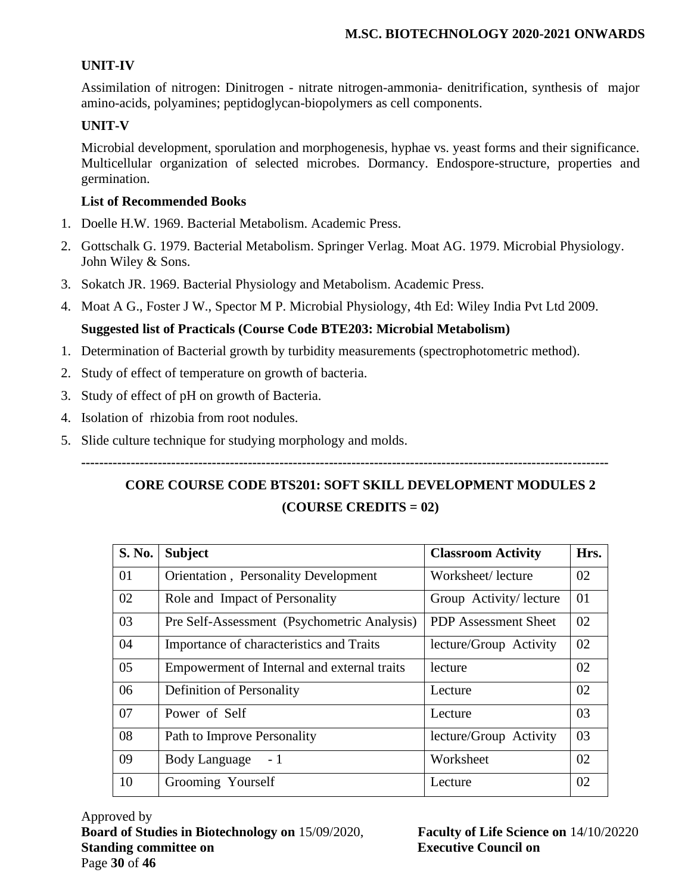### UNIT-IV

Assimilation of nitrogen: Dinitrogen - nitrate nitrogen-ammonia- denitrification, synthesis of major amino-acids, polyamines; peptidoglycan-biopolymers as cell components.

### UNIT-V

Microbial development, sporulation and morphogenesis, hyphae vs. yeast forms and their significance. Multicellular organization of selected microbes. Dormancy. Endospore-structure, properties and germination.

**List of Recommended Books**

1. Doelle H.W. 1969. Bacterial Metabolism. Academic Press.
2. Gottschalk G. 1979. Bacterial Metabolism. Springer Verlag. Moat AG. 1979. Microbial Physiology. John Wiley & Sons.
3. Sokatch JR. 1969. Bacterial Physiology and Metabolism. Academic Press.
4. Moat A G., Foster J W., Spector M P. Microbial Physiology, 4th Ed: Wiley India Pvt Ltd 2009.

**Suggested list of Practicals (Course Code BTE203: Microbial Metabolism)**

1. Determination of Bacterial growth by turbidity measurements (spectrophotometric method).
2. Study of effect of temperature on growth of bacteria.
3. Study of effect of pH on growth of Bacteria.
4. Isolation of rhizobia from root nodules.
5. Slide culture technique for studying morphology and molds.

---

## CORE COURSE CODE BTS201: SOFT SKILL DEVELOPMENT MODULES 2

## (COURSE CREDITS = 02)

| S. No. | Subject | Classroom Activity | Hrs. |
|---|---|---|---|
| 01 | Orientation , Personality Development | Worksheet/ lecture | 02 |
| 02 | Role and Impact of Personality | Group Activity/ lecture | 01 |
| 03 | Pre Self-Assessment (Psychometric Analysis) | PDP Assessment Sheet | 02 |
| 04 | Importance of characteristics and Traits | lecture/Group Activity | 02 |
| 05 | Empowerment of Internal and external traits | lecture | 02 |
| 06 | Definition of Personality | Lecture | 02 |
| 07 | Power of Self | Lecture | 03 |
| 08 | Path to Improve Personality | lecture/Group Activity | 03 |
| 09 | Body Language - 1 | Worksheet | 02 |
| 10 | Grooming Yourself | Lecture | 02 |

Approved by
**Board of Studies in Biotechnology on** 15/09/2020, **Faculty of Life Science on** 14/10/20220
**Standing committee on** **Executive Council on**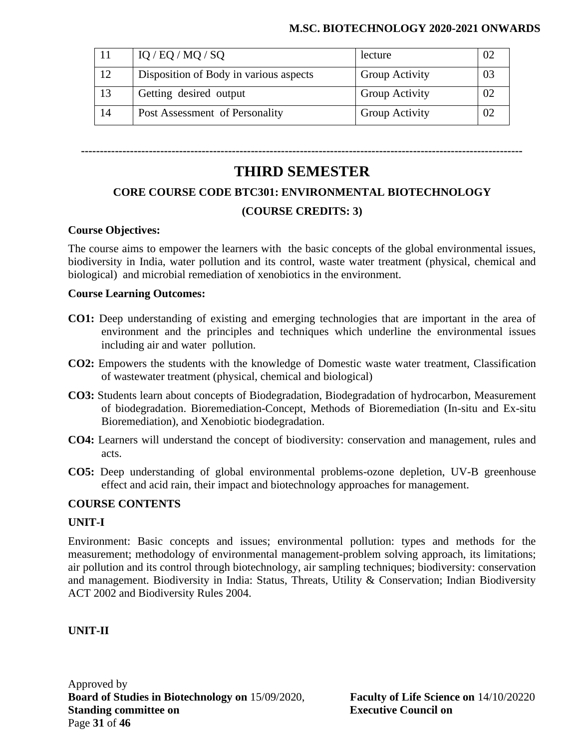| 11 | IQ / EQ / MQ / SQ | lecture | 02 |
|---|---|---|---|
| 12 | Disposition of Body in various aspects | Group Activity | 03 |
| 13 | Getting desired output | Group Activity | 02 |
| 14 | Post Assessment of Personality | Group Activity | 02 |

---

# THIRD SEMESTER

## CORE COURSE CODE BTC301: ENVIRONMENTAL BIOTECHNOLOGY

## (COURSE CREDITS: 3)

**Course Objectives:**

The course aims to empower the learners with the basic concepts of the global environmental issues, biodiversity in India, water pollution and its control, waste water treatment (physical, chemical and biological) and microbial remediation of xenobiotics in the environment.

**Course Learning Outcomes:**

**CO1:** Deep understanding of existing and emerging technologies that are important in the area of environment and the principles and techniques which underline the environmental issues including air and water pollution.

**CO2:** Empowers the students with the knowledge of Domestic waste water treatment, Classification of wastewater treatment (physical, chemical and biological)

**CO3:** Students learn about concepts of Biodegradation, Biodegradation of hydrocarbon, Measurement of biodegradation. Bioremediation-Concept, Methods of Bioremediation (In-situ and Ex-situ Bioremediation), and Xenobiotic biodegradation.

**CO4:** Learners will understand the concept of biodiversity: conservation and management, rules and acts.

**CO5:** Deep understanding of global environmental problems-ozone depletion, UV-B greenhouse effect and acid rain, their impact and biotechnology approaches for management.

**COURSE CONTENTS**

**UNIT-I**

Environment: Basic concepts and issues; environmental pollution: types and methods for the measurement; methodology of environmental management-problem solving approach, its limitations; air pollution and its control through biotechnology, air sampling techniques; biodiversity: conservation and management. Biodiversity in India: Status, Threats, Utility & Conservation; Indian Biodiversity ACT 2002 and Biodiversity Rules 2004.

**UNIT-II**

Approved by
**Board of Studies in Biotechnology on** 15/09/2020, **Faculty of Life Science on** 14/10/20220
**Standing committee on** **Executive Council on**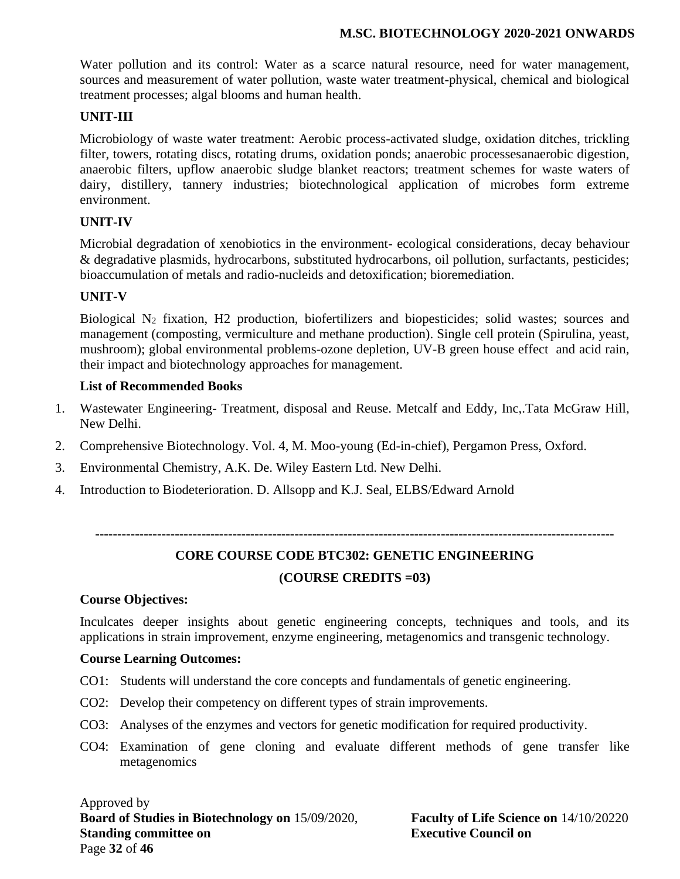Water pollution and its control: Water as a scarce natural resource, need for water management, sources and measurement of water pollution, waste water treatment-physical, chemical and biological treatment processes; algal blooms and human health.

**UNIT-III**

Microbiology of waste water treatment: Aerobic process-activated sludge, oxidation ditches, trickling filter, towers, rotating discs, rotating drums, oxidation ponds; anaerobic processesanaerobic digestion, anaerobic filters, upflow anaerobic sludge blanket reactors; treatment schemes for waste waters of dairy, distillery, tannery industries; biotechnological application of microbes form extreme environment.

**UNIT-IV**

Microbial degradation of xenobiotics in the environment- ecological considerations, decay behaviour & degradative plasmids, hydrocarbons, substituted hydrocarbons, oil pollution, surfactants, pesticides; bioaccumulation of metals and radio-nucleids and detoxification; bioremediation.

**UNIT-V**

Biological $N_2$ fixation, H2 production, biofertilizers and biopesticides; solid wastes; sources and management (composting, vermiculture and methane production). Single cell protein (Spirulina, yeast, mushroom); global environmental problems-ozone depletion, UV-B green house effect and acid rain, their impact and biotechnology approaches for management.

**List of Recommended Books**

1. Wastewater Engineering- Treatment, disposal and Reuse. Metcalf and Eddy, Inc,.Tata McGraw Hill, New Delhi.
2. Comprehensive Biotechnology. Vol. 4, M. Moo-young (Ed-in-chief), Pergamon Press, Oxford.
3. Environmental Chemistry, A.K. De. Wiley Eastern Ltd. New Delhi.
4. Introduction to Biodeterioration. D. Allsopp and K.J. Seal, ELBS/Edward Arnold

---

## CORE COURSE CODE BTC302: GENETIC ENGINEERING

**(COURSE CREDITS =03)**

**Course Objectives:**

Inculcates deeper insights about genetic engineering concepts, techniques and tools, and its applications in strain improvement, enzyme engineering, metagenomics and transgenic technology.

**Course Learning Outcomes:**

CO1: Students will understand the core concepts and fundamentals of genetic engineering.

CO2: Develop their competency on different types of strain improvements.

CO3: Analyses of the enzymes and vectors for genetic modification for required productivity.

CO4: Examination of gene cloning and evaluate different methods of gene transfer like metagenomics

Approved by
**Board of Studies in Biotechnology on** 15/09/2020, **Faculty of Life Science on** 14/10/20220
**Standing committee on** **Executive Council on**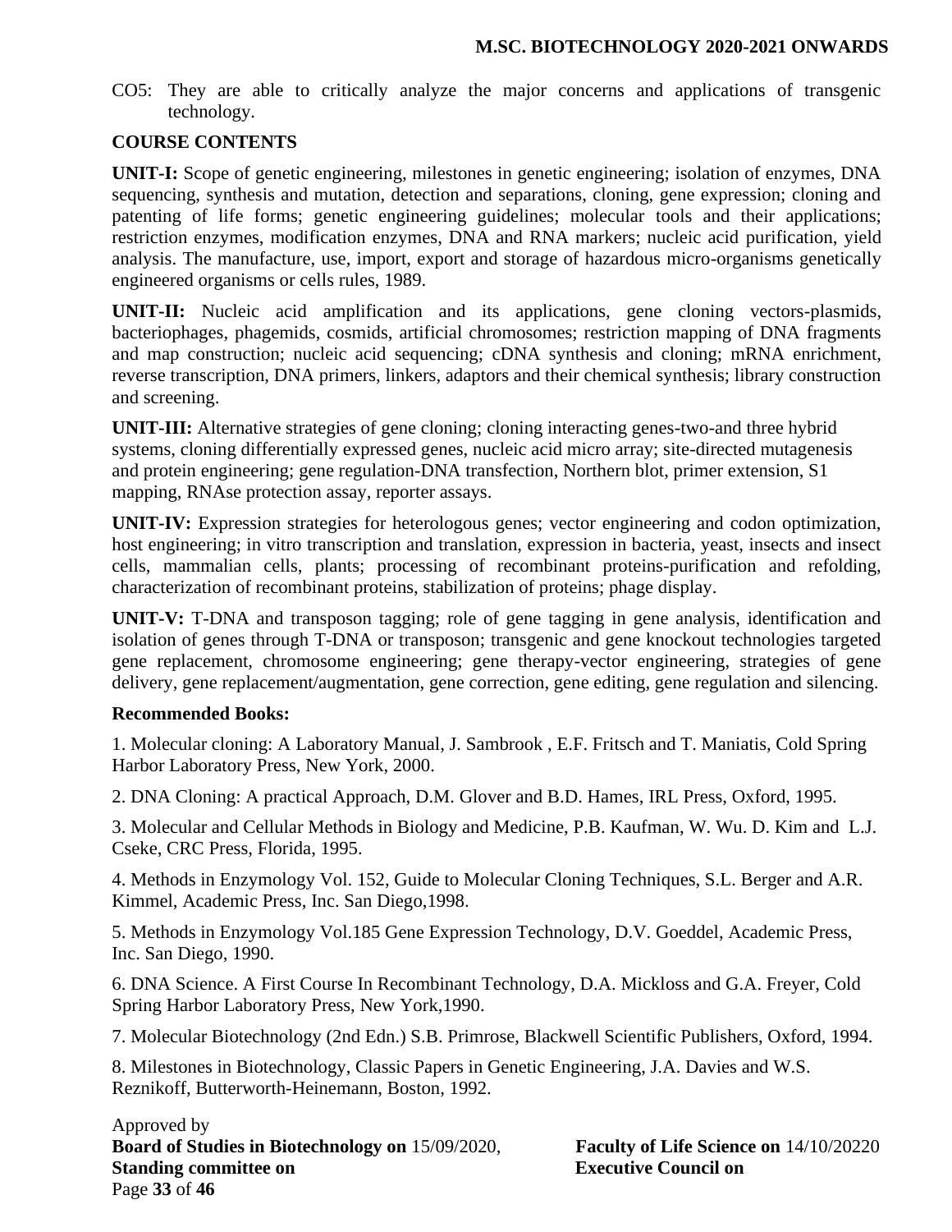CO5: They are able to critically analyze the major concerns and applications of transgenic technology.

**COURSE CONTENTS**

**UNIT-I:** Scope of genetic engineering, milestones in genetic engineering; isolation of enzymes, DNA sequencing, synthesis and mutation, detection and separations, cloning, gene expression; cloning and patenting of life forms; genetic engineering guidelines; molecular tools and their applications; restriction enzymes, modification enzymes, DNA and RNA markers; nucleic acid purification, yield analysis. The manufacture, use, import, export and storage of hazardous micro-organisms genetically engineered organisms or cells rules, 1989.

**UNIT-II:** Nucleic acid amplification and its applications, gene cloning vectors-plasmids, bacteriophages, phagemids, cosmids, artificial chromosomes; restriction mapping of DNA fragments and map construction; nucleic acid sequencing; cDNA synthesis and cloning; mRNA enrichment, reverse transcription, DNA primers, linkers, adaptors and their chemical synthesis; library construction and screening.

**UNIT-III:** Alternative strategies of gene cloning; cloning interacting genes-two-and three hybrid systems, cloning differentially expressed genes, nucleic acid micro array; site-directed mutagenesis and protein engineering; gene regulation-DNA transfection, Northern blot, primer extension, S1 mapping, RNAse protection assay, reporter assays.

**UNIT-IV:** Expression strategies for heterologous genes; vector engineering and codon optimization, host engineering; in vitro transcription and translation, expression in bacteria, yeast, insects and insect cells, mammalian cells, plants; processing of recombinant proteins-purification and refolding, characterization of recombinant proteins, stabilization of proteins; phage display.

**UNIT-V:** T-DNA and transposon tagging; role of gene tagging in gene analysis, identification and isolation of genes through T-DNA or transposon; transgenic and gene knockout technologies targeted gene replacement, chromosome engineering; gene therapy-vector engineering, strategies of gene delivery, gene replacement/augmentation, gene correction, gene editing, gene regulation and silencing.

**Recommended Books:**

1. Molecular cloning: A Laboratory Manual, J. Sambrook , E.F. Fritsch and T. Maniatis, Cold Spring Harbor Laboratory Press, New York, 2000.

2. DNA Cloning: A practical Approach, D.M. Glover and B.D. Hames, IRL Press, Oxford, 1995.

3. Molecular and Cellular Methods in Biology and Medicine, P.B. Kaufman, W. Wu. D. Kim and L.J. Cseke, CRC Press, Florida, 1995.

4. Methods in Enzymology Vol. 152, Guide to Molecular Cloning Techniques, S.L. Berger and A.R. Kimmel, Academic Press, Inc. San Diego,1998.

5. Methods in Enzymology Vol.185 Gene Expression Technology, D.V. Goeddel, Academic Press, Inc. San Diego, 1990.

6. DNA Science. A First Course In Recombinant Technology, D.A. Mickloss and G.A. Freyer, Cold Spring Harbor Laboratory Press, New York,1990.

7. Molecular Biotechnology (2nd Edn.) S.B. Primrose, Blackwell Scientific Publishers, Oxford, 1994.

8. Milestones in Biotechnology, Classic Papers in Genetic Engineering, J.A. Davies and W.S. Reznikoff, Butterworth-Heinemann, Boston, 1992.

Approved by
**Board of Studies in Biotechnology on** 15/09/2020, **Faculty of Life Science on** 14/10/20220
**Standing committee on** **Executive Council on**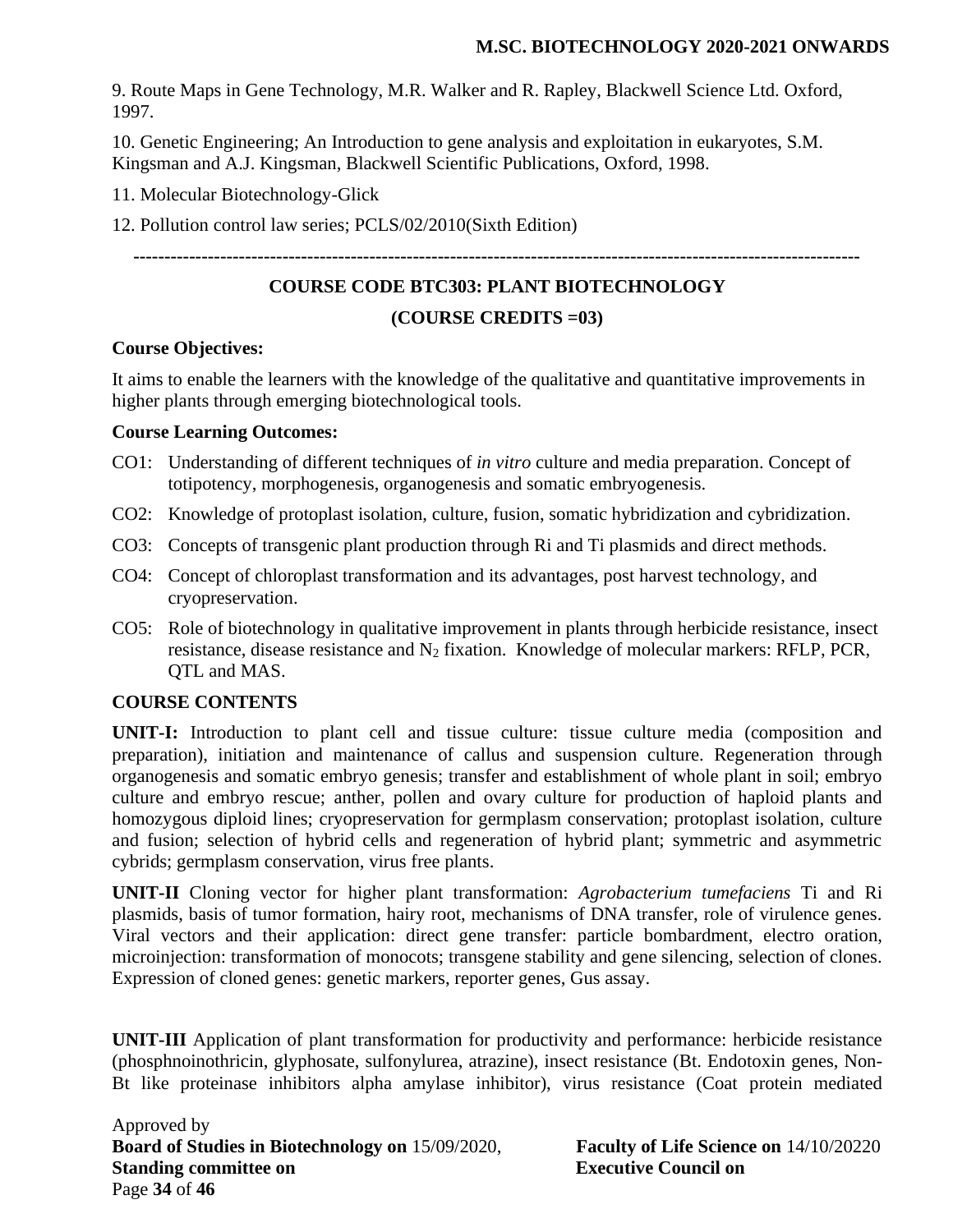9. Route Maps in Gene Technology, M.R. Walker and R. Rapley, Blackwell Science Ltd. Oxford, 1997.

10. Genetic Engineering; An Introduction to gene analysis and exploitation in eukaryotes, S.M. Kingsman and A.J. Kingsman, Blackwell Scientific Publications, Oxford, 1998.

11. Molecular Biotechnology-Glick

12. Pollution control law series; PCLS/02/2010(Sixth Edition)

---

## COURSE CODE BTC303: PLANT BIOTECHNOLOGY

### (COURSE CREDITS =03)

**Course Objectives:**

It aims to enable the learners with the knowledge of the qualitative and quantitative improvements in higher plants through emerging biotechnological tools.

**Course Learning Outcomes:**

- CO1: Understanding of different techniques of *in vitro* culture and media preparation. Concept of totipotency, morphogenesis, organogenesis and somatic embryogenesis.
- CO2: Knowledge of protoplast isolation, culture, fusion, somatic hybridization and cybridization.
- CO3: Concepts of transgenic plant production through Ri and Ti plasmids and direct methods.
- CO4: Concept of chloroplast transformation and its advantages, post harvest technology, and cryopreservation.
- CO5: Role of biotechnology in qualitative improvement in plants through herbicide resistance, insect resistance, disease resistance and $N_2$ fixation. Knowledge of molecular markers: RFLP, PCR, QTL and MAS.

**COURSE CONTENTS**

**UNIT-I:** Introduction to plant cell and tissue culture: tissue culture media (composition and preparation), initiation and maintenance of callus and suspension culture. Regeneration through organogenesis and somatic embryo genesis; transfer and establishment of whole plant in soil; embryo culture and embryo rescue; anther, pollen and ovary culture for production of haploid plants and homozygous diploid lines; cryopreservation for germplasm conservation; protoplast isolation, culture and fusion; selection of hybrid cells and regeneration of hybrid plant; symmetric and asymmetric cybrids; germplasm conservation, virus free plants.

**UNIT-II** Cloning vector for higher plant transformation: *Agrobacterium tumefaciens* Ti and Ri plasmids, basis of tumor formation, hairy root, mechanisms of DNA transfer, role of virulence genes. Viral vectors and their application: direct gene transfer: particle bombardment, electro oration, microinjection: transformation of monocots; transgene stability and gene silencing, selection of clones. Expression of cloned genes: genetic markers, reporter genes, Gus assay.

**UNIT-III** Application of plant transformation for productivity and performance: herbicide resistance (phosphnoinothricin, glyphosate, sulfonylurea, atrazine), insect resistance (Bt. Endotoxin genes, Non-Bt like proteinase inhibitors alpha amylase inhibitor), virus resistance (Coat protein mediated

Approved by
**Board of Studies in Biotechnology on** 15/09/2020, **Faculty of Life Science on** 14/10/20220
**Standing committee on** **Executive Council on**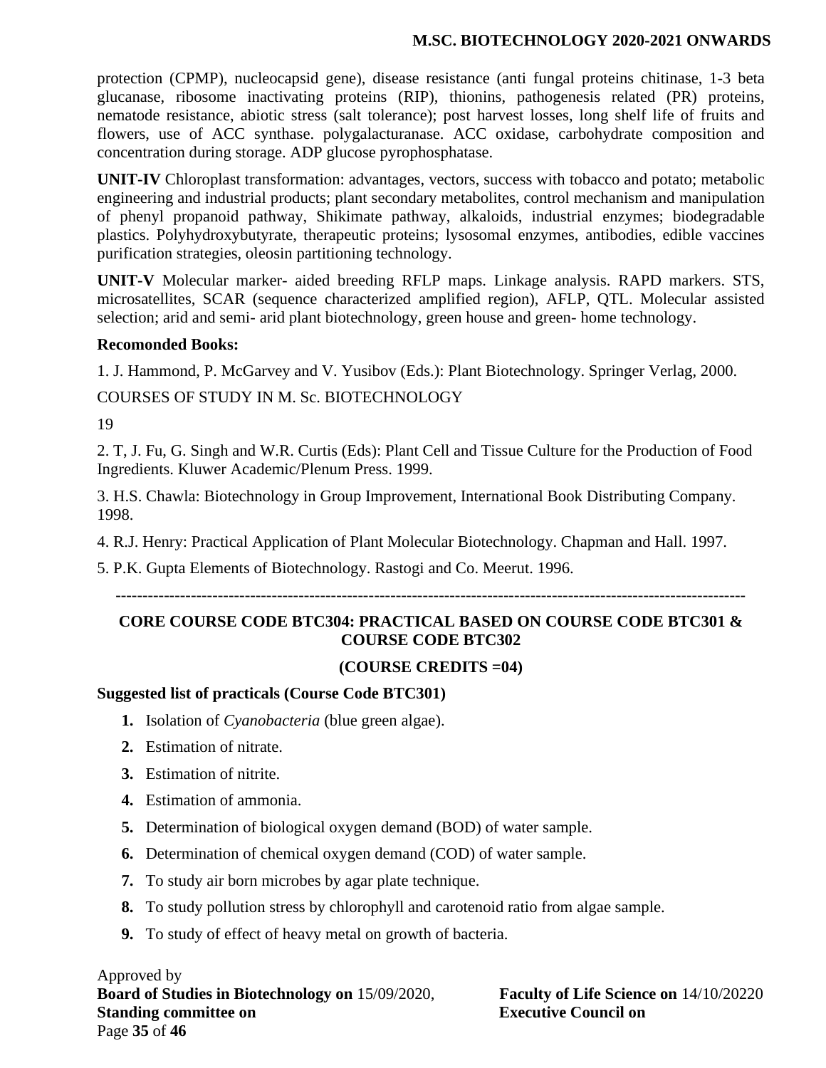protection (CPMP), nucleocapsid gene), disease resistance (anti fungal proteins chitinase, 1-3 beta glucanase, ribosome inactivating proteins (RIP), thionins, pathogenesis related (PR) proteins, nematode resistance, abiotic stress (salt tolerance); post harvest losses, long shelf life of fruits and flowers, use of ACC synthase. polygalacturanase. ACC oxidase, carbohydrate composition and concentration during storage. ADP glucose pyrophosphatase.

**UNIT-IV** Chloroplast transformation: advantages, vectors, success with tobacco and potato; metabolic engineering and industrial products; plant secondary metabolites, control mechanism and manipulation of phenyl propanoid pathway, Shikimate pathway, alkaloids, industrial enzymes; biodegradable plastics. Polyhydroxybutyrate, therapeutic proteins; lysosomal enzymes, antibodies, edible vaccines purification strategies, oleosin partitioning technology.

**UNIT-V** Molecular marker- aided breeding RFLP maps. Linkage analysis. RAPD markers. STS, microsatellites, SCAR (sequence characterized amplified region), AFLP, QTL. Molecular assisted selection; arid and semi- arid plant biotechnology, green house and green- home technology.

**Recomonded Books:**

1. J. Hammond, P. McGarvey and V. Yusibov (Eds.): Plant Biotechnology. Springer Verlag, 2000.

COURSES OF STUDY IN M. Sc. BIOTECHNOLOGY

19

2. T, J. Fu, G. Singh and W.R. Curtis (Eds): Plant Cell and Tissue Culture for the Production of Food Ingredients. Kluwer Academic/Plenum Press. 1999.

3. H.S. Chawla: Biotechnology in Group Improvement, International Book Distributing Company. 1998.

4. R.J. Henry: Practical Application of Plant Molecular Biotechnology. Chapman and Hall. 1997.

5. P.K. Gupta Elements of Biotechnology. Rastogi and Co. Meerut. 1996.

---

## CORE COURSE CODE BTC304: PRACTICAL BASED ON COURSE CODE BTC301 & COURSE CODE BTC302

### (COURSE CREDITS =04)

**Suggested list of practicals (Course Code BTC301)**

1. Isolation of *Cyanobacteria* (blue green algae).
2. Estimation of nitrate.
3. Estimation of nitrite.
4. Estimation of ammonia.
5. Determination of biological oxygen demand (BOD) of water sample.
6. Determination of chemical oxygen demand (COD) of water sample.
7. To study air born microbes by agar plate technique.
8. To study pollution stress by chlorophyll and carotenoid ratio from algae sample.
9. To study of effect of heavy metal on growth of bacteria.

Approved by
**Board of Studies in Biotechnology on** 15/09/2020, **Faculty of Life Science on** 14/10/20220
**Standing committee on** **Executive Council on**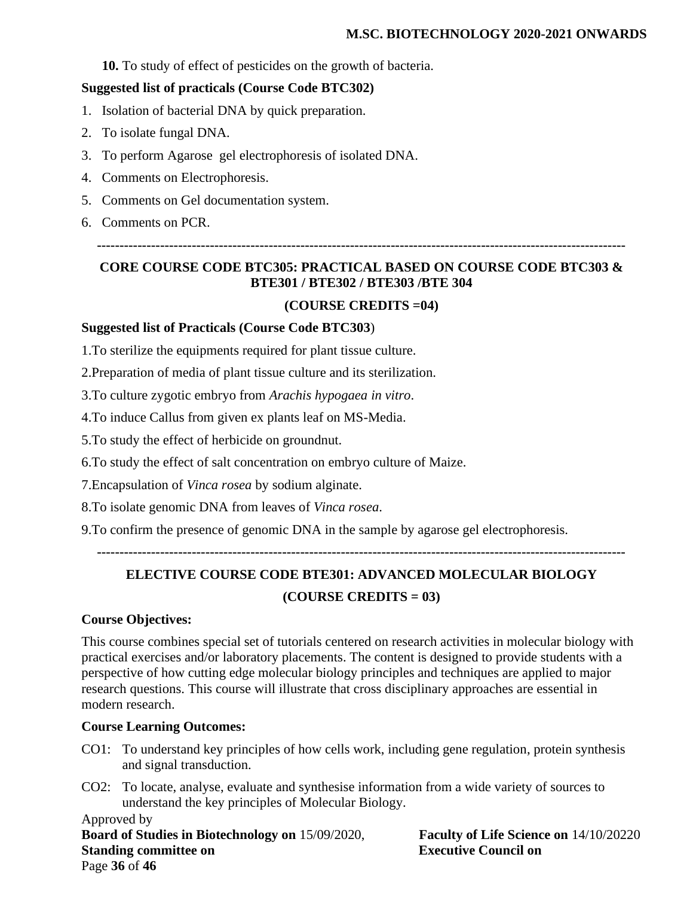**10.** To study of effect of pesticides on the growth of bacteria.

**Suggested list of practicals (Course Code BTC302)**

1. Isolation of bacterial DNA by quick preparation.
2. To isolate fungal DNA.
3. To perform Agarose gel electrophoresis of isolated DNA.
4. Comments on Electrophoresis.
5. Comments on Gel documentation system.
6. Comments on PCR.

---

## CORE COURSE CODE BTC305: PRACTICAL BASED ON COURSE CODE BTC303 & BTE301 / BTE302 / BTE303 /BTE 304

**(COURSE CREDITS =04)**

**Suggested list of Practicals (Course Code BTC303**)

1.To sterilize the equipments required for plant tissue culture.

2.Preparation of media of plant tissue culture and its sterilization.

3.To culture zygotic embryo from *Arachis hypogaea in vitro*.

4.To induce Callus from given ex plants leaf on MS-Media.

5.To study the effect of herbicide on groundnut.

6.To study the effect of salt concentration on embryo culture of Maize.

7.Encapsulation of *Vinca rosea* by sodium alginate.

8.To isolate genomic DNA from leaves of *Vinca rosea*.

9.To confirm the presence of genomic DNA in the sample by agarose gel electrophoresis.

---

## ELECTIVE COURSE CODE BTE301: ADVANCED MOLECULAR BIOLOGY

**(COURSE CREDITS = 03)**

**Course Objectives:**

This course combines special set of tutorials centered on research activities in molecular biology with practical exercises and/or laboratory placements. The content is designed to provide students with a perspective of how cutting edge molecular biology principles and techniques are applied to major research questions. This course will illustrate that cross disciplinary approaches are essential in modern research.

**Course Learning Outcomes:**

CO1: To understand key principles of how cells work, including gene regulation, protein synthesis and signal transduction.

CO2: To locate, analyse, evaluate and synthesise information from a wide variety of sources to understand the key principles of Molecular Biology.

Approved by
**Board of Studies in Biotechnology on** 15/09/2020, **Faculty of Life Science on** 14/10/20220
**Standing committee on** **Executive Council on**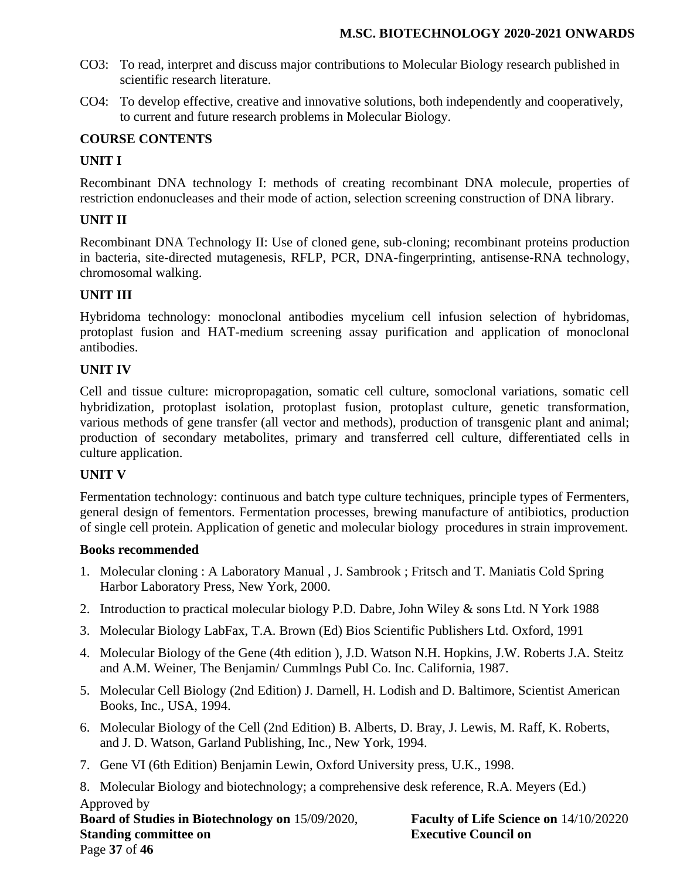CO3: To read, interpret and discuss major contributions to Molecular Biology research published in scientific research literature.

CO4: To develop effective, creative and innovative solutions, both independently and cooperatively, to current and future research problems in Molecular Biology.

## COURSE CONTENTS

### UNIT I

Recombinant DNA technology I: methods of creating recombinant DNA molecule, properties of restriction endonucleases and their mode of action, selection screening construction of DNA library.

### UNIT II

Recombinant DNA Technology II: Use of cloned gene, sub-cloning; recombinant proteins production in bacteria, site-directed mutagenesis, RFLP, PCR, DNA-fingerprinting, antisense-RNA technology, chromosomal walking.

### UNIT III

Hybridoma technology: monoclonal antibodies mycelium cell infusion selection of hybridomas, protoplast fusion and HAT-medium screening assay purification and application of monoclonal antibodies.

### UNIT IV

Cell and tissue culture: micropropagation, somatic cell culture, somoclonal variations, somatic cell hybridization, protoplast isolation, protoplast fusion, protoplast culture, genetic transformation, various methods of gene transfer (all vector and methods), production of transgenic plant and animal; production of secondary metabolites, primary and transferred cell culture, differentiated cells in culture application.

### UNIT V

Fermentation technology: continuous and batch type culture techniques, principle types of Fermenters, general design of fementors. Fermentation processes, brewing manufacture of antibiotics, production of single cell protein. Application of genetic and molecular biology procedures in strain improvement.

**Books recommended**

1. Molecular cloning : A Laboratory Manual , J. Sambrook ; Fritsch and T. Maniatis Cold Spring Harbor Laboratory Press, New York, 2000.
2. Introduction to practical molecular biology P.D. Dabre, John Wiley & sons Ltd. N York 1988
3. Molecular Biology LabFax, T.A. Brown (Ed) Bios Scientific Publishers Ltd. Oxford, 1991
4. Molecular Biology of the Gene (4th edition ), J.D. Watson N.H. Hopkins, J.W. Roberts J.A. Steitz and A.M. Weiner, The Benjamin/ Cummlngs Publ Co. Inc. California, 1987.
5. Molecular Cell Biology (2nd Edition) J. Darnell, H. Lodish and D. Baltimore, Scientist American Books, Inc., USA, 1994.
6. Molecular Biology of the Cell (2nd Edition) B. Alberts, D. Bray, J. Lewis, M. Raff, K. Roberts, and J. D. Watson, Garland Publishing, Inc., New York, 1994.
7. Gene VI (6th Edition) Benjamin Lewin, Oxford University press, U.K., 1998.
8. Molecular Biology and biotechnology; a comprehensive desk reference, R.A. Meyers (Ed.)

Approved by

**Board of Studies in Biotechnology on** 15/09/2020, **Faculty of Life Science on** 14/10/20220

**Standing committee on** **Executive Council on**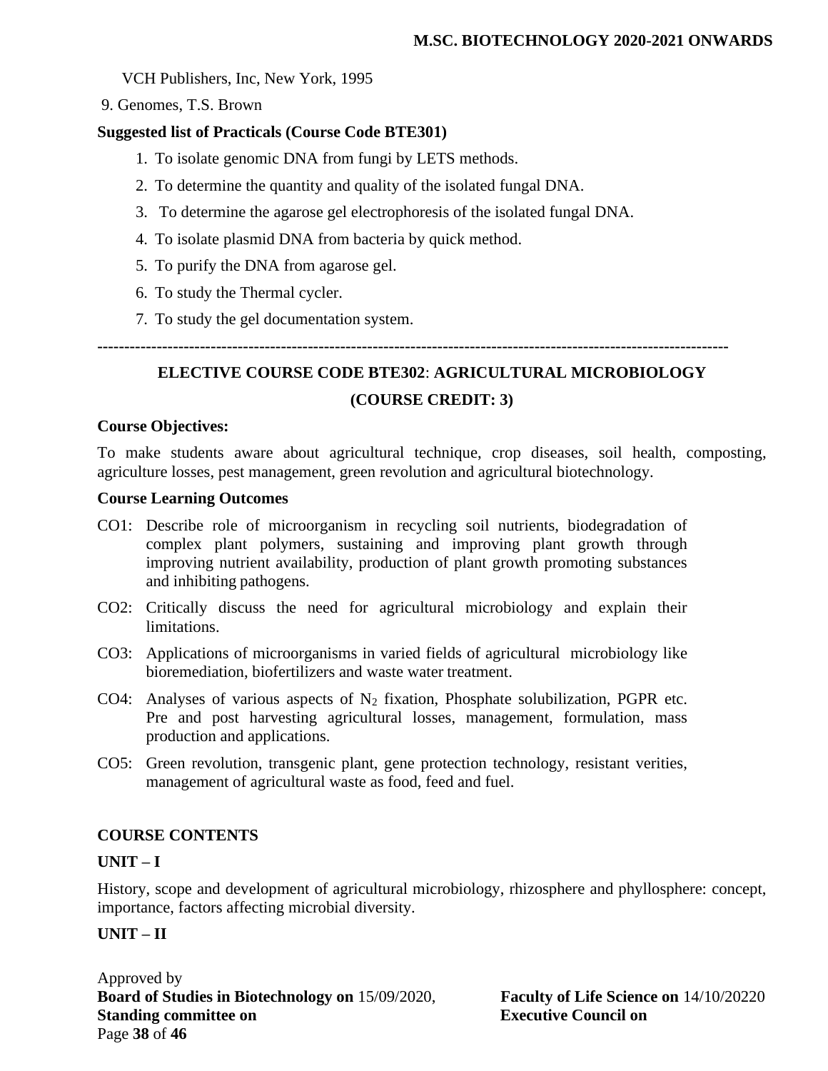VCH Publishers, Inc, New York, 1995

9. Genomes, T.S. Brown

**Suggested list of Practicals (Course Code BTE301)**

1. To isolate genomic DNA from fungi by LETS methods.
2. To determine the quantity and quality of the isolated fungal DNA.
3. To determine the agarose gel electrophoresis of the isolated fungal DNA.
4. To isolate plasmid DNA from bacteria by quick method.
5. To purify the DNA from agarose gel.
6. To study the Thermal cycler.
7. To study the gel documentation system.

---

## ELECTIVE COURSE CODE BTE302: AGRICULTURAL MICROBIOLOGY

## (COURSE CREDIT: 3)

**Course Objectives:**

To make students aware about agricultural technique, crop diseases, soil health, composting, agriculture losses, pest management, green revolution and agricultural biotechnology.

**Course Learning Outcomes**

CO1: Describe role of microorganism in recycling soil nutrients, biodegradation of complex plant polymers, sustaining and improving plant growth through improving nutrient availability, production of plant growth promoting substances and inhibiting pathogens.

CO2: Critically discuss the need for agricultural microbiology and explain their limitations.

CO3: Applications of microorganisms in varied fields of agricultural microbiology like bioremediation, biofertilizers and waste water treatment.

CO4: Analyses of various aspects of $N_2$ fixation, Phosphate solubilization, PGPR etc. Pre and post harvesting agricultural losses, management, formulation, mass production and applications.

CO5: Green revolution, transgenic plant, gene protection technology, resistant verities, management of agricultural waste as food, feed and fuel.

**COURSE CONTENTS**

**UNIT – I**

History, scope and development of agricultural microbiology, rhizosphere and phyllosphere: concept, importance, factors affecting microbial diversity.

**UNIT – II**

Approved by
**Board of Studies in Biotechnology on** 15/09/2020, **Faculty of Life Science on** 14/10/20220
**Standing committee on** **Executive Council on**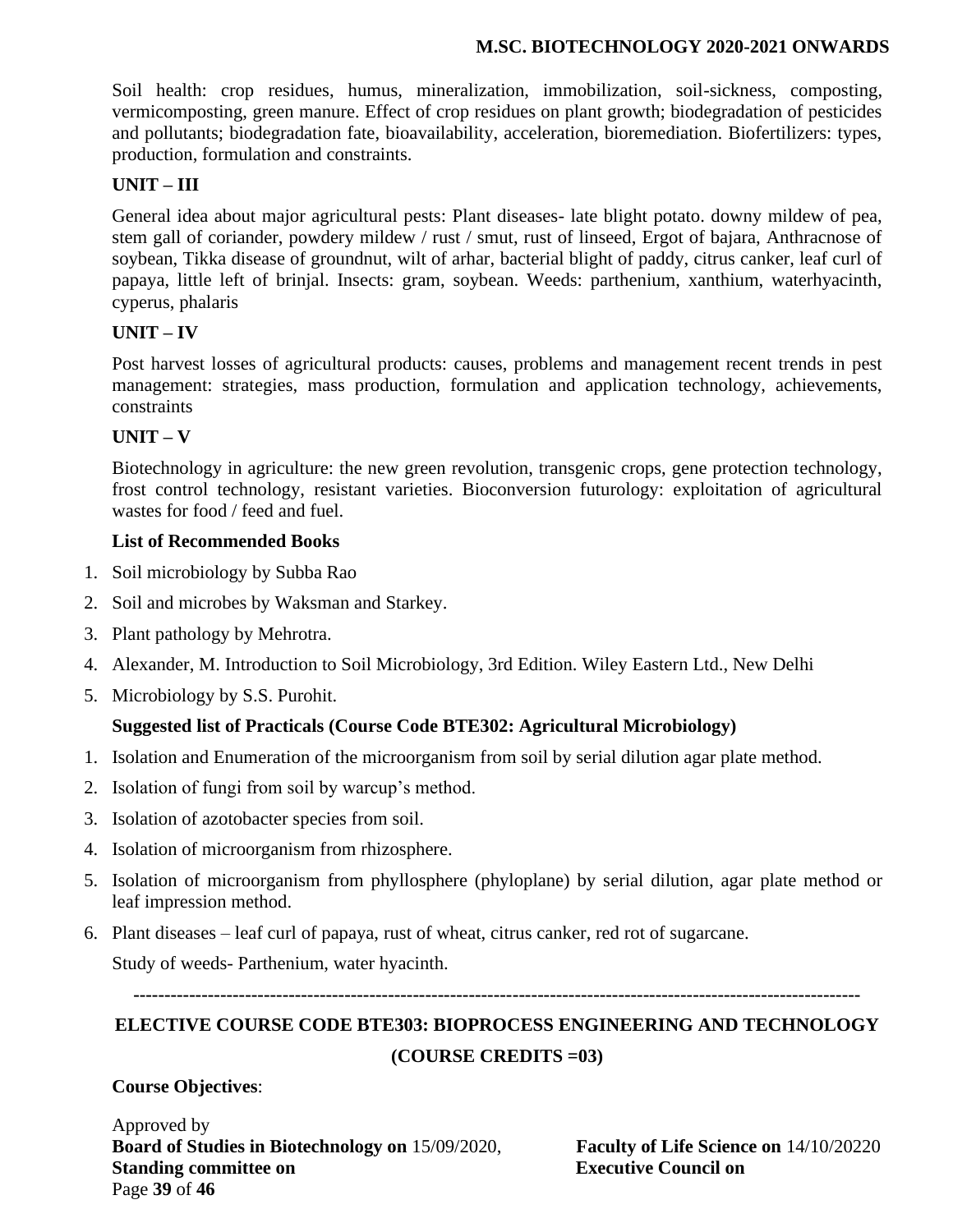Soil health: crop residues, humus, mineralization, immobilization, soil-sickness, composting, vermicomposting, green manure. Effect of crop residues on plant growth; biodegradation of pesticides and pollutants; biodegradation fate, bioavailability, acceleration, bioremediation. Biofertilizers: types, production, formulation and constraints.

### UNIT – III

General idea about major agricultural pests: Plant diseases- late blight potato. downy mildew of pea, stem gall of coriander, powdery mildew / rust / smut, rust of linseed, Ergot of bajara, Anthracnose of soybean, Tikka disease of groundnut, wilt of arhar, bacterial blight of paddy, citrus canker, leaf curl of papaya, little left of brinjal. Insects: gram, soybean. Weeds: parthenium, xanthium, waterhyacinth, cyperus, phalaris

### UNIT – IV

Post harvest losses of agricultural products: causes, problems and management recent trends in pest management: strategies, mass production, formulation and application technology, achievements, constraints

### UNIT – V

Biotechnology in agriculture: the new green revolution, transgenic crops, gene protection technology, frost control technology, resistant varieties. Bioconversion futurology: exploitation of agricultural wastes for food / feed and fuel.

**List of Recommended Books**

1. Soil microbiology by Subba Rao
2. Soil and microbes by Waksman and Starkey.
3. Plant pathology by Mehrotra.
4. Alexander, M. Introduction to Soil Microbiology, 3rd Edition. Wiley Eastern Ltd., New Delhi
5. Microbiology by S.S. Purohit.

**Suggested list of Practicals (Course Code BTE302: Agricultural Microbiology)**

1. Isolation and Enumeration of the microorganism from soil by serial dilution agar plate method.
2. Isolation of fungi from soil by warcup's method.
3. Isolation of azotobacter species from soil.
4. Isolation of microorganism from rhizosphere.
5. Isolation of microorganism from phyllosphere (phyloplane) by serial dilution, agar plate method or leaf impression method.
6. Plant diseases – leaf curl of papaya, rust of wheat, citrus canker, red rot of sugarcane.

   Study of weeds- Parthenium, water hyacinth.

---

## ELECTIVE COURSE CODE BTE303: BIOPROCESS ENGINEERING AND TECHNOLOGY

## (COURSE CREDITS =03)

**Course Objectives**:

Approved by
**Board of Studies in Biotechnology on** 15/09/2020, **Faculty of Life Science on** 14/10/20220
**Standing committee on** **Executive Council on**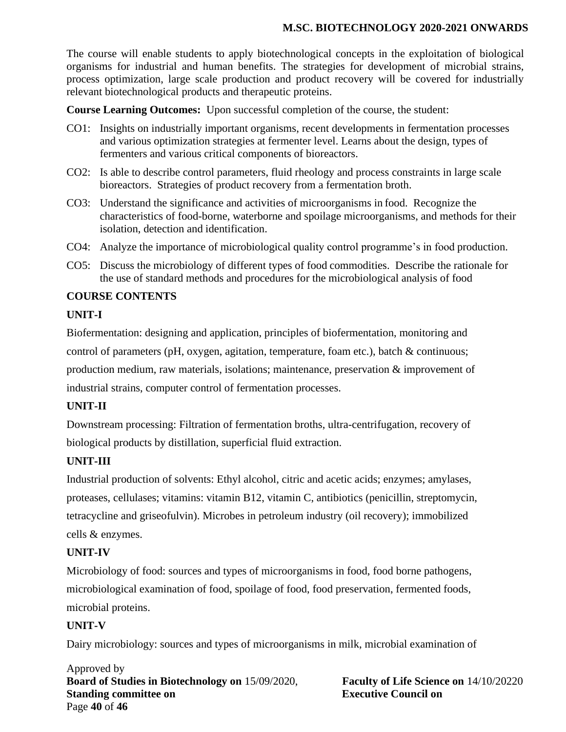The course will enable students to apply biotechnological concepts in the exploitation of biological organisms for industrial and human benefits. The strategies for development of microbial strains, process optimization, large scale production and product recovery will be covered for industrially relevant biotechnological products and therapeutic proteins.

**Course Learning Outcomes:** Upon successful completion of the course, the student:

- CO1: Insights on industrially important organisms, recent developments in fermentation processes and various optimization strategies at fermenter level. Learns about the design, types of fermenters and various critical components of bioreactors.
- CO2: Is able to describe control parameters, fluid rheology and process constraints in large scale bioreactors. Strategies of product recovery from a fermentation broth.
- CO3: Understand the significance and activities of microorganisms in food. Recognize the characteristics of food-borne, waterborne and spoilage microorganisms, and methods for their isolation, detection and identification.
- CO4: Analyze the importance of microbiological quality control programme's in food production.
- CO5: Discuss the microbiology of different types of food commodities. Describe the rationale for the use of standard methods and procedures for the microbiological analysis of food

**COURSE CONTENTS**

**UNIT-I**

Biofermentation: designing and application, principles of biofermentation, monitoring and control of parameters (pH, oxygen, agitation, temperature, foam etc.), batch & continuous; production medium, raw materials, isolations; maintenance, preservation & improvement of industrial strains, computer control of fermentation processes.

**UNIT-II**

Downstream processing: Filtration of fermentation broths, ultra-centrifugation, recovery of biological products by distillation, superficial fluid extraction.

**UNIT-III**

Industrial production of solvents: Ethyl alcohol, citric and acetic acids; enzymes; amylases, proteases, cellulases; vitamins: vitamin B12, vitamin C, antibiotics (penicillin, streptomycin, tetracycline and griseofulvin). Microbes in petroleum industry (oil recovery); immobilized cells & enzymes.

**UNIT-IV**

Microbiology of food: sources and types of microorganisms in food, food borne pathogens, microbiological examination of food, spoilage of food, food preservation, fermented foods, microbial proteins.

**UNIT-V**

Dairy microbiology: sources and types of microorganisms in milk, microbial examination of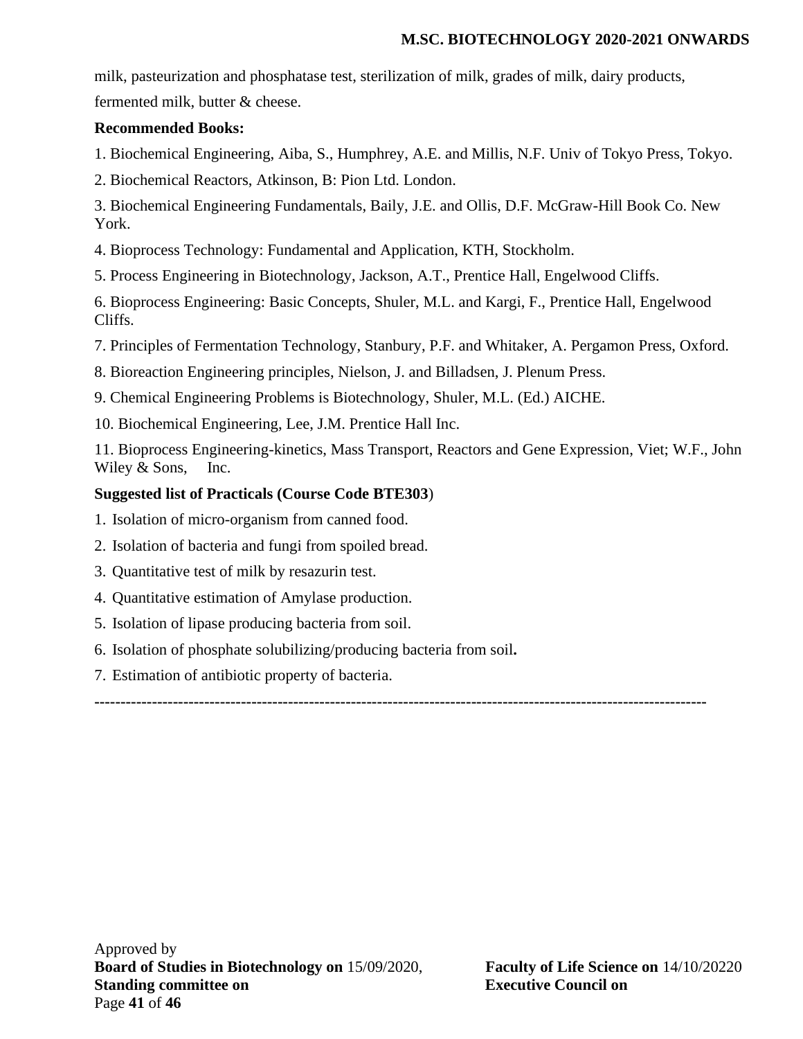milk, pasteurization and phosphatase test, sterilization of milk, grades of milk, dairy products, fermented milk, butter & cheese.

**Recommended Books:**

1. Biochemical Engineering, Aiba, S., Humphrey, A.E. and Millis, N.F. Univ of Tokyo Press, Tokyo.
2. Biochemical Reactors, Atkinson, B: Pion Ltd. London.
3. Biochemical Engineering Fundamentals, Baily, J.E. and Ollis, D.F. McGraw-Hill Book Co. New York.
4. Bioprocess Technology: Fundamental and Application, KTH, Stockholm.
5. Process Engineering in Biotechnology, Jackson, A.T., Prentice Hall, Engelwood Cliffs.
6. Bioprocess Engineering: Basic Concepts, Shuler, M.L. and Kargi, F., Prentice Hall, Engelwood Cliffs.
7. Principles of Fermentation Technology, Stanbury, P.F. and Whitaker, A. Pergamon Press, Oxford.
8. Bioreaction Engineering principles, Nielson, J. and Billadsen, J. Plenum Press.
9. Chemical Engineering Problems is Biotechnology, Shuler, M.L. (Ed.) AICHE.
10. Biochemical Engineering, Lee, J.M. Prentice Hall Inc.
11. Bioprocess Engineering-kinetics, Mass Transport, Reactors and Gene Expression, Viet; W.F., John Wiley & Sons, Inc.

**Suggested list of Practicals (Course Code BTE303**)

1. Isolation of micro-organism from canned food.
2. Isolation of bacteria and fungi from spoiled bread.
3. Quantitative test of milk by resazurin test.
4. Quantitative estimation of Amylase production.
5. Isolation of lipase producing bacteria from soil.
6. Isolation of phosphate solubilizing/producing bacteria from soil**.**
7. Estimation of antibiotic property of bacteria.

---

Approved by
**Board of Studies in Biotechnology on** 15/09/2020, **Faculty of Life Science on** 14/10/20220
**Standing committee on** **Executive Council on**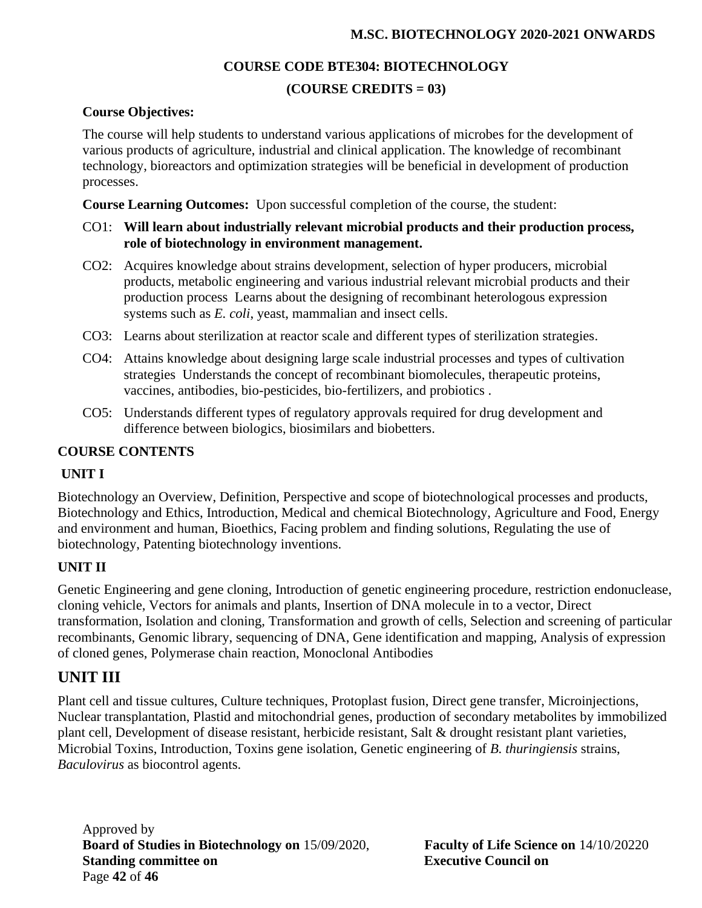**M.SC. BIOTECHNOLOGY 2020-2021 ONWARDS**

## COURSE CODE BTE304: BIOTECHNOLOGY

**(COURSE CREDITS = 03)**

**Course Objectives:**

The course will help students to understand various applications of microbes for the development of various products of agriculture, industrial and clinical application. The knowledge of recombinant technology, bioreactors and optimization strategies will be beneficial in development of production processes.

**Course Learning Outcomes:** Upon successful completion of the course, the student:

- CO1: **Will learn about industrially relevant microbial products and their production process, role of biotechnology in environment management.**
- CO2: Acquires knowledge about strains development, selection of hyper producers, microbial products, metabolic engineering and various industrial relevant microbial products and their production process Learns about the designing of recombinant heterologous expression systems such as *E. coli*, yeast, mammalian and insect cells.
- CO3: Learns about sterilization at reactor scale and different types of sterilization strategies.
- CO4: Attains knowledge about designing large scale industrial processes and types of cultivation strategies Understands the concept of recombinant biomolecules, therapeutic proteins, vaccines, antibodies, bio-pesticides, bio-fertilizers, and probiotics .
- CO5: Understands different types of regulatory approvals required for drug development and difference between biologics, biosimilars and biobetters.

### COURSE CONTENTS

### UNIT I

Biotechnology an Overview, Definition, Perspective and scope of biotechnological processes and products, Biotechnology and Ethics, Introduction, Medical and chemical Biotechnology, Agriculture and Food, Energy and environment and human, Bioethics, Facing problem and finding solutions, Regulating the use of biotechnology, Patenting biotechnology inventions.

### UNIT II

Genetic Engineering and gene cloning, Introduction of genetic engineering procedure, restriction endonuclease, cloning vehicle, Vectors for animals and plants, Insertion of DNA molecule in to a vector, Direct transformation, Isolation and cloning, Transformation and growth of cells, Selection and screening of particular recombinants, Genomic library, sequencing of DNA, Gene identification and mapping, Analysis of expression of cloned genes, Polymerase chain reaction, Monoclonal Antibodies

## UNIT III

Plant cell and tissue cultures, Culture techniques, Protoplast fusion, Direct gene transfer, Microinjections, Nuclear transplantation, Plastid and mitochondrial genes, production of secondary metabolites by immobilized plant cell, Development of disease resistant, herbicide resistant, Salt & drought resistant plant varieties, Microbial Toxins, Introduction, Toxins gene isolation, Genetic engineering of *B. thuringiensis* strains, *Baculovirus* as biocontrol agents.

Approved by
**Board of Studies in Biotechnology on** 15/09/2020, **Faculty of Life Science on** 14/10/20220
**Standing committee on** **Executive Council on**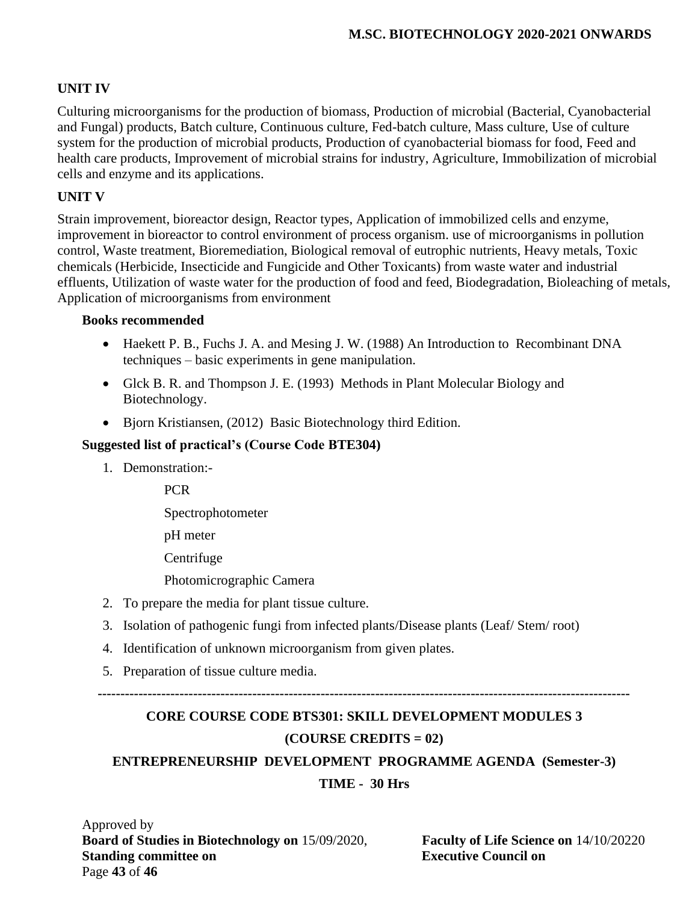### UNIT IV

Culturing microorganisms for the production of biomass, Production of microbial (Bacterial, Cyanobacterial and Fungal) products, Batch culture, Continuous culture, Fed-batch culture, Mass culture, Use of culture system for the production of microbial products, Production of cyanobacterial biomass for food, Feed and health care products, Improvement of microbial strains for industry, Agriculture, Immobilization of microbial cells and enzyme and its applications.

### UNIT V

Strain improvement, bioreactor design, Reactor types, Application of immobilized cells and enzyme, improvement in bioreactor to control environment of process organism. use of microorganisms in pollution control, Waste treatment, Bioremediation, Biological removal of eutrophic nutrients, Heavy metals, Toxic chemicals (Herbicide, Insecticide and Fungicide and Other Toxicants) from waste water and industrial effluents, Utilization of waste water for the production of food and feed, Biodegradation, Bioleaching of metals, Application of microorganisms from environment

**Books recommended**

- Haekett P. B., Fuchs J. A. and Mesing J. W. (1988) An Introduction to Recombinant DNA techniques – basic experiments in gene manipulation.
- Glck B. R. and Thompson J. E. (1993) Methods in Plant Molecular Biology and Biotechnology.
- Bjorn Kristiansen, (2012) Basic Biotechnology third Edition.

**Suggested list of practical's (Course Code BTE304)**

1. Demonstration:-
   - PCR
   - Spectrophotometer
   - pH meter
   - Centrifuge
   - Photomicrographic Camera
2. To prepare the media for plant tissue culture.
3. Isolation of pathogenic fungi from infected plants/Disease plants (Leaf/ Stem/ root)
4. Identification of unknown microorganism from given plates.
5. Preparation of tissue culture media.

---

## CORE COURSE CODE BTS301: SKILL DEVELOPMENT MODULES 3

## (COURSE CREDITS = 02)

### ENTREPRENEURSHIP DEVELOPMENT PROGRAMME AGENDA (Semester-3)

### TIME - 30 Hrs

Approved by
**Board of Studies in Biotechnology on** 15/09/2020, **Faculty of Life Science on** 14/10/20220
**Standing committee on** **Executive Council on**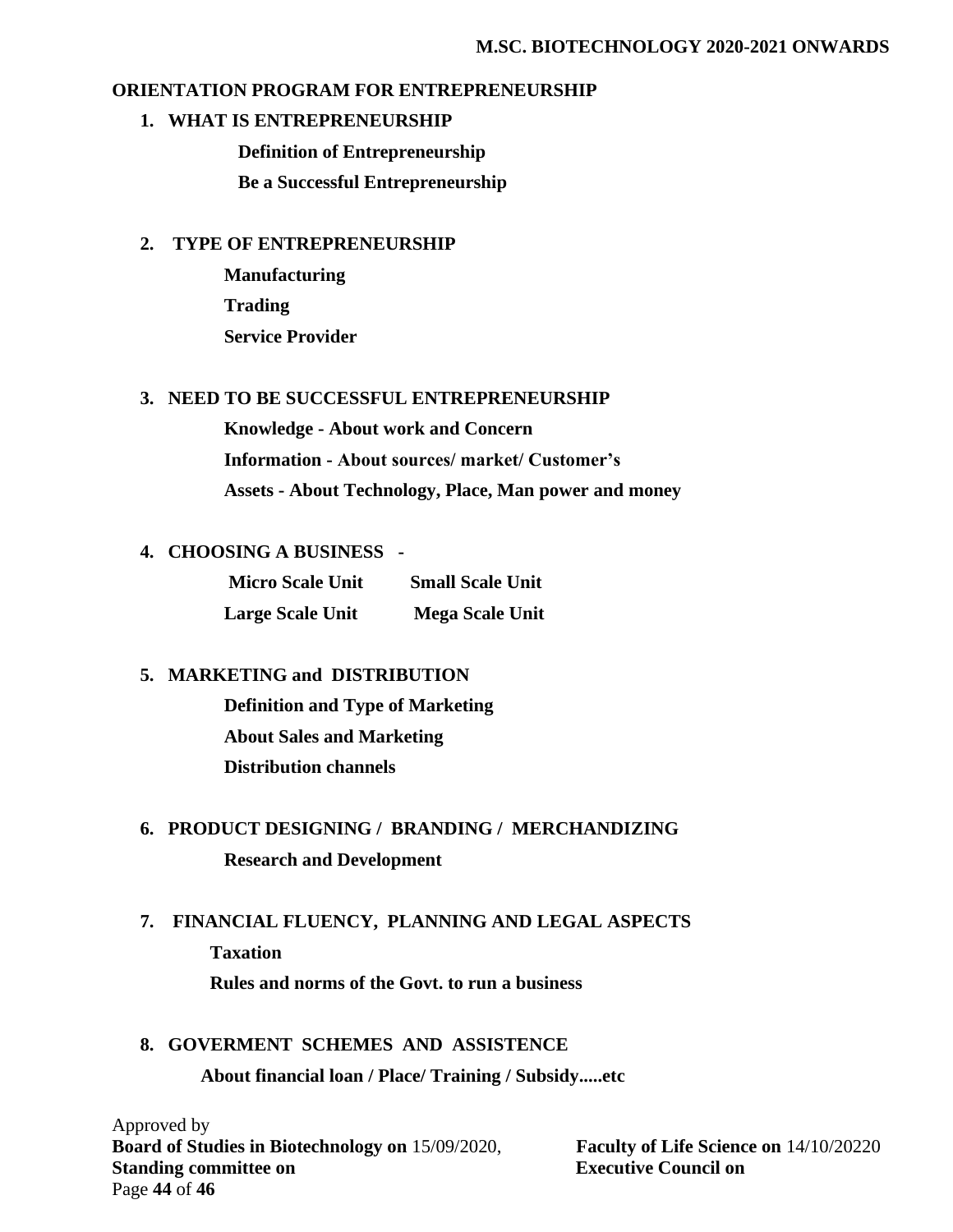## ORIENTATION PROGRAM FOR ENTREPRENEURSHIP

1. **WHAT IS ENTREPRENEURSHIP**

   **Definition of Entrepreneurship**

   **Be a Successful Entrepreneurship**

2. **TYPE OF ENTREPRENEURSHIP**

   **Manufacturing**

   **Trading**

   **Service Provider**

3. **NEED TO BE SUCCESSFUL ENTREPRENEURSHIP**

   **Knowledge - About work and Concern**

   **Information - About sources/ market/ Customer's**

   **Assets - About Technology, Place, Man power and money**

4. **CHOOSING A BUSINESS -**

   **Micro Scale Unit** **Small Scale Unit**

   **Large Scale Unit** **Mega Scale Unit**

5. **MARKETING and DISTRIBUTION**

   **Definition and Type of Marketing**

   **About Sales and Marketing**

   **Distribution channels**

6. **PRODUCT DESIGNING / BRANDING / MERCHANDIZING**

   **Research and Development**

7. **FINANCIAL FLUENCY, PLANNING AND LEGAL ASPECTS**

   **Taxation**

   **Rules and norms of the Govt. to run a business**

8. **GOVERMENT SCHEMES AND ASSISTENCE**

   **About financial loan / Place/ Training / Subsidy.....etc**

Approved by
**Board of Studies in Biotechnology on** 15/09/2020, **Faculty of Life Science on** 14/10/20220
**Standing committee on** **Executive Council on**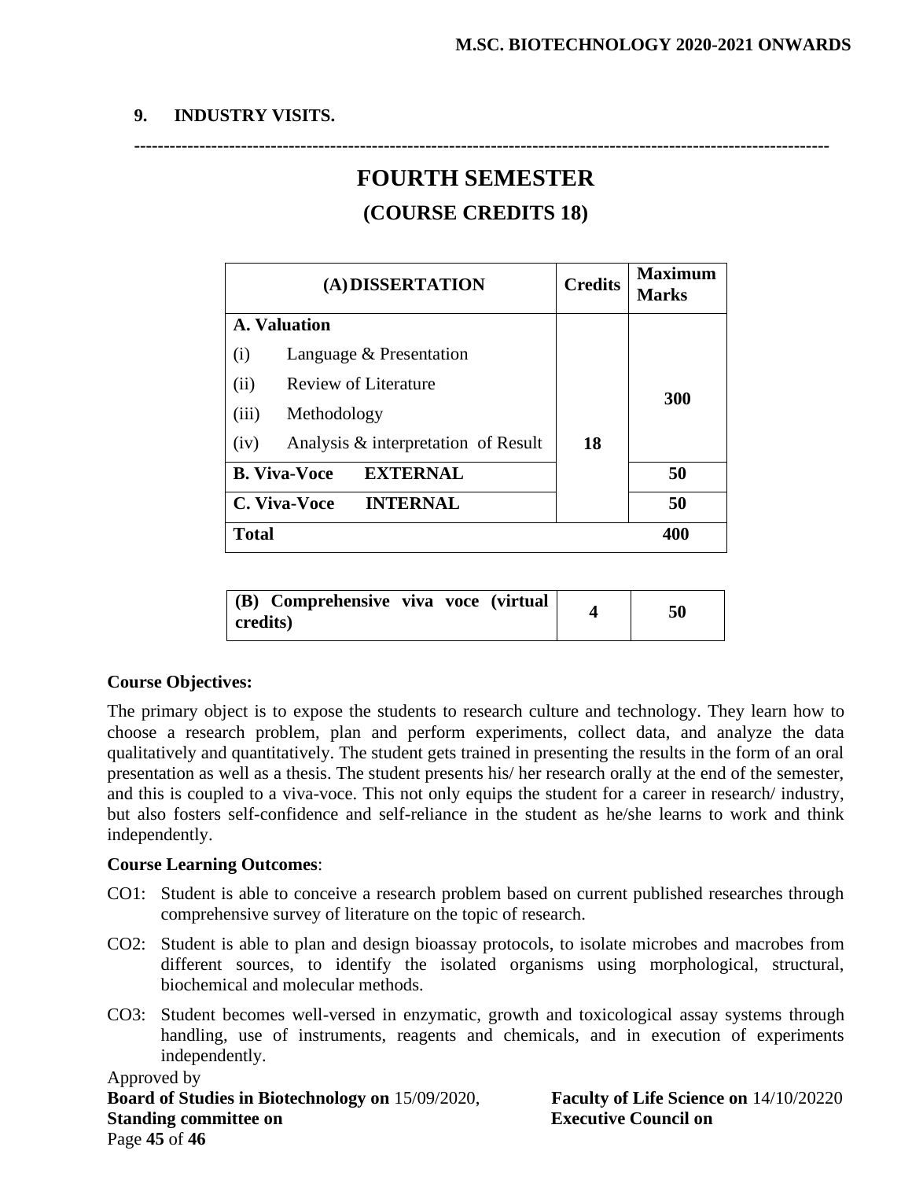**9. INDUSTRY VISITS.**

---

# FOURTH SEMESTER

## (COURSE CREDITS 18)

| (A) DISSERTATION | Credits | Maximum Marks |
|---|---|---|
| **A. Valuation**<br>(i) Language & Presentation<br>(ii) Review of Literature<br>(iii) Methodology<br>(iv) Analysis & interpretation of Result | 18 | 300 |
| **B. Viva-Voce EXTERNAL** | | 50 |
| **C. Viva-Voce INTERNAL** | | 50 |
| **Total** | | 400 |

| (B) Comprehensive viva voce (virtual credits) | 4 | 50 |
|---|---|---|

**Course Objectives:**

The primary object is to expose the students to research culture and technology. They learn how to choose a research problem, plan and perform experiments, collect data, and analyze the data qualitatively and quantitatively. The student gets trained in presenting the results in the form of an oral presentation as well as a thesis. The student presents his/ her research orally at the end of the semester, and this is coupled to a viva-voce. This not only equips the student for a career in research/ industry, but also fosters self-confidence and self-reliance in the student as he/she learns to work and think independently.

**Course Learning Outcomes**:

- CO1: Student is able to conceive a research problem based on current published researches through comprehensive survey of literature on the topic of research.
- CO2: Student is able to plan and design bioassay protocols, to isolate microbes and macrobes from different sources, to identify the isolated organisms using morphological, structural, biochemical and molecular methods.
- CO3: Student becomes well-versed in enzymatic, growth and toxicological assay systems through handling, use of instruments, reagents and chemicals, and in execution of experiments independently.

Approved by
**Board of Studies in Biotechnology on** 15/09/2020, **Faculty of Life Science on** 14/10/20220
**Standing committee on** **Executive Council on**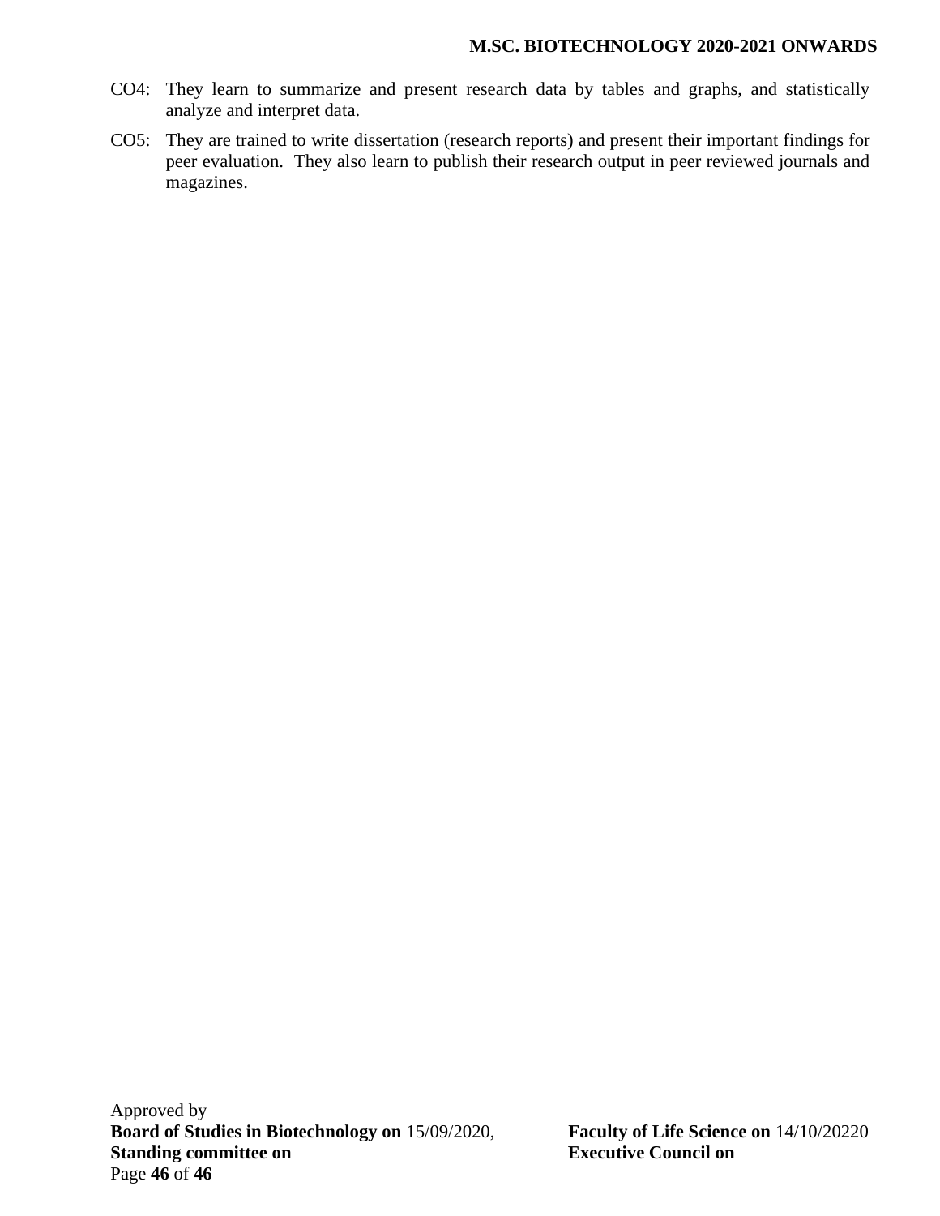CO4: They learn to summarize and present research data by tables and graphs, and statistically analyze and interpret data.

CO5: They are trained to write dissertation (research reports) and present their important findings for peer evaluation. They also learn to publish their research output in peer reviewed journals and magazines.